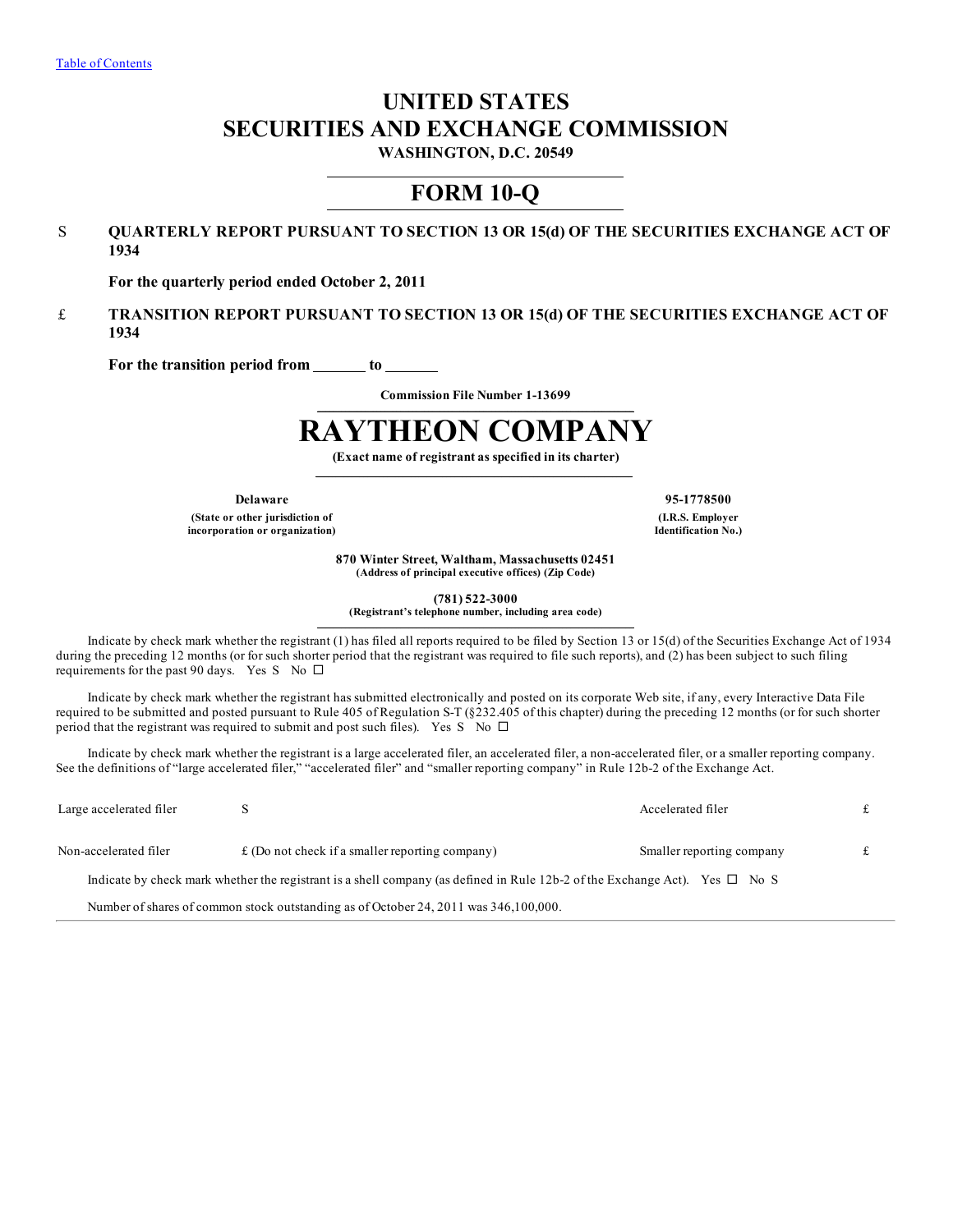Table of Contents

# UNITED STATES
# SECURITIES AND EXCHANGE COMMISSION

**WASHINGTON, D.C. 20549**

## FORM 10-Q

S **QUARTERLY REPORT PURSUANT TO SECTION 13 OR 15(d) OF THE SECURITIES EXCHANGE ACT OF 1934**

**For the quarterly period ended October 2, 2011**

£ **TRANSITION REPORT PURSUANT TO SECTION 13 OR 15(d) OF THE SECURITIES EXCHANGE ACT OF 1934**

**For the transition period from _______ to _______**

**Commission File Number 1-13699**

# RAYTHEON COMPANY

**(Exact name of registrant as specified in its charter)**

| **Delaware** | **95-1778500** |
|---|---|
| **(State or other jurisdiction of incorporation or organization)** | **(I.R.S. Employer Identification No.)** |

**870 Winter Street, Waltham, Massachusetts 02451**
**(Address of principal executive offices) (Zip Code)**

**(781) 522-3000**
**(Registrant's telephone number, including area code)**

Indicate by check mark whether the registrant (1) has filed all reports required to be filed by Section 13 or 15(d) of the Securities Exchange Act of 1934 during the preceding 12 months (or for such shorter period that the registrant was required to file such reports), and (2) has been subject to such filing requirements for the past 90 days. Yes S No ☐

Indicate by check mark whether the registrant has submitted electronically and posted on its corporate Web site, if any, every Interactive Data File required to be submitted and posted pursuant to Rule 405 of Regulation S-T (§232.405 of this chapter) during the preceding 12 months (or for such shorter period that the registrant was required to submit and post such files). Yes S No ☐

Indicate by check mark whether the registrant is a large accelerated filer, an accelerated filer, a non-accelerated filer, or a smaller reporting company. See the definitions of "large accelerated filer," "accelerated filer" and "smaller reporting company" in Rule 12b-2 of the Exchange Act.

| | | | |
|---|---|---|---|
| Large accelerated filer | S | Accelerated filer | £ |
| Non-accelerated filer | £ (Do not check if a smaller reporting company) | Smaller reporting company | £ |

Indicate by check mark whether the registrant is a shell company (as defined in Rule 12b-2 of the Exchange Act). Yes ☐ No S

Number of shares of common stock outstanding as of October 24, 2011 was 346,100,000.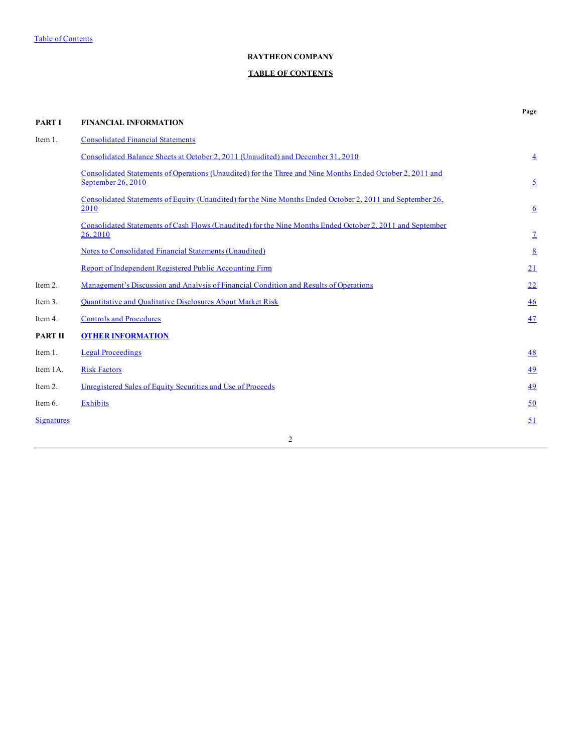**RAYTHEON COMPANY**

**TABLE OF CONTENTS**

| | | Page |
|---|---|---|
| **PART I** | **FINANCIAL INFORMATION** | |
| Item 1. | Consolidated Financial Statements | |
| | Consolidated Balance Sheets at October 2, 2011 (Unaudited) and December 31, 2010 | 4 |
| | Consolidated Statements of Operations (Unaudited) for the Three and Nine Months Ended October 2, 2011 and September 26, 2010 | 5 |
| | Consolidated Statements of Equity (Unaudited) for the Nine Months Ended October 2, 2011 and September 26, 2010 | 6 |
| | Consolidated Statements of Cash Flows (Unaudited) for the Nine Months Ended October 2, 2011 and September 26, 2010 | 7 |
| | Notes to Consolidated Financial Statements (Unaudited) | 8 |
| | Report of Independent Registered Public Accounting Firm | 21 |
| Item 2. | Management's Discussion and Analysis of Financial Condition and Results of Operations | 22 |
| Item 3. | Quantitative and Qualitative Disclosures About Market Risk | 46 |
| Item 4. | Controls and Procedures | 47 |
| **PART II** | **OTHER INFORMATION** | |
| Item 1. | Legal Proceedings | 48 |
| Item 1A. | Risk Factors | 49 |
| Item 2. | Unregistered Sales of Equity Securities and Use of Proceeds | 49 |
| Item 6. | Exhibits | 50 |
| Signatures | | 51 |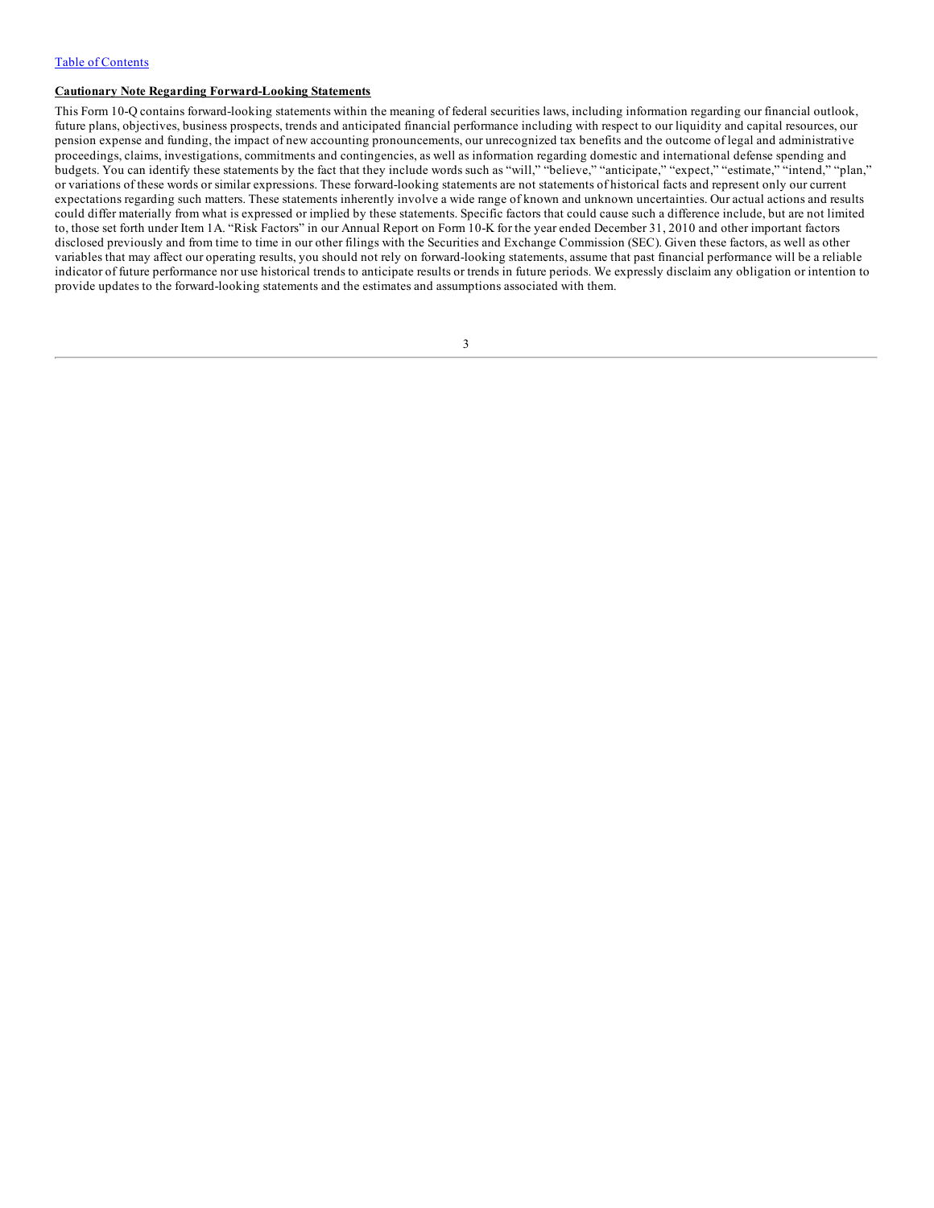[Table of Contents](#)

**Cautionary Note Regarding Forward-Looking Statements**

This Form 10-Q contains forward-looking statements within the meaning of federal securities laws, including information regarding our financial outlook, future plans, objectives, business prospects, trends and anticipated financial performance including with respect to our liquidity and capital resources, our pension expense and funding, the impact of new accounting pronouncements, our unrecognized tax benefits and the outcome of legal and administrative proceedings, claims, investigations, commitments and contingencies, as well as information regarding domestic and international defense spending and budgets. You can identify these statements by the fact that they include words such as "will," "believe," "anticipate," "expect," "estimate," "intend," "plan," or variations of these words or similar expressions. These forward-looking statements are not statements of historical facts and represent only our current expectations regarding such matters. These statements inherently involve a wide range of known and unknown uncertainties. Our actual actions and results could differ materially from what is expressed or implied by these statements. Specific factors that could cause such a difference include, but are not limited to, those set forth under Item 1A. "Risk Factors" in our Annual Report on Form 10-K for the year ended December 31, 2010 and other important factors disclosed previously and from time to time in our other filings with the Securities and Exchange Commission (SEC). Given these factors, as well as other variables that may affect our operating results, you should not rely on forward-looking statements, assume that past financial performance will be a reliable indicator of future performance nor use historical trends to anticipate results or trends in future periods. We expressly disclaim any obligation or intention to provide updates to the forward-looking statements and the estimates and assumptions associated with them.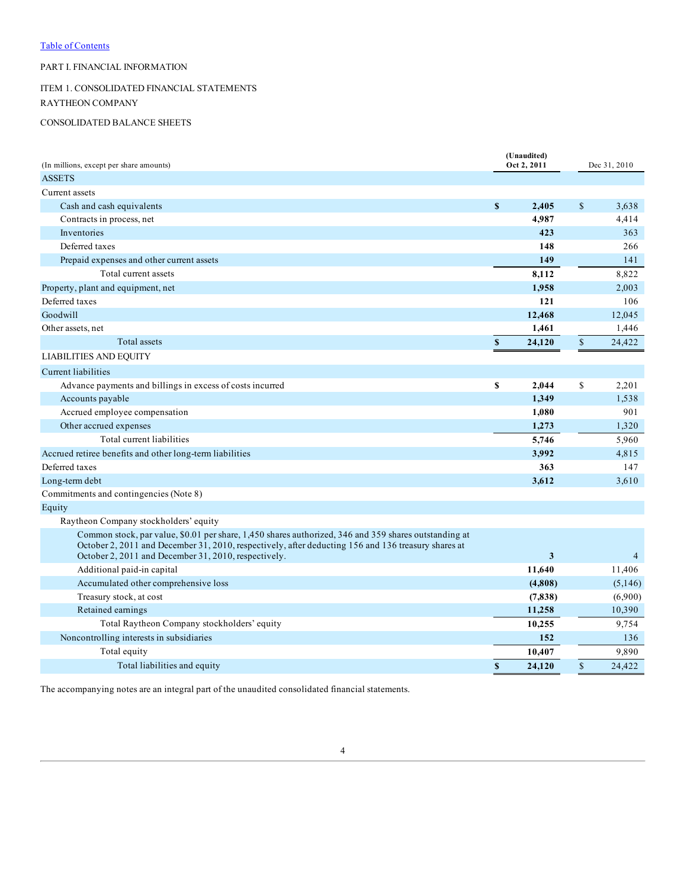[Table of Contents](#)

PART I. FINANCIAL INFORMATION

ITEM 1. CONSOLIDATED FINANCIAL STATEMENTS

RAYTHEON COMPANY

CONSOLIDATED BALANCE SHEETS

| (In millions, except per share amounts) | (Unaudited) Oct 2, 2011 | Dec 31, 2010 |
|---|---|---|
| ASSETS | | |
| Current assets | | |
| Cash and cash equivalents | **$ 2,405** | $ 3,638 |
| Contracts in process, net | **4,987** | 4,414 |
| Inventories | **423** | 363 |
| Deferred taxes | **148** | 266 |
| Prepaid expenses and other current assets | **149** | 141 |
| Total current assets | **8,112** | 8,822 |
| Property, plant and equipment, net | **1,958** | 2,003 |
| Deferred taxes | **121** | 106 |
| Goodwill | **12,468** | 12,045 |
| Other assets, net | **1,461** | 1,446 |
| Total assets | **$ 24,120** | $ 24,422 |
| LIABILITIES AND EQUITY | | |
| Current liabilities | | |
| Advance payments and billings in excess of costs incurred | **$ 2,044** | $ 2,201 |
| Accounts payable | **1,349** | 1,538 |
| Accrued employee compensation | **1,080** | 901 |
| Other accrued expenses | **1,273** | 1,320 |
| Total current liabilities | **5,746** | 5,960 |
| Accrued retiree benefits and other long-term liabilities | **3,992** | 4,815 |
| Deferred taxes | **363** | 147 |
| Long-term debt | **3,612** | 3,610 |
| Commitments and contingencies (Note 8) | | |
| Equity | | |
| Raytheon Company stockholders' equity | | |
| Common stock, par value, $0.01 per share, 1,450 shares authorized, 346 and 359 shares outstanding at October 2, 2011 and December 31, 2010, respectively, after deducting 156 and 136 treasury shares at October 2, 2011 and December 31, 2010, respectively. | **3** | 4 |
| Additional paid-in capital | **11,640** | 11,406 |
| Accumulated other comprehensive loss | **(4,808)** | (5,146) |
| Treasury stock, at cost | **(7,838)** | (6,900) |
| Retained earnings | **11,258** | 10,390 |
| Total Raytheon Company stockholders' equity | **10,255** | 9,754 |
| Noncontrolling interests in subsidiaries | **152** | 136 |
| Total equity | **10,407** | 9,890 |
| Total liabilities and equity | **$ 24,120** | $ 24,422 |

The accompanying notes are an integral part of the unaudited consolidated financial statements.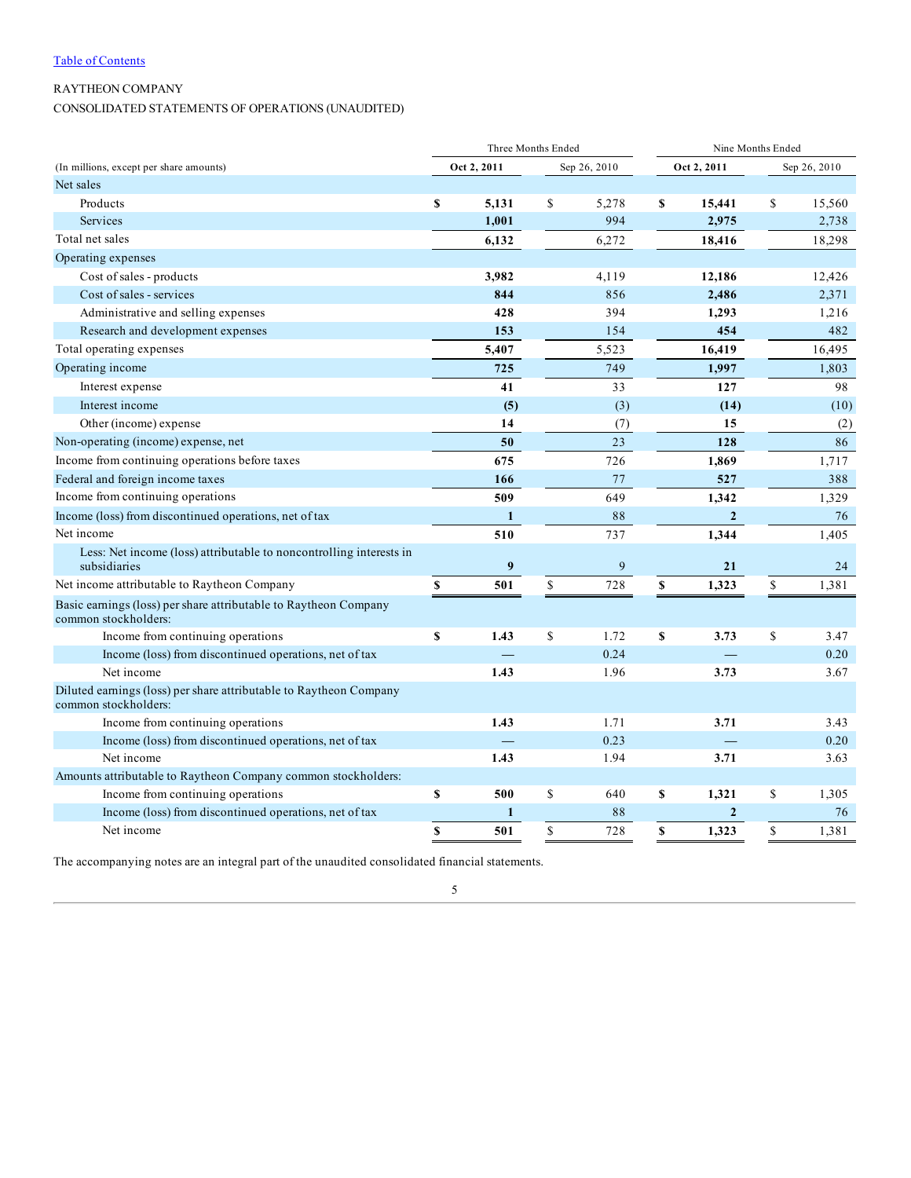[Table of Contents]

RAYTHEON COMPANY

CONSOLIDATED STATEMENTS OF OPERATIONS (UNAUDITED)

| (In millions, except per share amounts) | Three Months Ended | | Nine Months Ended | |
|---|---|---|---|---|
| | **Oct 2, 2011** | Sep 26, 2010 | **Oct 2, 2011** | Sep 26, 2010 |
| Net sales | | | | |
| Products | **$ 5,131** | $ 5,278 | **$ 15,441** | $ 15,560 |
| Services | **1,001** | 994 | **2,975** | 2,738 |
| Total net sales | **6,132** | 6,272 | **18,416** | 18,298 |
| Operating expenses | | | | |
| Cost of sales - products | **3,982** | 4,119 | **12,186** | 12,426 |
| Cost of sales - services | **844** | 856 | **2,486** | 2,371 |
| Administrative and selling expenses | **428** | 394 | **1,293** | 1,216 |
| Research and development expenses | **153** | 154 | **454** | 482 |
| Total operating expenses | **5,407** | 5,523 | **16,419** | 16,495 |
| Operating income | **725** | 749 | **1,997** | 1,803 |
| Interest expense | **41** | 33 | **127** | 98 |
| Interest income | **(5)** | (3) | **(14)** | (10) |
| Other (income) expense | **14** | (7) | **15** | (2) |
| Non-operating (income) expense, net | **50** | 23 | **128** | 86 |
| Income from continuing operations before taxes | **675** | 726 | **1,869** | 1,717 |
| Federal and foreign income taxes | **166** | 77 | **527** | 388 |
| Income from continuing operations | **509** | 649 | **1,342** | 1,329 |
| Income (loss) from discontinued operations, net of tax | **1** | 88 | **2** | 76 |
| Net income | **510** | 737 | **1,344** | 1,405 |
| Less: Net income (loss) attributable to noncontrolling interests in subsidiaries | **9** | 9 | **21** | 24 |
| Net income attributable to Raytheon Company | **$ 501** | $ 728 | **$ 1,323** | $ 1,381 |
| Basic earnings (loss) per share attributable to Raytheon Company common stockholders: | | | | |
| Income from continuing operations | **$ 1.43** | $ 1.72 | **$ 3.73** | $ 3.47 |
| Income (loss) from discontinued operations, net of tax | **—** | 0.24 | **—** | 0.20 |
| Net income | **1.43** | 1.96 | **3.73** | 3.67 |
| Diluted earnings (loss) per share attributable to Raytheon Company common stockholders: | | | | |
| Income from continuing operations | **1.43** | 1.71 | **3.71** | 3.43 |
| Income (loss) from discontinued operations, net of tax | **—** | 0.23 | **—** | 0.20 |
| Net income | **1.43** | 1.94 | **3.71** | 3.63 |
| Amounts attributable to Raytheon Company common stockholders: | | | | |
| Income from continuing operations | **$ 500** | $ 640 | **$ 1,321** | $ 1,305 |
| Income (loss) from discontinued operations, net of tax | **1** | 88 | **2** | 76 |
| Net income | **$ 501** | $ 728 | **$ 1,323** | $ 1,381 |

The accompanying notes are an integral part of the unaudited consolidated financial statements.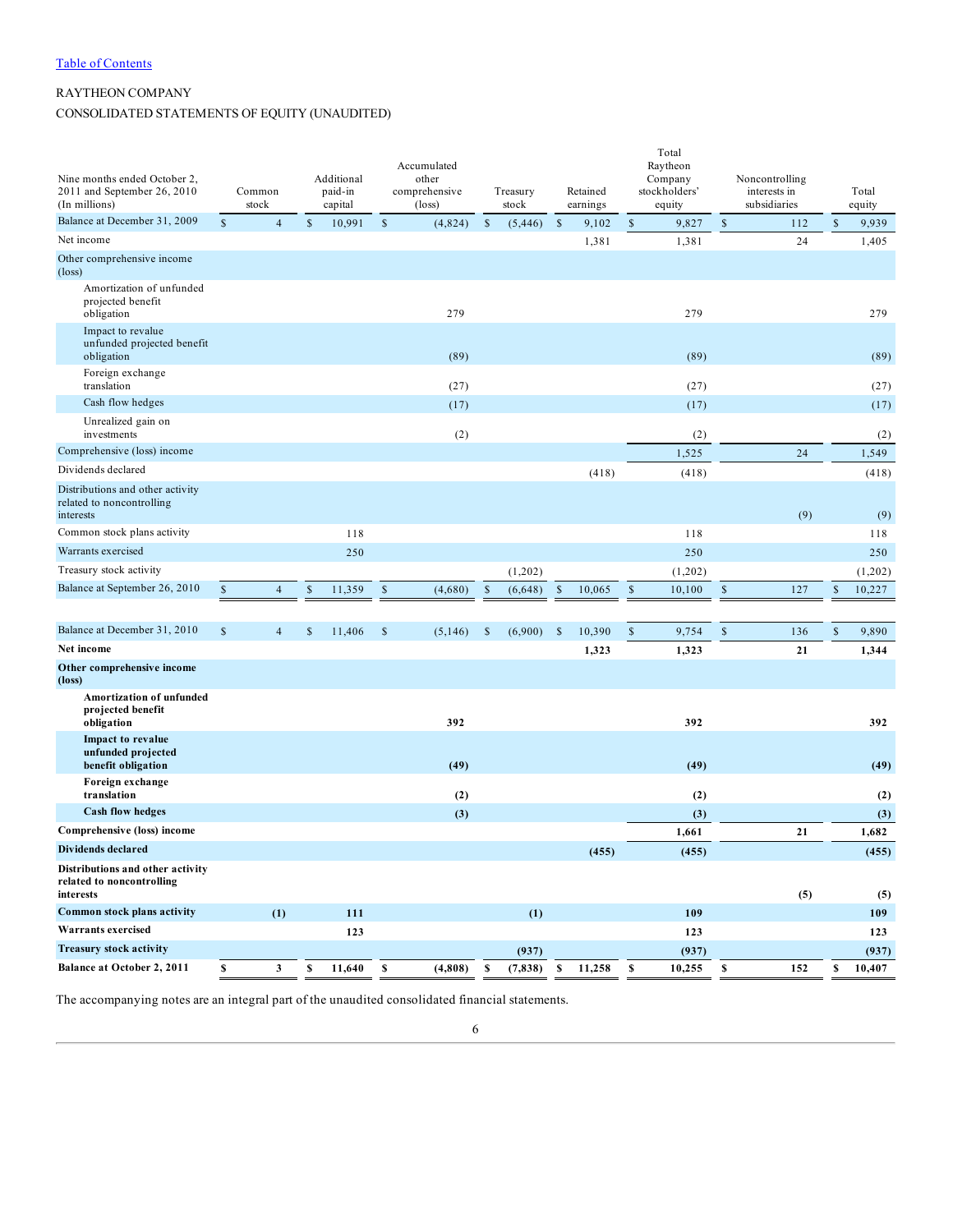[Table of Contents](#)

RAYTHEON COMPANY

CONSOLIDATED STATEMENTS OF EQUITY (UNAUDITED)

| Nine months ended October 2, 2011 and September 26, 2010 (In millions) | Common stock | Additional paid-in capital | Accumulated other comprehensive (loss) | Treasury stock | Retained earnings | Total Raytheon Company stockholders' equity | Noncontrolling interests in subsidiaries | Total equity |
|---|---|---|---|---|---|---|---|---|
| Balance at December 31, 2009 | $ 4 | $ 10,991 | $ (4,824) | $ (5,446) | $ 9,102 | $ 9,827 | $ 112 | $ 9,939 |
| Net income | | | | | 1,381 | 1,381 | 24 | 1,405 |
| Other comprehensive income (loss) | | | | | | | | |
| Amortization of unfunded projected benefit obligation | | | 279 | | | 279 | | 279 |
| Impact to revalue unfunded projected benefit obligation | | | (89) | | | (89) | | (89) |
| Foreign exchange translation | | | (27) | | | (27) | | (27) |
| Cash flow hedges | | | (17) | | | (17) | | (17) |
| Unrealized gain on investments | | | (2) | | | (2) | | (2) |
| Comprehensive (loss) income | | | | | | 1,525 | 24 | 1,549 |
| Dividends declared | | | | | (418) | (418) | | (418) |
| Distributions and other activity related to noncontrolling interests | | | | | | | (9) | (9) |
| Common stock plans activity | | 118 | | | | 118 | | 118 |
| Warrants exercised | | 250 | | | | 250 | | 250 |
| Treasury stock activity | | | | (1,202) | | (1,202) | | (1,202) |
| Balance at September 26, 2010 | $ 4 | $ 11,359 | $ (4,680) | $ (6,648) | $ 10,065 | $ 10,100 | $ 127 | $ 10,227 |
| | | | | | | | | |
| Balance at December 31, 2010 | $ 4 | $ 11,406 | $ (5,146) | $ (6,900) | $ 10,390 | $ 9,754 | $ 136 | $ 9,890 |
| **Net income** | | | | | **1,323** | **1,323** | **21** | **1,344** |
| **Other comprehensive income (loss)** | | | | | | | | |
| **Amortization of unfunded projected benefit obligation** | | | **392** | | | **392** | | **392** |
| **Impact to revalue unfunded projected benefit obligation** | | | **(49)** | | | **(49)** | | **(49)** |
| **Foreign exchange translation** | | | **(2)** | | | **(2)** | | **(2)** |
| **Cash flow hedges** | | | **(3)** | | | **(3)** | | **(3)** |
| **Comprehensive (loss) income** | | | | | | **1,661** | **21** | **1,682** |
| **Dividends declared** | | | | | **(455)** | **(455)** | | **(455)** |
| **Distributions and other activity related to noncontrolling interests** | | | | | | | **(5)** | **(5)** |
| **Common stock plans activity** | **(1)** | **111** | | **(1)** | | **109** | | **109** |
| **Warrants exercised** | | **123** | | | | **123** | | **123** |
| **Treasury stock activity** | | | | **(937)** | | **(937)** | | **(937)** |
| **Balance at October 2, 2011** | **$ 3** | **$ 11,640** | **$ (4,808)** | **$ (7,838)** | **$ 11,258** | **$ 10,255** | **$ 152** | **$ 10,407** |

The accompanying notes are an integral part of the unaudited consolidated financial statements.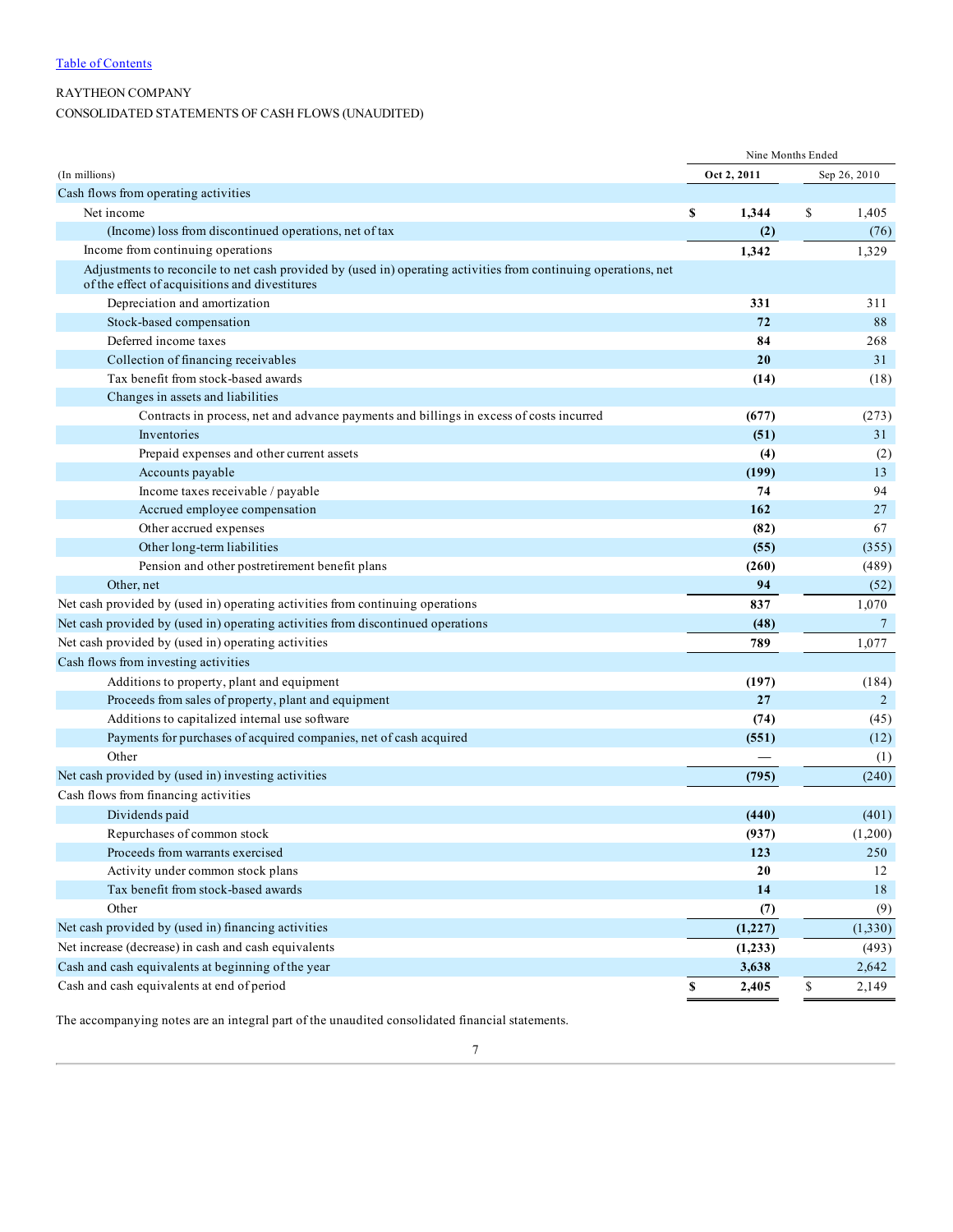[Table of Contents](#)

RAYTHEON COMPANY

CONSOLIDATED STATEMENTS OF CASH FLOWS (UNAUDITED)

| (In millions) | Nine Months Ended | |
|---|---|---|
| | **Oct 2, 2011** | Sep 26, 2010 |
| Cash flows from operating activities | | |
| Net income | **$ 1,344** | $ 1,405 |
| (Income) loss from discontinued operations, net of tax | **(2)** | (76) |
| Income from continuing operations | **1,342** | 1,329 |
| Adjustments to reconcile to net cash provided by (used in) operating activities from continuing operations, net of the effect of acquisitions and divestitures | | |
| Depreciation and amortization | **331** | 311 |
| Stock-based compensation | **72** | 88 |
| Deferred income taxes | **84** | 268 |
| Collection of financing receivables | **20** | 31 |
| Tax benefit from stock-based awards | **(14)** | (18) |
| Changes in assets and liabilities | | |
| Contracts in process, net and advance payments and billings in excess of costs incurred | **(677)** | (273) |
| Inventories | **(51)** | 31 |
| Prepaid expenses and other current assets | **(4)** | (2) |
| Accounts payable | **(199)** | 13 |
| Income taxes receivable / payable | **74** | 94 |
| Accrued employee compensation | **162** | 27 |
| Other accrued expenses | **(82)** | 67 |
| Other long-term liabilities | **(55)** | (355) |
| Pension and other postretirement benefit plans | **(260)** | (489) |
| Other, net | **94** | (52) |
| Net cash provided by (used in) operating activities from continuing operations | **837** | 1,070 |
| Net cash provided by (used in) operating activities from discontinued operations | **(48)** | 7 |
| Net cash provided by (used in) operating activities | **789** | 1,077 |
| Cash flows from investing activities | | |
| Additions to property, plant and equipment | **(197)** | (184) |
| Proceeds from sales of property, plant and equipment | **27** | 2 |
| Additions to capitalized internal use software | **(74)** | (45) |
| Payments for purchases of acquired companies, net of cash acquired | **(551)** | (12) |
| Other | **—** | (1) |
| Net cash provided by (used in) investing activities | **(795)** | (240) |
| Cash flows from financing activities | | |
| Dividends paid | **(440)** | (401) |
| Repurchases of common stock | **(937)** | (1,200) |
| Proceeds from warrants exercised | **123** | 250 |
| Activity under common stock plans | **20** | 12 |
| Tax benefit from stock-based awards | **14** | 18 |
| Other | **(7)** | (9) |
| Net cash provided by (used in) financing activities | **(1,227)** | (1,330) |
| Net increase (decrease) in cash and cash equivalents | **(1,233)** | (493) |
| Cash and cash equivalents at beginning of the year | **3,638** | 2,642 |
| Cash and cash equivalents at end of period | **$ 2,405** | $ 2,149 |

The accompanying notes are an integral part of the unaudited consolidated financial statements.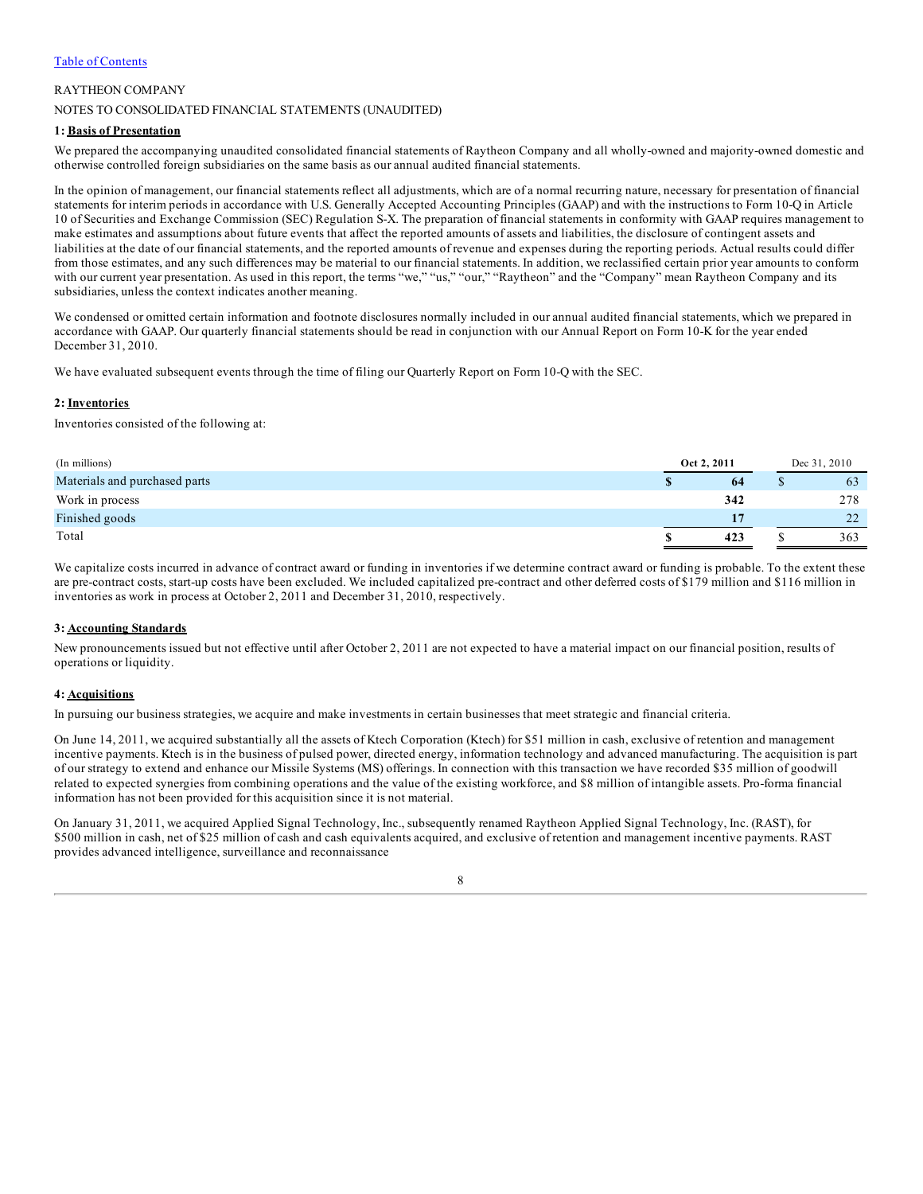[Table of Contents](#)

RAYTHEON COMPANY

NOTES TO CONSOLIDATED FINANCIAL STATEMENTS (UNAUDITED)

## 1: Basis of Presentation

We prepared the accompanying unaudited consolidated financial statements of Raytheon Company and all wholly-owned and majority-owned domestic and otherwise controlled foreign subsidiaries on the same basis as our annual audited financial statements.

In the opinion of management, our financial statements reflect all adjustments, which are of a normal recurring nature, necessary for presentation of financial statements for interim periods in accordance with U.S. Generally Accepted Accounting Principles (GAAP) and with the instructions to Form 10-Q in Article 10 of Securities and Exchange Commission (SEC) Regulation S-X. The preparation of financial statements in conformity with GAAP requires management to make estimates and assumptions about future events that affect the reported amounts of assets and liabilities, the disclosure of contingent assets and liabilities at the date of our financial statements, and the reported amounts of revenue and expenses during the reporting periods. Actual results could differ from those estimates, and any such differences may be material to our financial statements. In addition, we reclassified certain prior year amounts to conform with our current year presentation. As used in this report, the terms "we," "us," "our," "Raytheon" and the "Company" mean Raytheon Company and its subsidiaries, unless the context indicates another meaning.

We condensed or omitted certain information and footnote disclosures normally included in our annual audited financial statements, which we prepared in accordance with GAAP. Our quarterly financial statements should be read in conjunction with our Annual Report on Form 10-K for the year ended December 31, 2010.

We have evaluated subsequent events through the time of filing our Quarterly Report on Form 10-Q with the SEC.

## 2: Inventories

Inventories consisted of the following at:

| (In millions) | Oct 2, 2011 | Dec 31, 2010 |
|---|---|---|
| Materials and purchased parts | **$ 64** | $ 63 |
| Work in process | **342** | 278 |
| Finished goods | **17** | 22 |
| Total | **$ 423** | $ 363 |

We capitalize costs incurred in advance of contract award or funding in inventories if we determine contract award or funding is probable. To the extent these are pre-contract costs, start-up costs have been excluded. We included capitalized pre-contract and other deferred costs of $179 million and $116 million in inventories as work in process at October 2, 2011 and December 31, 2010, respectively.

## 3: Accounting Standards

New pronouncements issued but not effective until after October 2, 2011 are not expected to have a material impact on our financial position, results of operations or liquidity.

## 4: Acquisitions

In pursuing our business strategies, we acquire and make investments in certain businesses that meet strategic and financial criteria.

On June 14, 2011, we acquired substantially all the assets of Ktech Corporation (Ktech) for $51 million in cash, exclusive of retention and management incentive payments. Ktech is in the business of pulsed power, directed energy, information technology and advanced manufacturing. The acquisition is part of our strategy to extend and enhance our Missile Systems (MS) offerings. In connection with this transaction we have recorded $35 million of goodwill related to expected synergies from combining operations and the value of the existing workforce, and $8 million of intangible assets. Pro-forma financial information has not been provided for this acquisition since it is not material.

On January 31, 2011, we acquired Applied Signal Technology, Inc., subsequently renamed Raytheon Applied Signal Technology, Inc. (RAST), for $500 million in cash, net of $25 million of cash and cash equivalents acquired, and exclusive of retention and management incentive payments. RAST provides advanced intelligence, surveillance and reconnaissance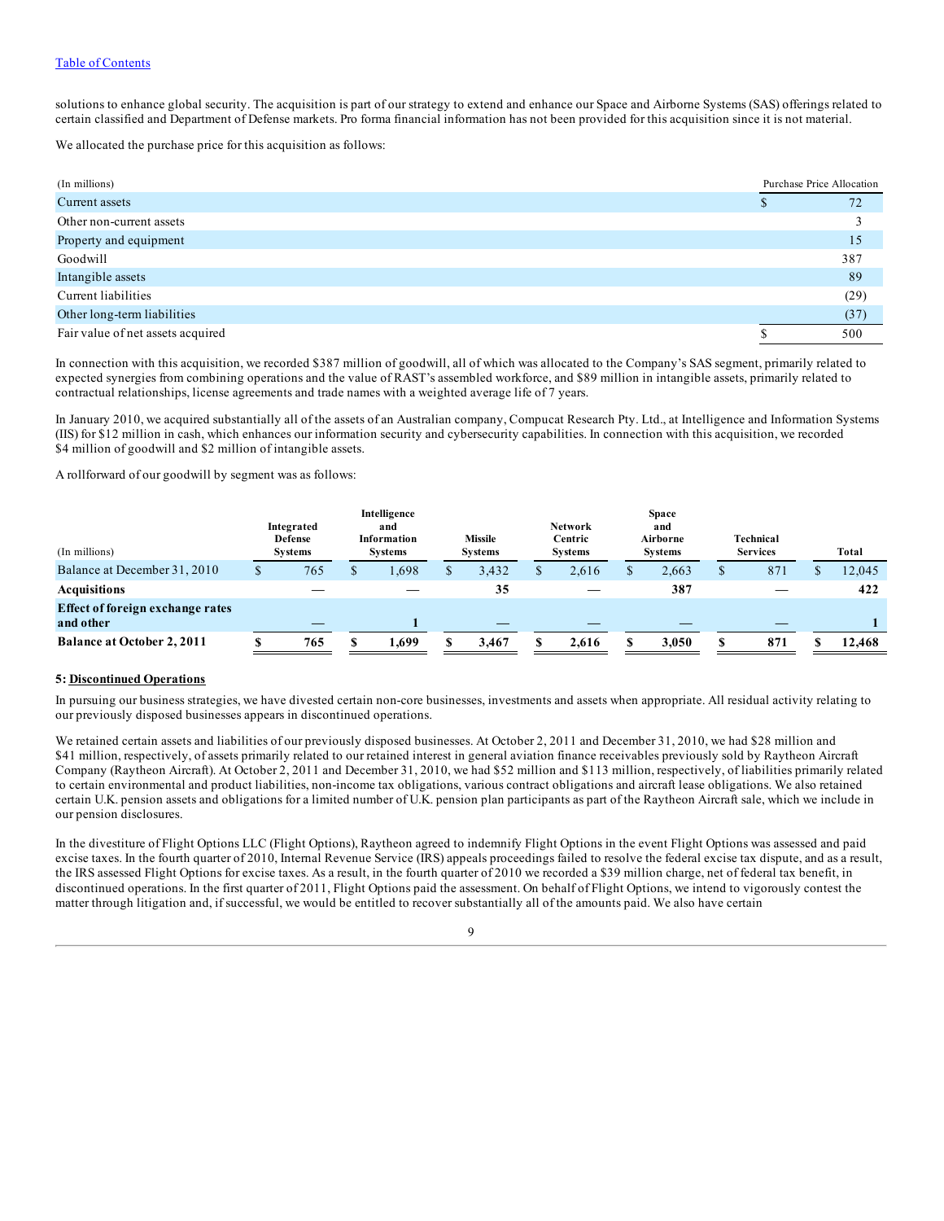solutions to enhance global security. The acquisition is part of our strategy to extend and enhance our Space and Airborne Systems (SAS) offerings related to certain classified and Department of Defense markets. Pro forma financial information has not been provided for this acquisition since it is not material.

We allocated the purchase price for this acquisition as follows:

| (In millions) | Purchase Price Allocation |
|---|---|
| Current assets | $ 72 |
| Other non-current assets | 3 |
| Property and equipment | 15 |
| Goodwill | 387 |
| Intangible assets | 89 |
| Current liabilities | (29) |
| Other long-term liabilities | (37) |
| Fair value of net assets acquired | $ 500 |

In connection with this acquisition, we recorded $387 million of goodwill, all of which was allocated to the Company's SAS segment, primarily related to expected synergies from combining operations and the value of RAST's assembled workforce, and $89 million in intangible assets, primarily related to contractual relationships, license agreements and trade names with a weighted average life of 7 years.

In January 2010, we acquired substantially all of the assets of an Australian company, Compucat Research Pty. Ltd., at Intelligence and Information Systems (IIS) for $12 million in cash, which enhances our information security and cybersecurity capabilities. In connection with this acquisition, we recorded $4 million of goodwill and $2 million of intangible assets.

A rollforward of our goodwill by segment was as follows:

| (In millions) | Integrated Defense Systems | Intelligence and Information Systems | Missile Systems | Network Centric Systems | Space and Airborne Systems | Technical Services | Total |
|---|---|---|---|---|---|---|---|
| Balance at December 31, 2010 | $ 765 | $ 1,698 | $ 3,432 | $ 2,616 | $ 2,663 | $ 871 | $ 12,045 |
| **Acquisitions** | **—** | **—** | **35** | **—** | **387** | **—** | **422** |
| **Effect of foreign exchange rates and other** | **—** | **1** | **—** | **—** | **—** | **—** | **1** |
| **Balance at October 2, 2011** | **$ 765** | **$ 1,699** | **$ 3,467** | **$ 2,616** | **$ 3,050** | **$ 871** | **$ 12,468** |

**5: Discontinued Operations**

In pursuing our business strategies, we have divested certain non-core businesses, investments and assets when appropriate. All residual activity relating to our previously disposed businesses appears in discontinued operations.

We retained certain assets and liabilities of our previously disposed businesses. At October 2, 2011 and December 31, 2010, we had $28 million and $41 million, respectively, of assets primarily related to our retained interest in general aviation finance receivables previously sold by Raytheon Aircraft Company (Raytheon Aircraft). At October 2, 2011 and December 31, 2010, we had $52 million and $113 million, respectively, of liabilities primarily related to certain environmental and product liabilities, non-income tax obligations, various contract obligations and aircraft lease obligations. We also retained certain U.K. pension assets and obligations for a limited number of U.K. pension plan participants as part of the Raytheon Aircraft sale, which we include in our pension disclosures.

In the divestiture of Flight Options LLC (Flight Options), Raytheon agreed to indemnify Flight Options in the event Flight Options was assessed and paid excise taxes. In the fourth quarter of 2010, Internal Revenue Service (IRS) appeals proceedings failed to resolve the federal excise tax dispute, and as a result, the IRS assessed Flight Options for excise taxes. As a result, in the fourth quarter of 2010 we recorded a $39 million charge, net of federal tax benefit, in discontinued operations. In the first quarter of 2011, Flight Options paid the assessment. On behalf of Flight Options, we intend to vigorously contest the matter through litigation and, if successful, we would be entitled to recover substantially all of the amounts paid. We also have certain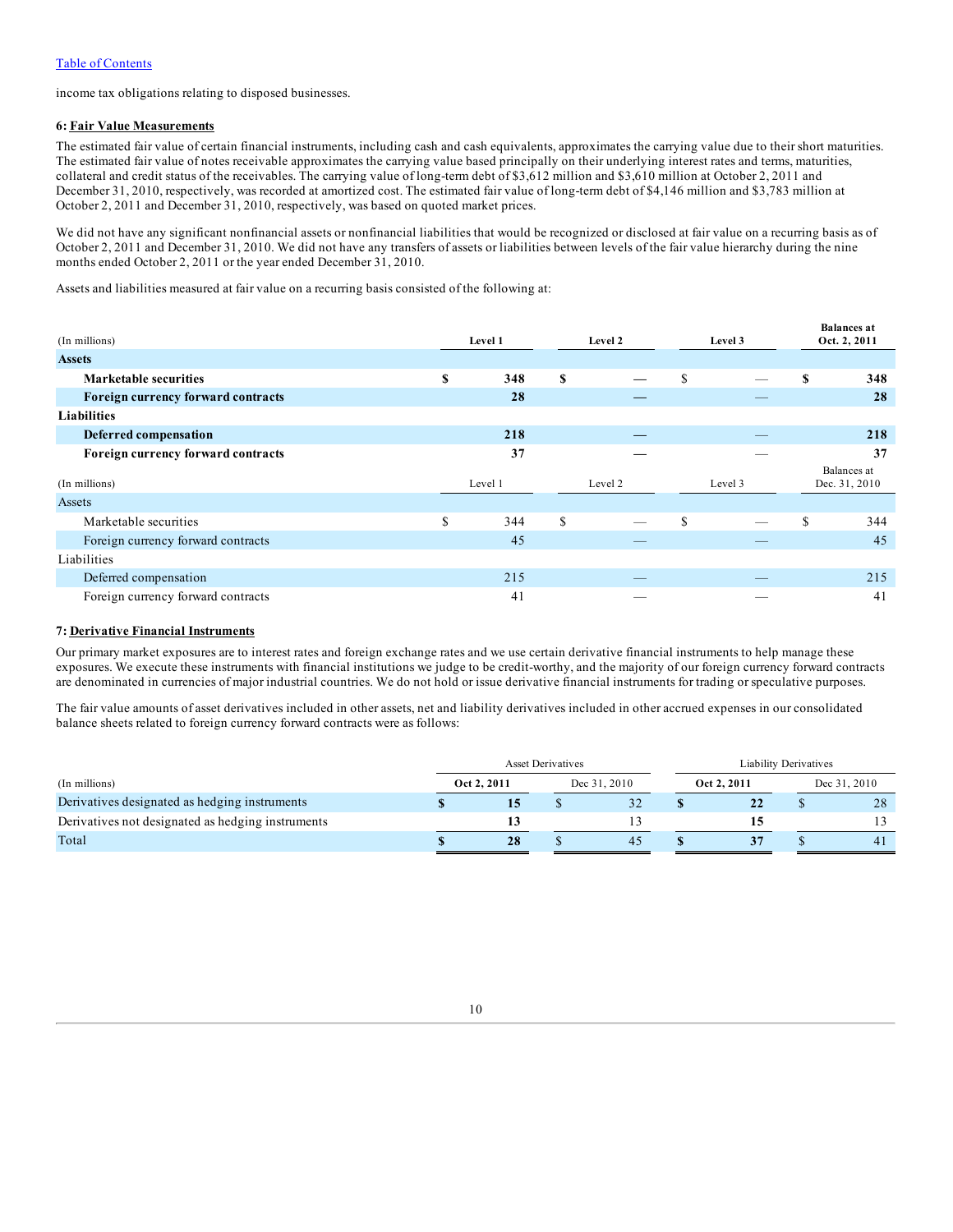income tax obligations relating to disposed businesses.

### 6: Fair Value Measurements

The estimated fair value of certain financial instruments, including cash and cash equivalents, approximates the carrying value due to their short maturities. The estimated fair value of notes receivable approximates the carrying value based principally on their underlying interest rates and terms, maturities, collateral and credit status of the receivables. The carrying value of long-term debt of $3,612 million and $3,610 million at October 2, 2011 and December 31, 2010, respectively, was recorded at amortized cost. The estimated fair value of long-term debt of $4,146 million and $3,783 million at October 2, 2011 and December 31, 2010, respectively, was based on quoted market prices.

We did not have any significant nonfinancial assets or nonfinancial liabilities that would be recognized or disclosed at fair value on a recurring basis as of October 2, 2011 and December 31, 2010. We did not have any transfers of assets or liabilities between levels of the fair value hierarchy during the nine months ended October 2, 2011 or the year ended December 31, 2010.

Assets and liabilities measured at fair value on a recurring basis consisted of the following at:

| (In millions) | Level 1 | Level 2 | Level 3 | Balances at Oct. 2, 2011 |
|---|---|---|---|---|
| **Assets** | | | | |
| **Marketable securities** | **$ 348** | **$ —** | $ — | **$ 348** |
| **Foreign currency forward contracts** | **28** | **—** | — | **28** |
| **Liabilities** | | | | |
| **Deferred compensation** | **218** | **—** | — | **218** |
| **Foreign currency forward contracts** | **37** | **—** | — | **37** |

| (In millions) | Level 1 | Level 2 | Level 3 | Balances at Dec. 31, 2010 |
|---|---|---|---|---|
| Assets | | | | |
| Marketable securities | $ 344 | $ — | $ — | $ 344 |
| Foreign currency forward contracts | 45 | — | — | 45 |
| Liabilities | | | | |
| Deferred compensation | 215 | — | — | 215 |
| Foreign currency forward contracts | 41 | — | — | 41 |

### 7: Derivative Financial Instruments

Our primary market exposures are to interest rates and foreign exchange rates and we use certain derivative financial instruments to help manage these exposures. We execute these instruments with financial institutions we judge to be credit-worthy, and the majority of our foreign currency forward contracts are denominated in currencies of major industrial countries. We do not hold or issue derivative financial instruments for trading or speculative purposes.

The fair value amounts of asset derivatives included in other assets, net and liability derivatives included in other accrued expenses in our consolidated balance sheets related to foreign currency forward contracts were as follows:

| | Asset Derivatives | | Liability Derivatives | |
|---|---|---|---|---|
| (In millions) | **Oct 2, 2011** | Dec 31, 2010 | **Oct 2, 2011** | Dec 31, 2010 |
| Derivatives designated as hedging instruments | **$ 15** | $ 32 | **$ 22** | $ 28 |
| Derivatives not designated as hedging instruments | **13** | 13 | **15** | 13 |
| Total | **$ 28** | $ 45 | **$ 37** | $ 41 |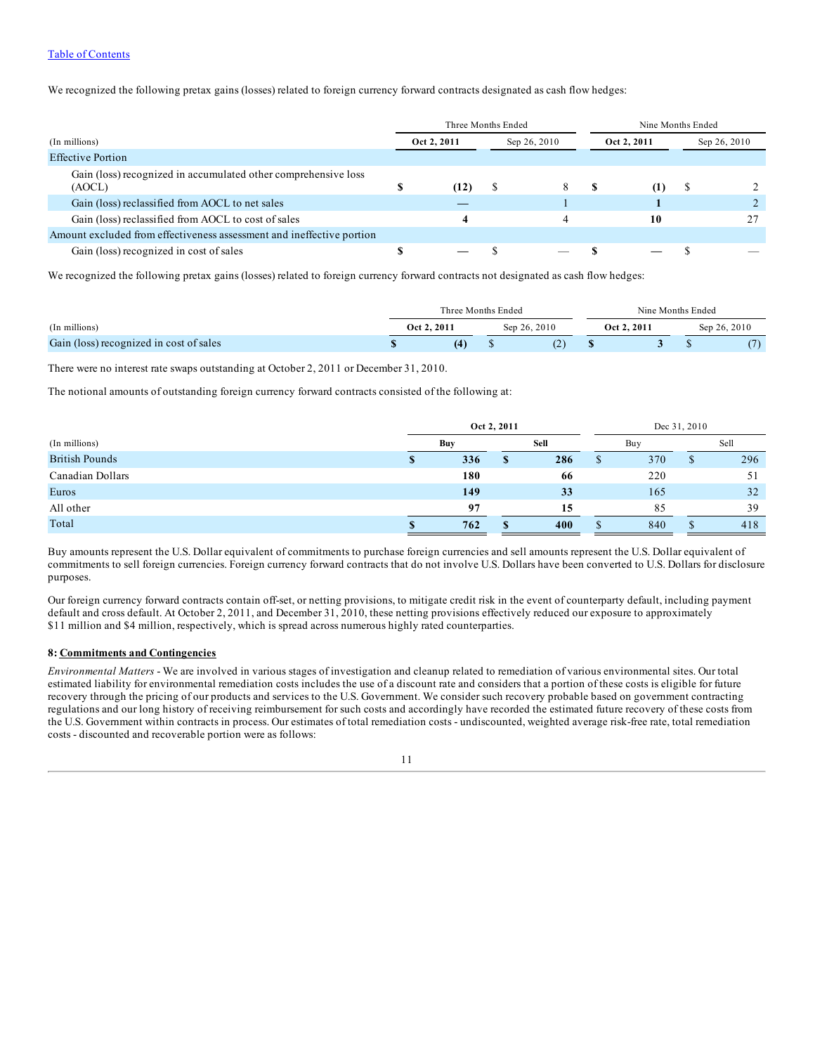We recognized the following pretax gains (losses) related to foreign currency forward contracts designated as cash flow hedges:

| (In millions) | Three Months Ended | | Nine Months Ended | |
|---|---|---|---|---|
| | **Oct 2, 2011** | Sep 26, 2010 | **Oct 2, 2011** | Sep 26, 2010 |
| Effective Portion | | | | |
| Gain (loss) recognized in accumulated other comprehensive loss (AOCL) | **$ (12)** | $ 8 | **$ (1)** | $ 2 |
| Gain (loss) reclassified from AOCL to net sales | **—** | 1 | **1** | 2 |
| Gain (loss) reclassified from AOCL to cost of sales | **4** | 4 | **10** | 27 |
| Amount excluded from effectiveness assessment and ineffective portion | | | | |
| Gain (loss) recognized in cost of sales | **$ —** | $ — | **$ —** | $ — |

We recognized the following pretax gains (losses) related to foreign currency forward contracts not designated as cash flow hedges:

| (In millions) | Three Months Ended | | Nine Months Ended | |
|---|---|---|---|---|
| | **Oct 2, 2011** | Sep 26, 2010 | **Oct 2, 2011** | Sep 26, 2010 |
| Gain (loss) recognized in cost of sales | **$ (4)** | $ (2) | **$ 3** | $ (7) |

There were no interest rate swaps outstanding at October 2, 2011 or December 31, 2010.

The notional amounts of outstanding foreign currency forward contracts consisted of the following at:

| (In millions) | **Oct 2, 2011** | | Dec 31, 2010 | |
|---|---|---|---|---|
| | **Buy** | **Sell** | Buy | Sell |
| British Pounds | **$ 336** | **$ 286** | $ 370 | $ 296 |
| Canadian Dollars | **180** | **66** | 220 | 51 |
| Euros | **149** | **33** | 165 | 32 |
| All other | **97** | **15** | 85 | 39 |
| Total | **$ 762** | **$ 400** | $ 840 | $ 418 |

Buy amounts represent the U.S. Dollar equivalent of commitments to purchase foreign currencies and sell amounts represent the U.S. Dollar equivalent of commitments to sell foreign currencies. Foreign currency forward contracts that do not involve U.S. Dollars have been converted to U.S. Dollars for disclosure purposes.

Our foreign currency forward contracts contain off-set, or netting provisions, to mitigate credit risk in the event of counterparty default, including payment default and cross default. At October 2, 2011, and December 31, 2010, these netting provisions effectively reduced our exposure to approximately $11 million and $4 million, respectively, which is spread across numerous highly rated counterparties.

## 8: Commitments and Contingencies

*Environmental Matters* - We are involved in various stages of investigation and cleanup related to remediation of various environmental sites. Our total estimated liability for environmental remediation costs includes the use of a discount rate and considers that a portion of these costs is eligible for future recovery through the pricing of our products and services to the U.S. Government. We consider such recovery probable based on government contracting regulations and our long history of receiving reimbursement for such costs and accordingly have recorded the estimated future recovery of these costs from the U.S. Government within contracts in process. Our estimates of total remediation costs - undiscounted, weighted average risk-free rate, total remediation costs - discounted and recoverable portion were as follows: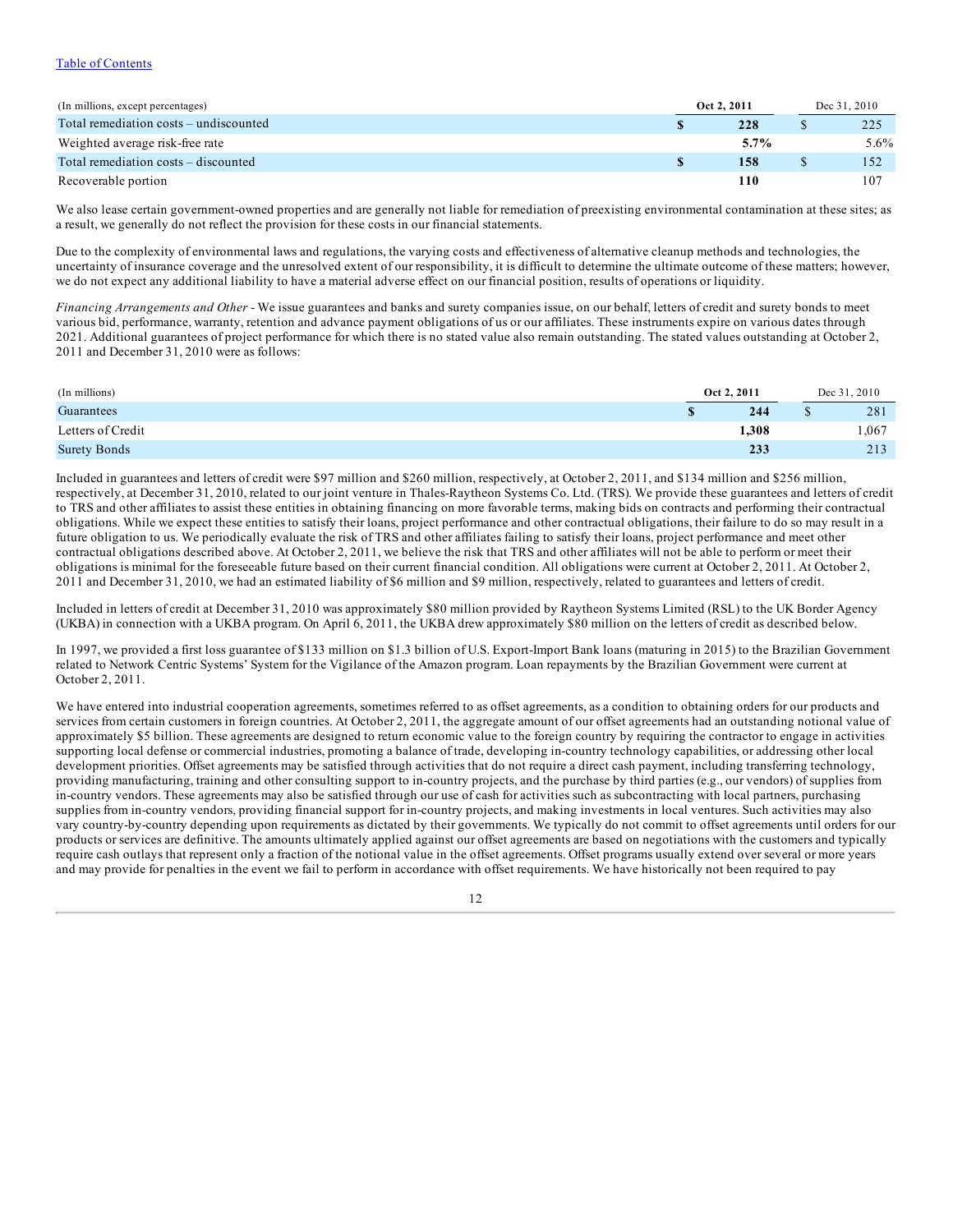| (In millions, except percentages) | | Oct 2, 2011 | | Dec 31, 2010 |
|---|---|---|---|---|
| Total remediation costs – undiscounted | **$** | **228** | $ | 225 |
| Weighted average risk-free rate | | **5.7%** | | 5.6% |
| Total remediation costs – discounted | **$** | **158** | $ | 152 |
| Recoverable portion | | **110** | | 107 |

We also lease certain government-owned properties and are generally not liable for remediation of preexisting environmental contamination at these sites; as a result, we generally do not reflect the provision for these costs in our financial statements.

Due to the complexity of environmental laws and regulations, the varying costs and effectiveness of alternative cleanup methods and technologies, the uncertainty of insurance coverage and the unresolved extent of our responsibility, it is difficult to determine the ultimate outcome of these matters; however, we do not expect any additional liability to have a material adverse effect on our financial position, results of operations or liquidity.

*Financing Arrangements and Other* - We issue guarantees and banks and surety companies issue, on our behalf, letters of credit and surety bonds to meet various bid, performance, warranty, retention and advance payment obligations of us or our affiliates. These instruments expire on various dates through 2021. Additional guarantees of project performance for which there is no stated value also remain outstanding. The stated values outstanding at October 2, 2011 and December 31, 2010 were as follows:

| (In millions) | | Oct 2, 2011 | | Dec 31, 2010 |
|---|---|---|---|---|
| Guarantees | **$** | **244** | $ | 281 |
| Letters of Credit | | **1,308** | | 1,067 |
| Surety Bonds | | **233** | | 213 |

Included in guarantees and letters of credit were $97 million and $260 million, respectively, at October 2, 2011, and $134 million and $256 million, respectively, at December 31, 2010, related to our joint venture in Thales-Raytheon Systems Co. Ltd. (TRS). We provide these guarantees and letters of credit to TRS and other affiliates to assist these entities in obtaining financing on more favorable terms, making bids on contracts and performing their contractual obligations. While we expect these entities to satisfy their loans, project performance and other contractual obligations, their failure to do so may result in a future obligation to us. We periodically evaluate the risk of TRS and other affiliates failing to satisfy their loans, project performance and meet other contractual obligations described above. At October 2, 2011, we believe the risk that TRS and other affiliates will not be able to perform or meet their obligations is minimal for the foreseeable future based on their current financial condition. All obligations were current at October 2, 2011. At October 2, 2011 and December 31, 2010, we had an estimated liability of $6 million and $9 million, respectively, related to guarantees and letters of credit.

Included in letters of credit at December 31, 2010 was approximately $80 million provided by Raytheon Systems Limited (RSL) to the UK Border Agency (UKBA) in connection with a UKBA program. On April 6, 2011, the UKBA drew approximately $80 million on the letters of credit as described below.

In 1997, we provided a first loss guarantee of $133 million on $1.3 billion of U.S. Export-Import Bank loans (maturing in 2015) to the Brazilian Government related to Network Centric Systems' System for the Vigilance of the Amazon program. Loan repayments by the Brazilian Government were current at October 2, 2011.

We have entered into industrial cooperation agreements, sometimes referred to as offset agreements, as a condition to obtaining orders for our products and services from certain customers in foreign countries. At October 2, 2011, the aggregate amount of our offset agreements had an outstanding notional value of approximately $5 billion. These agreements are designed to return economic value to the foreign country by requiring the contractor to engage in activities supporting local defense or commercial industries, promoting a balance of trade, developing in-country technology capabilities, or addressing other local development priorities. Offset agreements may be satisfied through activities that do not require a direct cash payment, including transferring technology, providing manufacturing, training and other consulting support to in-country projects, and the purchase by third parties (e.g., our vendors) of supplies from in-country vendors. These agreements may also be satisfied through our use of cash for activities such as subcontracting with local partners, purchasing supplies from in-country vendors, providing financial support for in-country projects, and making investments in local ventures. Such activities may also vary country-by-country depending upon requirements as dictated by their governments. We typically do not commit to offset agreements until orders for our products or services are definitive. The amounts ultimately applied against our offset agreements are based on negotiations with the customers and typically require cash outlays that represent only a fraction of the notional value in the offset agreements. Offset programs usually extend over several or more years and may provide for penalties in the event we fail to perform in accordance with offset requirements. We have historically not been required to pay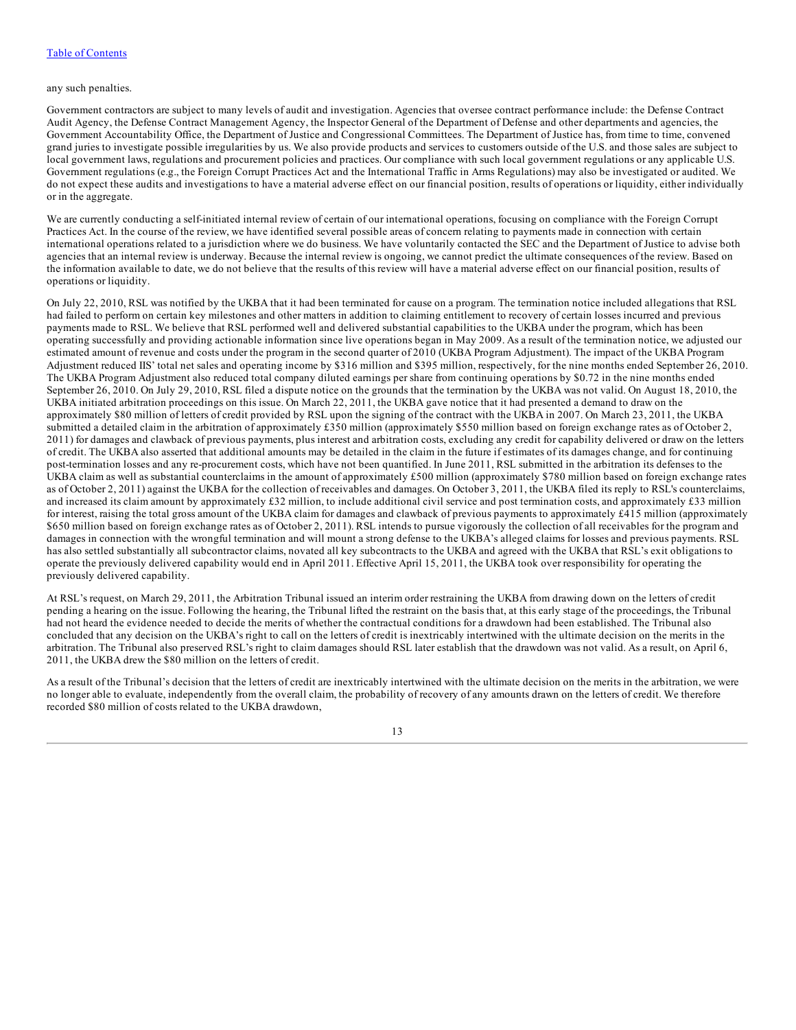any such penalties.

Government contractors are subject to many levels of audit and investigation. Agencies that oversee contract performance include: the Defense Contract Audit Agency, the Defense Contract Management Agency, the Inspector General of the Department of Defense and other departments and agencies, the Government Accountability Office, the Department of Justice and Congressional Committees. The Department of Justice has, from time to time, convened grand juries to investigate possible irregularities by us. We also provide products and services to customers outside of the U.S. and those sales are subject to local government laws, regulations and procurement policies and practices. Our compliance with such local government regulations or any applicable U.S. Government regulations (e.g., the Foreign Corrupt Practices Act and the International Traffic in Arms Regulations) may also be investigated or audited. We do not expect these audits and investigations to have a material adverse effect on our financial position, results of operations or liquidity, either individually or in the aggregate.

We are currently conducting a self-initiated internal review of certain of our international operations, focusing on compliance with the Foreign Corrupt Practices Act. In the course of the review, we have identified several possible areas of concern relating to payments made in connection with certain international operations related to a jurisdiction where we do business. We have voluntarily contacted the SEC and the Department of Justice to advise both agencies that an internal review is underway. Because the internal review is ongoing, we cannot predict the ultimate consequences of the review. Based on the information available to date, we do not believe that the results of this review will have a material adverse effect on our financial position, results of operations or liquidity.

On July 22, 2010, RSL was notified by the UKBA that it had been terminated for cause on a program. The termination notice included allegations that RSL had failed to perform on certain key milestones and other matters in addition to claiming entitlement to recovery of certain losses incurred and previous payments made to RSL. We believe that RSL performed well and delivered substantial capabilities to the UKBA under the program, which has been operating successfully and providing actionable information since live operations began in May 2009. As a result of the termination notice, we adjusted our estimated amount of revenue and costs under the program in the second quarter of 2010 (UKBA Program Adjustment). The impact of the UKBA Program Adjustment reduced IIS' total net sales and operating income by $316 million and $395 million, respectively, for the nine months ended September 26, 2010. The UKBA Program Adjustment also reduced total company diluted earnings per share from continuing operations by $0.72 in the nine months ended September 26, 2010. On July 29, 2010, RSL filed a dispute notice on the grounds that the termination by the UKBA was not valid. On August 18, 2010, the UKBA initiated arbitration proceedings on this issue. On March 22, 2011, the UKBA gave notice that it had presented a demand to draw on the approximately $80 million of letters of credit provided by RSL upon the signing of the contract with the UKBA in 2007. On March 23, 2011, the UKBA submitted a detailed claim in the arbitration of approximately £350 million (approximately $550 million based on foreign exchange rates as of October 2, 2011) for damages and clawback of previous payments, plus interest and arbitration costs, excluding any credit for capability delivered or draw on the letters of credit. The UKBA also asserted that additional amounts may be detailed in the claim in the future if estimates of its damages change, and for continuing post-termination losses and any re-procurement costs, which have not been quantified. In June 2011, RSL submitted in the arbitration its defenses to the UKBA claim as well as substantial counterclaims in the amount of approximately £500 million (approximately $780 million based on foreign exchange rates as of October 2, 2011) against the UKBA for the collection of receivables and damages. On October 3, 2011, the UKBA filed its reply to RSL's counterclaims, and increased its claim amount by approximately £32 million, to include additional civil service and post termination costs, and approximately £33 million for interest, raising the total gross amount of the UKBA claim for damages and clawback of previous payments to approximately £415 million (approximately $650 million based on foreign exchange rates as of October 2, 2011). RSL intends to pursue vigorously the collection of all receivables for the program and damages in connection with the wrongful termination and will mount a strong defense to the UKBA's alleged claims for losses and previous payments. RSL has also settled substantially all subcontractor claims, novated all key subcontracts to the UKBA and agreed with the UKBA that RSL's exit obligations to operate the previously delivered capability would end in April 2011. Effective April 15, 2011, the UKBA took over responsibility for operating the previously delivered capability.

At RSL's request, on March 29, 2011, the Arbitration Tribunal issued an interim order restraining the UKBA from drawing down on the letters of credit pending a hearing on the issue. Following the hearing, the Tribunal lifted the restraint on the basis that, at this early stage of the proceedings, the Tribunal had not heard the evidence needed to decide the merits of whether the contractual conditions for a drawdown had been established. The Tribunal also concluded that any decision on the UKBA's right to call on the letters of credit is inextricably intertwined with the ultimate decision on the merits in the arbitration. The Tribunal also preserved RSL's right to claim damages should RSL later establish that the drawdown was not valid. As a result, on April 6, 2011, the UKBA drew the $80 million on the letters of credit.

As a result of the Tribunal's decision that the letters of credit are inextricably intertwined with the ultimate decision on the merits in the arbitration, we were no longer able to evaluate, independently from the overall claim, the probability of recovery of any amounts drawn on the letters of credit. We therefore recorded $80 million of costs related to the UKBA drawdown,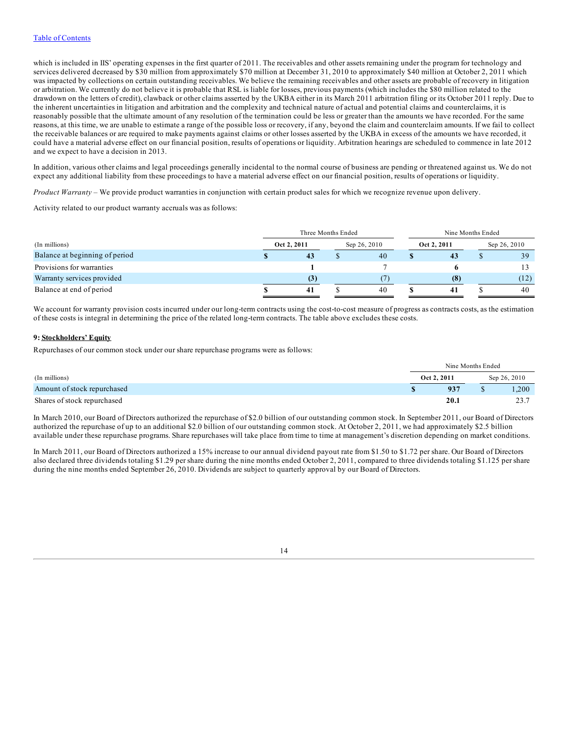which is included in IIS' operating expenses in the first quarter of 2011. The receivables and other assets remaining under the program for technology and services delivered decreased by $30 million from approximately $70 million at December 31, 2010 to approximately $40 million at October 2, 2011 which was impacted by collections on certain outstanding receivables. We believe the remaining receivables and other assets are probable of recovery in litigation or arbitration. We currently do not believe it is probable that RSL is liable for losses, previous payments (which includes the $80 million related to the drawdown on the letters of credit), clawback or other claims asserted by the UKBA either in its March 2011 arbitration filing or its October 2011 reply. Due to the inherent uncertainties in litigation and arbitration and the complexity and technical nature of actual and potential claims and counterclaims, it is reasonably possible that the ultimate amount of any resolution of the termination could be less or greater than the amounts we have recorded. For the same reasons, at this time, we are unable to estimate a range of the possible loss or recovery, if any, beyond the claim and counterclaim amounts. If we fail to collect the receivable balances or are required to make payments against claims or other losses asserted by the UKBA in excess of the amounts we have recorded, it could have a material adverse effect on our financial position, results of operations or liquidity. Arbitration hearings are scheduled to commence in late 2012 and we expect to have a decision in 2013.

In addition, various other claims and legal proceedings generally incidental to the normal course of business are pending or threatened against us. We do not expect any additional liability from these proceedings to have a material adverse effect on our financial position, results of operations or liquidity.

*Product Warranty* – We provide product warranties in conjunction with certain product sales for which we recognize revenue upon delivery.

Activity related to our product warranty accruals was as follows:

| | Three Months Ended | | Nine Months Ended | |
|---|---|---|---|---|
| (In millions) | **Oct 2, 2011** | Sep 26, 2010 | **Oct 2, 2011** | Sep 26, 2010 |
| Balance at beginning of period | **$ 43** | $ 40 | **$ 43** | $ 39 |
| Provisions for warranties | **1** | 7 | **6** | 13 |
| Warranty services provided | **(3)** | (7) | **(8)** | (12) |
| Balance at end of period | **$ 41** | $ 40 | **$ 41** | $ 40 |

We account for warranty provision costs incurred under our long-term contracts using the cost-to-cost measure of progress as contracts costs, as the estimation of these costs is integral in determining the price of the related long-term contracts. The table above excludes these costs.

**9: Stockholders' Equity**

Repurchases of our common stock under our share repurchase programs were as follows:

| | Nine Months Ended | |
|---|---|---|
| (In millions) | **Oct 2, 2011** | Sep 26, 2010 |
| Amount of stock repurchased | **$ 937** | $ 1,200 |
| Shares of stock repurchased | **20.1** | 23.7 |

In March 2010, our Board of Directors authorized the repurchase of $2.0 billion of our outstanding common stock. In September 2011, our Board of Directors authorized the repurchase of up to an additional $2.0 billion of our outstanding common stock. At October 2, 2011, we had approximately $2.5 billion available under these repurchase programs. Share repurchases will take place from time to time at management's discretion depending on market conditions.

In March 2011, our Board of Directors authorized a 15% increase to our annual dividend payout rate from $1.50 to $1.72 per share. Our Board of Directors also declared three dividends totaling $1.29 per share during the nine months ended October 2, 2011, compared to three dividends totaling $1.125 per share during the nine months ended September 26, 2010. Dividends are subject to quarterly approval by our Board of Directors.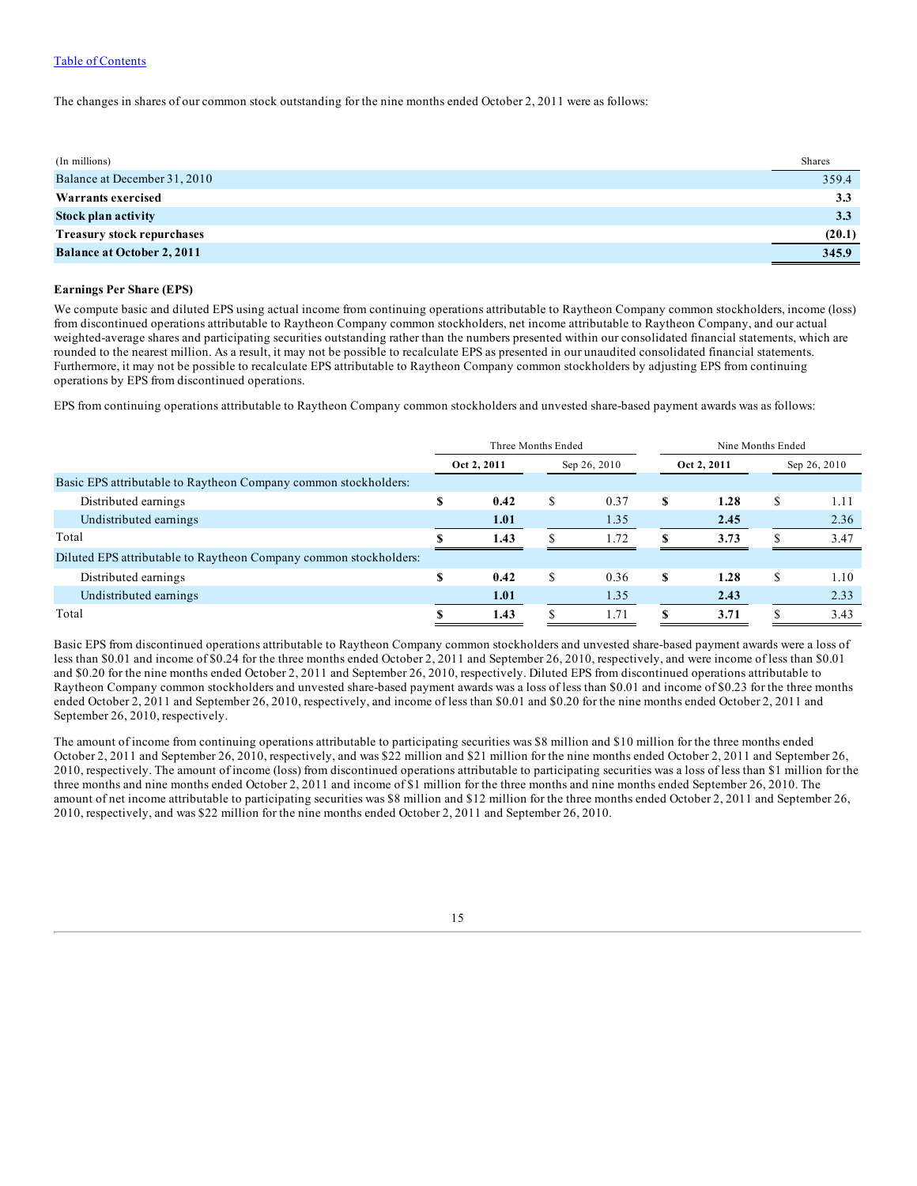The changes in shares of our common stock outstanding for the nine months ended October 2, 2011 were as follows:

| (In millions) | Shares |
|---|---|
| Balance at December 31, 2010 | 359.4 |
| **Warrants exercised** | **3.3** |
| **Stock plan activity** | **3.3** |
| **Treasury stock repurchases** | **(20.1)** |
| **Balance at October 2, 2011** | **345.9** |

**Earnings Per Share (EPS)**

We compute basic and diluted EPS using actual income from continuing operations attributable to Raytheon Company common stockholders, income (loss) from discontinued operations attributable to Raytheon Company common stockholders, net income attributable to Raytheon Company, and our actual weighted-average shares and participating securities outstanding rather than the numbers presented within our consolidated financial statements, which are rounded to the nearest million. As a result, it may not be possible to recalculate EPS as presented in our unaudited consolidated financial statements. Furthermore, it may not be possible to recalculate EPS attributable to Raytheon Company common stockholders by adjusting EPS from continuing operations by EPS from discontinued operations.

EPS from continuing operations attributable to Raytheon Company common stockholders and unvested share-based payment awards was as follows:

| | Three Months Ended | | Nine Months Ended | |
|---|---|---|---|---|
| | **Oct 2, 2011** | Sep 26, 2010 | **Oct 2, 2011** | Sep 26, 2010 |
| Basic EPS attributable to Raytheon Company common stockholders: | | | | |
| Distributed earnings | **$ 0.42** | $ 0.37 | **$ 1.28** | $ 1.11 |
| Undistributed earnings | **1.01** | 1.35 | **2.45** | 2.36 |
| Total | **$ 1.43** | $ 1.72 | **$ 3.73** | $ 3.47 |
| Diluted EPS attributable to Raytheon Company common stockholders: | | | | |
| Distributed earnings | **$ 0.42** | $ 0.36 | **$ 1.28** | $ 1.10 |
| Undistributed earnings | **1.01** | 1.35 | **2.43** | 2.33 |
| Total | **$ 1.43** | $ 1.71 | **$ 3.71** | $ 3.43 |

Basic EPS from discontinued operations attributable to Raytheon Company common stockholders and unvested share-based payment awards were a loss of less than $0.01 and income of $0.24 for the three months ended October 2, 2011 and September 26, 2010, respectively, and were income of less than $0.01 and $0.20 for the nine months ended October 2, 2011 and September 26, 2010, respectively. Diluted EPS from discontinued operations attributable to Raytheon Company common stockholders and unvested share-based payment awards was a loss of less than $0.01 and income of $0.23 for the three months ended October 2, 2011 and September 26, 2010, respectively, and income of less than $0.01 and $0.20 for the nine months ended October 2, 2011 and September 26, 2010, respectively.

The amount of income from continuing operations attributable to participating securities was $8 million and $10 million for the three months ended October 2, 2011 and September 26, 2010, respectively, and was $22 million and $21 million for the nine months ended October 2, 2011 and September 26, 2010, respectively. The amount of income (loss) from discontinued operations attributable to participating securities was a loss of less than $1 million for the three months and nine months ended October 2, 2011 and income of $1 million for the three months and nine months ended September 26, 2010. The amount of net income attributable to participating securities was $8 million and $12 million for the three months ended October 2, 2011 and September 26, 2010, respectively, and was $22 million for the nine months ended October 2, 2011 and September 26, 2010.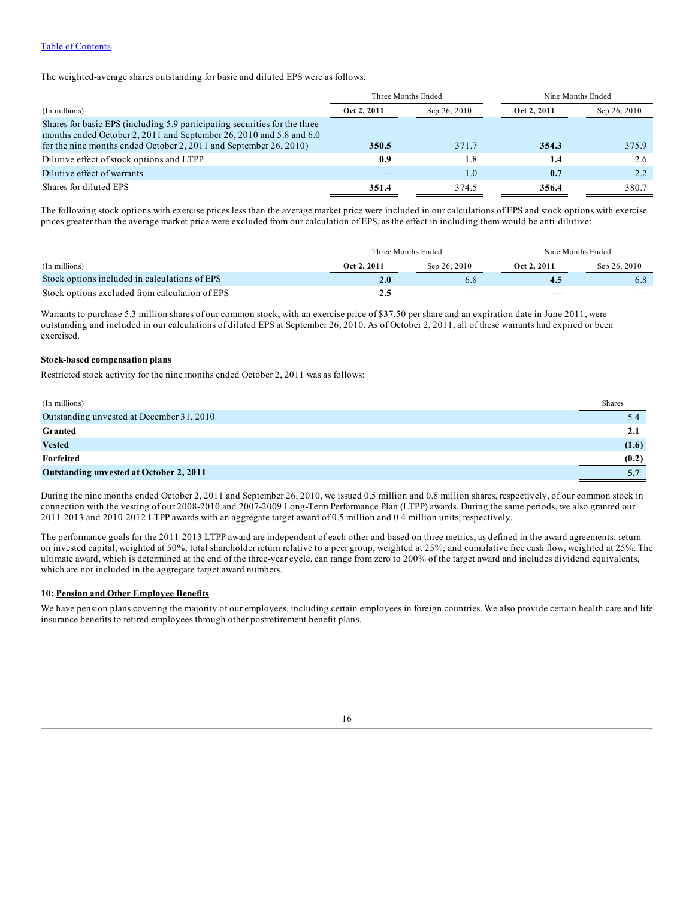The weighted-average shares outstanding for basic and diluted EPS were as follows:

| (In millions) | Three Months Ended | | Nine Months Ended | |
|---|---|---|---|---|
| | **Oct 2, 2011** | Sep 26, 2010 | **Oct 2, 2011** | Sep 26, 2010 |
| Shares for basic EPS (including 5.9 participating securities for the three months ended October 2, 2011 and September 26, 2010 and 5.8 and 6.0 for the nine months ended October 2, 2011 and September 26, 2010) | **350.5** | 371.7 | **354.3** | 375.9 |
| Dilutive effect of stock options and LTPP | **0.9** | 1.8 | **1.4** | 2.6 |
| Dilutive effect of warrants | **—** | 1.0 | **0.7** | 2.2 |
| Shares for diluted EPS | **351.4** | 374.5 | **356.4** | 380.7 |

The following stock options with exercise prices less than the average market price were included in our calculations of EPS and stock options with exercise prices greater than the average market price were excluded from our calculation of EPS, as the effect in including them would be anti-dilutive:

| (In millions) | Three Months Ended | | Nine Months Ended | |
|---|---|---|---|---|
| | **Oct 2, 2011** | Sep 26, 2010 | **Oct 2, 2011** | Sep 26, 2010 |
| Stock options included in calculations of EPS | **2.0** | 6.8 | **4.5** | 6.8 |
| Stock options excluded from calculation of EPS | **2.5** | — | **—** | — |

Warrants to purchase 5.3 million shares of our common stock, with an exercise price of $37.50 per share and an expiration date in June 2011, were outstanding and included in our calculations of diluted EPS at September 26, 2010. As of October 2, 2011, all of these warrants had expired or been exercised.

### Stock-based compensation plans

Restricted stock activity for the nine months ended October 2, 2011 was as follows:

| (In millions) | Shares |
|---|---|
| Outstanding unvested at December 31, 2010 | 5.4 |
| **Granted** | **2.1** |
| **Vested** | **(1.6)** |
| **Forfeited** | **(0.2)** |
| **Outstanding unvested at October 2, 2011** | **5.7** |

During the nine months ended October 2, 2011 and September 26, 2010, we issued 0.5 million and 0.8 million shares, respectively, of our common stock in connection with the vesting of our 2008-2010 and 2007-2009 Long-Term Performance Plan (LTPP) awards. During the same periods, we also granted our 2011-2013 and 2010-2012 LTPP awards with an aggregate target award of 0.5 million and 0.4 million units, respectively.

The performance goals for the 2011-2013 LTPP award are independent of each other and based on three metrics, as defined in the award agreements: return on invested capital, weighted at 50%; total shareholder return relative to a peer group, weighted at 25%; and cumulative free cash flow, weighted at 25%. The ultimate award, which is determined at the end of the three-year cycle, can range from zero to 200% of the target award and includes dividend equivalents, which are not included in the aggregate target award numbers.

## 10: Pension and Other Employee Benefits

We have pension plans covering the majority of our employees, including certain employees in foreign countries. We also provide certain health care and life insurance benefits to retired employees through other postretirement benefit plans.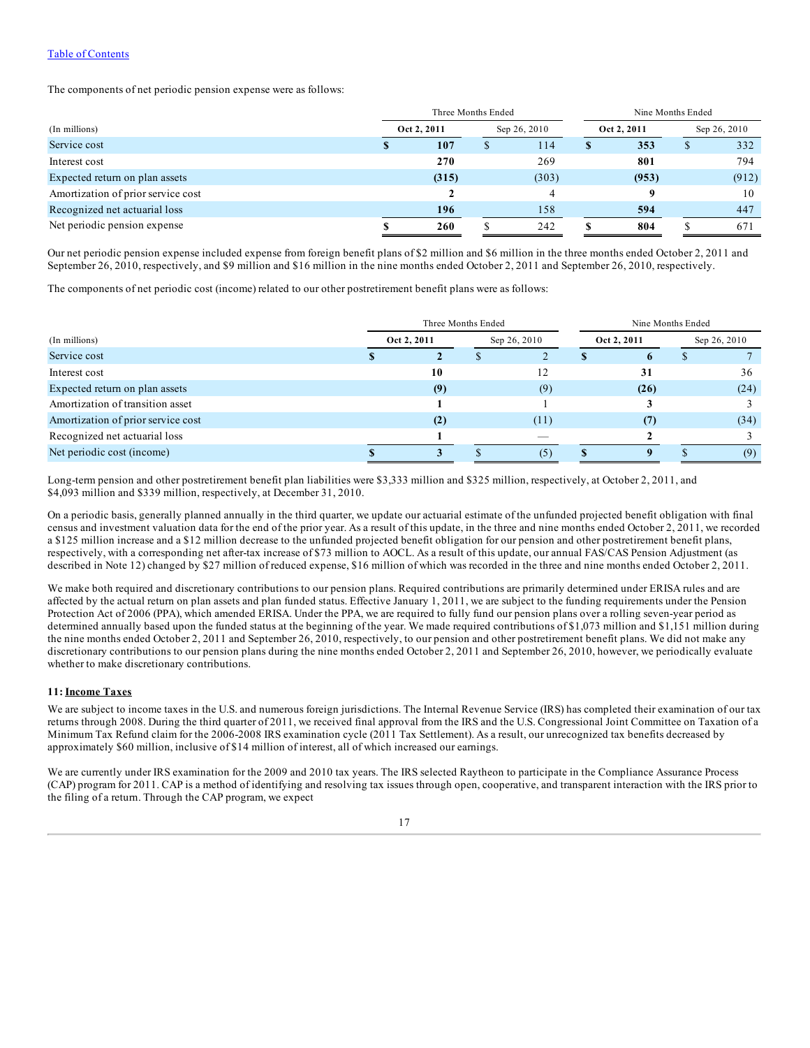The components of net periodic pension expense were as follows:

| (In millions) | Three Months Ended | | Nine Months Ended | |
|---|---|---|---|---|
| | **Oct 2, 2011** | Sep 26, 2010 | **Oct 2, 2011** | Sep 26, 2010 |
| Service cost | **$ 107** | $ 114 | **$ 353** | $ 332 |
| Interest cost | **270** | 269 | **801** | 794 |
| Expected return on plan assets | **(315)** | (303) | **(953)** | (912) |
| Amortization of prior service cost | **2** | 4 | **9** | 10 |
| Recognized net actuarial loss | **196** | 158 | **594** | 447 |
| Net periodic pension expense | **$ 260** | $ 242 | **$ 804** | $ 671 |

Our net periodic pension expense included expense from foreign benefit plans of $2 million and $6 million in the three months ended October 2, 2011 and September 26, 2010, respectively, and $9 million and $16 million in the nine months ended October 2, 2011 and September 26, 2010, respectively.

The components of net periodic cost (income) related to our other postretirement benefit plans were as follows:

| (In millions) | Three Months Ended | | Nine Months Ended | |
|---|---|---|---|---|
| | **Oct 2, 2011** | Sep 26, 2010 | **Oct 2, 2011** | Sep 26, 2010 |
| Service cost | **$ 2** | $ 2 | **$ 6** | $ 7 |
| Interest cost | **10** | 12 | **31** | 36 |
| Expected return on plan assets | **(9)** | (9) | **(26)** | (24) |
| Amortization of transition asset | **1** | 1 | **3** | 3 |
| Amortization of prior service cost | **(2)** | (11) | **(7)** | (34) |
| Recognized net actuarial loss | **1** | — | **2** | 3 |
| Net periodic cost (income) | **$ 3** | $ (5) | **$ 9** | $ (9) |

Long-term pension and other postretirement benefit plan liabilities were $3,333 million and $325 million, respectively, at October 2, 2011, and $4,093 million and $339 million, respectively, at December 31, 2010.

On a periodic basis, generally planned annually in the third quarter, we update our actuarial estimate of the unfunded projected benefit obligation with final census and investment valuation data for the end of the prior year. As a result of this update, in the three and nine months ended October 2, 2011, we recorded a $125 million increase and a $12 million decrease to the unfunded projected benefit obligation for our pension and other postretirement benefit plans, respectively, with a corresponding net after-tax increase of $73 million to AOCL. As a result of this update, our annual FAS/CAS Pension Adjustment (as described in Note 12) changed by $27 million of reduced expense, $16 million of which was recorded in the three and nine months ended October 2, 2011.

We make both required and discretionary contributions to our pension plans. Required contributions are primarily determined under ERISA rules and are affected by the actual return on plan assets and plan funded status. Effective January 1, 2011, we are subject to the funding requirements under the Pension Protection Act of 2006 (PPA), which amended ERISA. Under the PPA, we are required to fully fund our pension plans over a rolling seven-year period as determined annually based upon the funded status at the beginning of the year. We made required contributions of $1,073 million and $1,151 million during the nine months ended October 2, 2011 and September 26, 2010, respectively, to our pension and other postretirement benefit plans. We did not make any discretionary contributions to our pension plans during the nine months ended October 2, 2011 and September 26, 2010, however, we periodically evaluate whether to make discretionary contributions.

**11: Income Taxes**

We are subject to income taxes in the U.S. and numerous foreign jurisdictions. The Internal Revenue Service (IRS) has completed their examination of our tax returns through 2008. During the third quarter of 2011, we received final approval from the IRS and the U.S. Congressional Joint Committee on Taxation of a Minimum Tax Refund claim for the 2006-2008 IRS examination cycle (2011 Tax Settlement). As a result, our unrecognized tax benefits decreased by approximately $60 million, inclusive of $14 million of interest, all of which increased our earnings.

We are currently under IRS examination for the 2009 and 2010 tax years. The IRS selected Raytheon to participate in the Compliance Assurance Process (CAP) program for 2011. CAP is a method of identifying and resolving tax issues through open, cooperative, and transparent interaction with the IRS prior to the filing of a return. Through the CAP program, we expect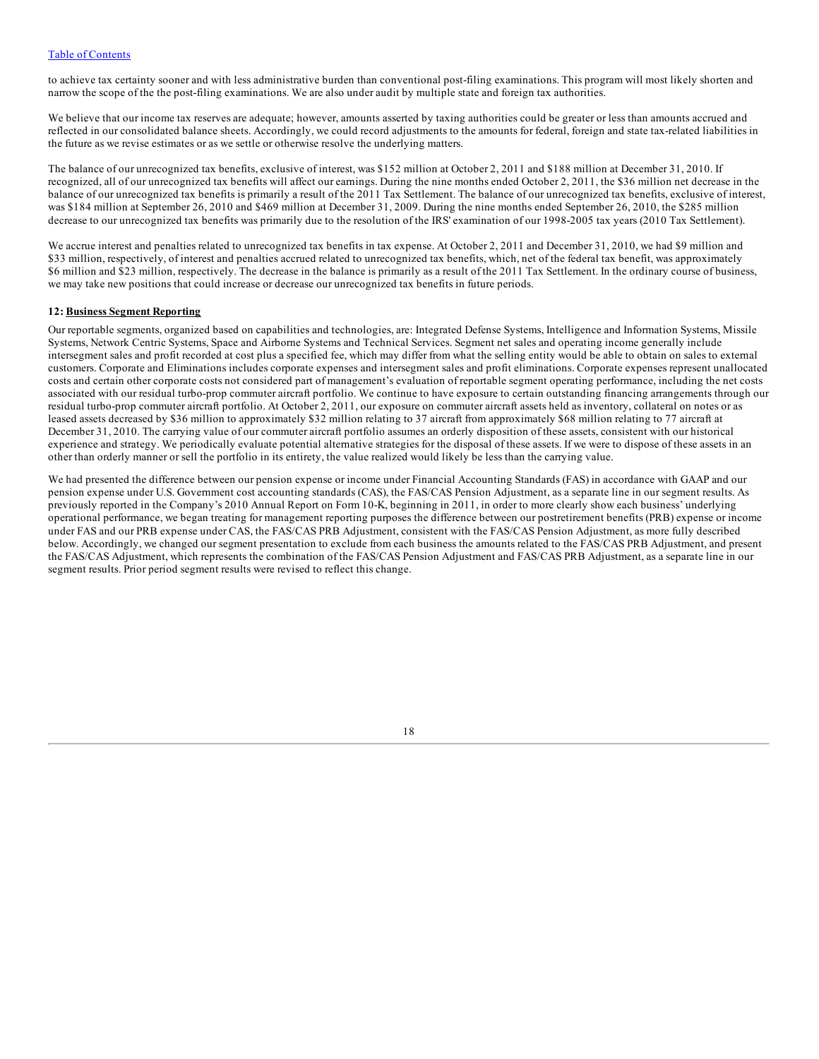to achieve tax certainty sooner and with less administrative burden than conventional post-filing examinations. This program will most likely shorten and narrow the scope of the the post-filing examinations. We are also under audit by multiple state and foreign tax authorities.

We believe that our income tax reserves are adequate; however, amounts asserted by taxing authorities could be greater or less than amounts accrued and reflected in our consolidated balance sheets. Accordingly, we could record adjustments to the amounts for federal, foreign and state tax-related liabilities in the future as we revise estimates or as we settle or otherwise resolve the underlying matters.

The balance of our unrecognized tax benefits, exclusive of interest, was $152 million at October 2, 2011 and $188 million at December 31, 2010. If recognized, all of our unrecognized tax benefits will affect our earnings. During the nine months ended October 2, 2011, the $36 million net decrease in the balance of our unrecognized tax benefits is primarily a result of the 2011 Tax Settlement. The balance of our unrecognized tax benefits, exclusive of interest, was $184 million at September 26, 2010 and $469 million at December 31, 2009. During the nine months ended September 26, 2010, the $285 million decrease to our unrecognized tax benefits was primarily due to the resolution of the IRS' examination of our 1998-2005 tax years (2010 Tax Settlement).

We accrue interest and penalties related to unrecognized tax benefits in tax expense. At October 2, 2011 and December 31, 2010, we had $9 million and $33 million, respectively, of interest and penalties accrued related to unrecognized tax benefits, which, net of the federal tax benefit, was approximately $6 million and $23 million, respectively. The decrease in the balance is primarily as a result of the 2011 Tax Settlement. In the ordinary course of business, we may take new positions that could increase or decrease our unrecognized tax benefits in future periods.

**12: Business Segment Reporting**

Our reportable segments, organized based on capabilities and technologies, are: Integrated Defense Systems, Intelligence and Information Systems, Missile Systems, Network Centric Systems, Space and Airborne Systems and Technical Services. Segment net sales and operating income generally include intersegment sales and profit recorded at cost plus a specified fee, which may differ from what the selling entity would be able to obtain on sales to external customers. Corporate and Eliminations includes corporate expenses and intersegment sales and profit eliminations. Corporate expenses represent unallocated costs and certain other corporate costs not considered part of management's evaluation of reportable segment operating performance, including the net costs associated with our residual turbo-prop commuter aircraft portfolio. We continue to have exposure to certain outstanding financing arrangements through our residual turbo-prop commuter aircraft portfolio. At October 2, 2011, our exposure on commuter aircraft assets held as inventory, collateral on notes or as leased assets decreased by $36 million to approximately $32 million relating to 37 aircraft from approximately $68 million relating to 77 aircraft at December 31, 2010. The carrying value of our commuter aircraft portfolio assumes an orderly disposition of these assets, consistent with our historical experience and strategy. We periodically evaluate potential alternative strategies for the disposal of these assets. If we were to dispose of these assets in an other than orderly manner or sell the portfolio in its entirety, the value realized would likely be less than the carrying value.

We had presented the difference between our pension expense or income under Financial Accounting Standards (FAS) in accordance with GAAP and our pension expense under U.S. Government cost accounting standards (CAS), the FAS/CAS Pension Adjustment, as a separate line in our segment results. As previously reported in the Company's 2010 Annual Report on Form 10-K, beginning in 2011, in order to more clearly show each business' underlying operational performance, we began treating for management reporting purposes the difference between our postretirement benefits (PRB) expense or income under FAS and our PRB expense under CAS, the FAS/CAS PRB Adjustment, consistent with the FAS/CAS Pension Adjustment, as more fully described below. Accordingly, we changed our segment presentation to exclude from each business the amounts related to the FAS/CAS PRB Adjustment, and present the FAS/CAS Adjustment, which represents the combination of the FAS/CAS Pension Adjustment and FAS/CAS PRB Adjustment, as a separate line in our segment results. Prior period segment results were revised to reflect this change.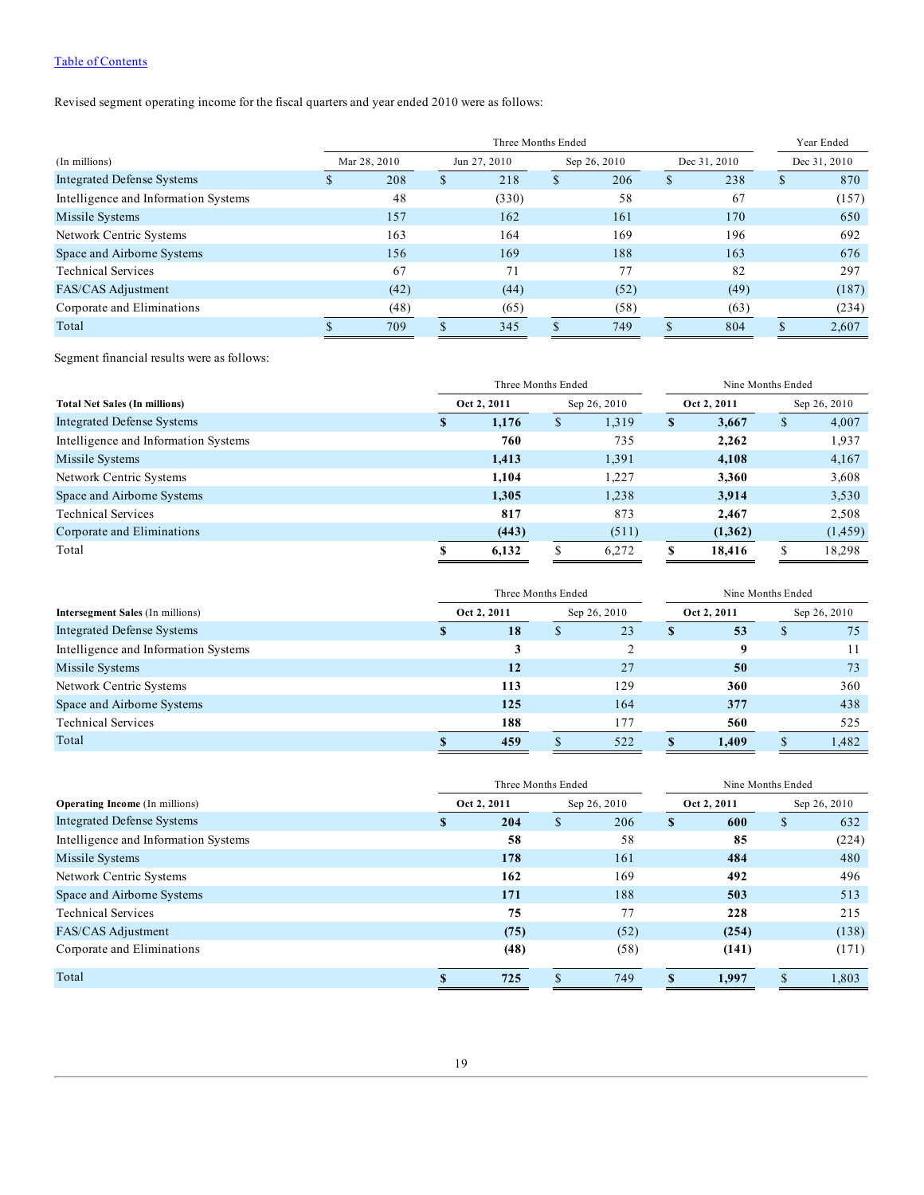[Table of Contents](#)

Revised segment operating income for the fiscal quarters and year ended 2010 were as follows:

| | Three Months Ended | | | | Year Ended |
|---|---|---|---|---|---|
| (In millions) | Mar 28, 2010 | Jun 27, 2010 | Sep 26, 2010 | Dec 31, 2010 | Dec 31, 2010 |
| Integrated Defense Systems | $ 208 | $ 218 | $ 206 | $ 238 | $ 870 |
| Intelligence and Information Systems | 48 | (330) | 58 | 67 | (157) |
| Missile Systems | 157 | 162 | 161 | 170 | 650 |
| Network Centric Systems | 163 | 164 | 169 | 196 | 692 |
| Space and Airborne Systems | 156 | 169 | 188 | 163 | 676 |
| Technical Services | 67 | 71 | 77 | 82 | 297 |
| FAS/CAS Adjustment | (42) | (44) | (52) | (49) | (187) |
| Corporate and Eliminations | (48) | (65) | (58) | (63) | (234) |
| Total | $ 709 | $ 345 | $ 749 | $ 804 | $ 2,607 |

Segment financial results were as follows:

| | Three Months Ended | | Nine Months Ended | |
|---|---|---|---|---|
| **Total Net Sales (In millions)** | **Oct 2, 2011** | Sep 26, 2010 | **Oct 2, 2011** | Sep 26, 2010 |
| Integrated Defense Systems | **$ 1,176** | $ 1,319 | **$ 3,667** | $ 4,007 |
| Intelligence and Information Systems | **760** | 735 | **2,262** | 1,937 |
| Missile Systems | **1,413** | 1,391 | **4,108** | 4,167 |
| Network Centric Systems | **1,104** | 1,227 | **3,360** | 3,608 |
| Space and Airborne Systems | **1,305** | 1,238 | **3,914** | 3,530 |
| Technical Services | **817** | 873 | **2,467** | 2,508 |
| Corporate and Eliminations | **(443)** | (511) | **(1,362)** | (1,459) |
| Total | **$ 6,132** | $ 6,272 | **$ 18,416** | $ 18,298 |

| | Three Months Ended | | Nine Months Ended | |
|---|---|---|---|---|
| **Intersegment Sales** (In millions) | **Oct 2, 2011** | Sep 26, 2010 | **Oct 2, 2011** | Sep 26, 2010 |
| Integrated Defense Systems | **$ 18** | $ 23 | **$ 53** | $ 75 |
| Intelligence and Information Systems | **3** | 2 | **9** | 11 |
| Missile Systems | **12** | 27 | **50** | 73 |
| Network Centric Systems | **113** | 129 | **360** | 360 |
| Space and Airborne Systems | **125** | 164 | **377** | 438 |
| Technical Services | **188** | 177 | **560** | 525 |
| Total | **$ 459** | $ 522 | **$ 1,409** | $ 1,482 |

| | Three Months Ended | | Nine Months Ended | |
|---|---|---|---|---|
| **Operating Income** (In millions) | **Oct 2, 2011** | Sep 26, 2010 | **Oct 2, 2011** | Sep 26, 2010 |
| Integrated Defense Systems | **$ 204** | $ 206 | **$ 600** | $ 632 |
| Intelligence and Information Systems | **58** | 58 | **85** | (224) |
| Missile Systems | **178** | 161 | **484** | 480 |
| Network Centric Systems | **162** | 169 | **492** | 496 |
| Space and Airborne Systems | **171** | 188 | **503** | 513 |
| Technical Services | **75** | 77 | **228** | 215 |
| FAS/CAS Adjustment | **(75)** | (52) | **(254)** | (138) |
| Corporate and Eliminations | **(48)** | (58) | **(141)** | (171) |
| Total | **$ 725** | $ 749 | **$ 1,997** | $ 1,803 |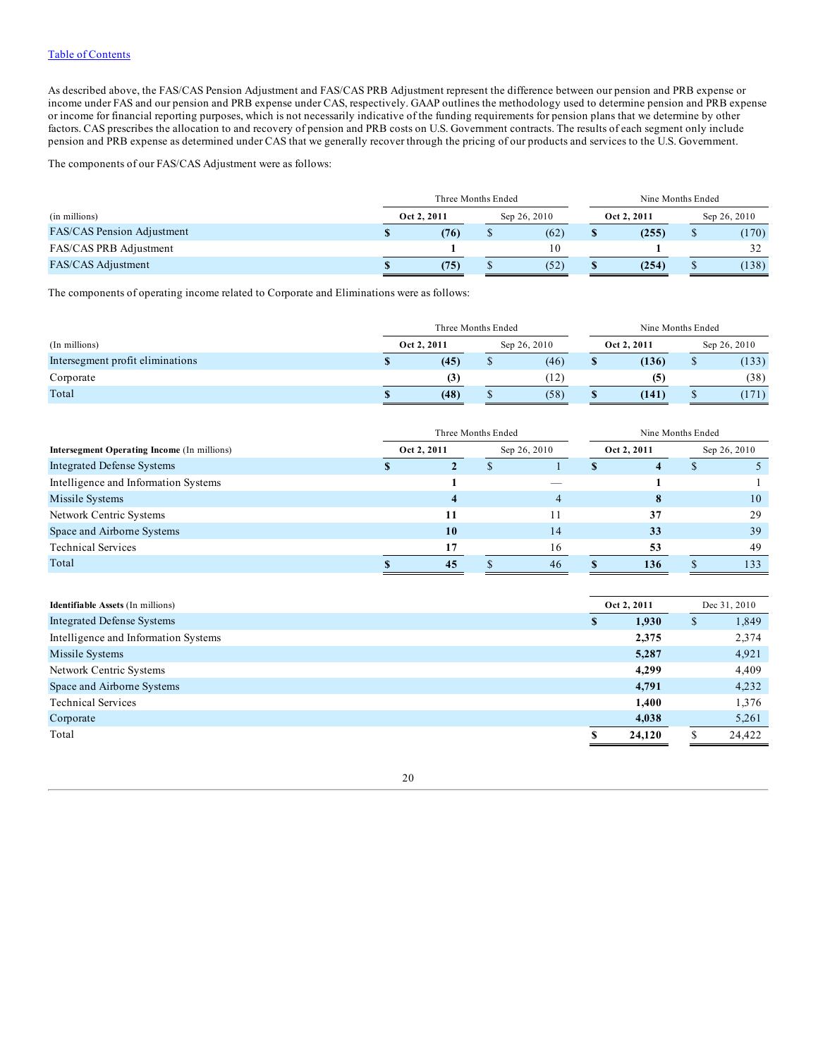As described above, the FAS/CAS Pension Adjustment and FAS/CAS PRB Adjustment represent the difference between our pension and PRB expense or income under FAS and our pension and PRB expense under CAS, respectively. GAAP outlines the methodology used to determine pension and PRB expense or income for financial reporting purposes, which is not necessarily indicative of the funding requirements for pension plans that we determine by other factors. CAS prescribes the allocation to and recovery of pension and PRB costs on U.S. Government contracts. The results of each segment only include pension and PRB expense as determined under CAS that we generally recover through the pricing of our products and services to the U.S. Government.

The components of our FAS/CAS Adjustment were as follows:

| | Three Months Ended | | Nine Months Ended | |
|---|---|---|---|---|
| (in millions) | **Oct 2, 2011** | Sep 26, 2010 | **Oct 2, 2011** | Sep 26, 2010 |
| FAS/CAS Pension Adjustment | **$ (76)** | $ (62) | **$ (255)** | $ (170) |
| FAS/CAS PRB Adjustment | **1** | 10 | **1** | 32 |
| FAS/CAS Adjustment | **$ (75)** | $ (52) | **$ (254)** | $ (138) |

The components of operating income related to Corporate and Eliminations were as follows:

| | Three Months Ended | | Nine Months Ended | |
|---|---|---|---|---|
| (In millions) | **Oct 2, 2011** | Sep 26, 2010 | **Oct 2, 2011** | Sep 26, 2010 |
| Intersegment profit eliminations | **$ (45)** | $ (46) | **$ (136)** | $ (133) |
| Corporate | **(3)** | (12) | **(5)** | (38) |
| Total | **$ (48)** | $ (58) | **$ (141)** | $ (171) |

| | Three Months Ended | | Nine Months Ended | |
|---|---|---|---|---|
| **Intersegment Operating Income** (In millions) | **Oct 2, 2011** | Sep 26, 2010 | **Oct 2, 2011** | Sep 26, 2010 |
| Integrated Defense Systems | **$ 2** | $ 1 | **$ 4** | $ 5 |
| Intelligence and Information Systems | **1** | — | **1** | 1 |
| Missile Systems | **4** | 4 | **8** | 10 |
| Network Centric Systems | **11** | 11 | **37** | 29 |
| Space and Airborne Systems | **10** | 14 | **33** | 39 |
| Technical Services | **17** | 16 | **53** | 49 |
| Total | **$ 45** | $ 46 | **$ 136** | $ 133 |

| **Identifiable Assets** (In millions) | **Oct 2, 2011** | Dec 31, 2010 |
|---|---|---|
| Integrated Defense Systems | **$ 1,930** | $ 1,849 |
| Intelligence and Information Systems | **2,375** | 2,374 |
| Missile Systems | **5,287** | 4,921 |
| Network Centric Systems | **4,299** | 4,409 |
| Space and Airborne Systems | **4,791** | 4,232 |
| Technical Services | **1,400** | 1,376 |
| Corporate | **4,038** | 5,261 |
| Total | **$ 24,120** | $ 24,422 |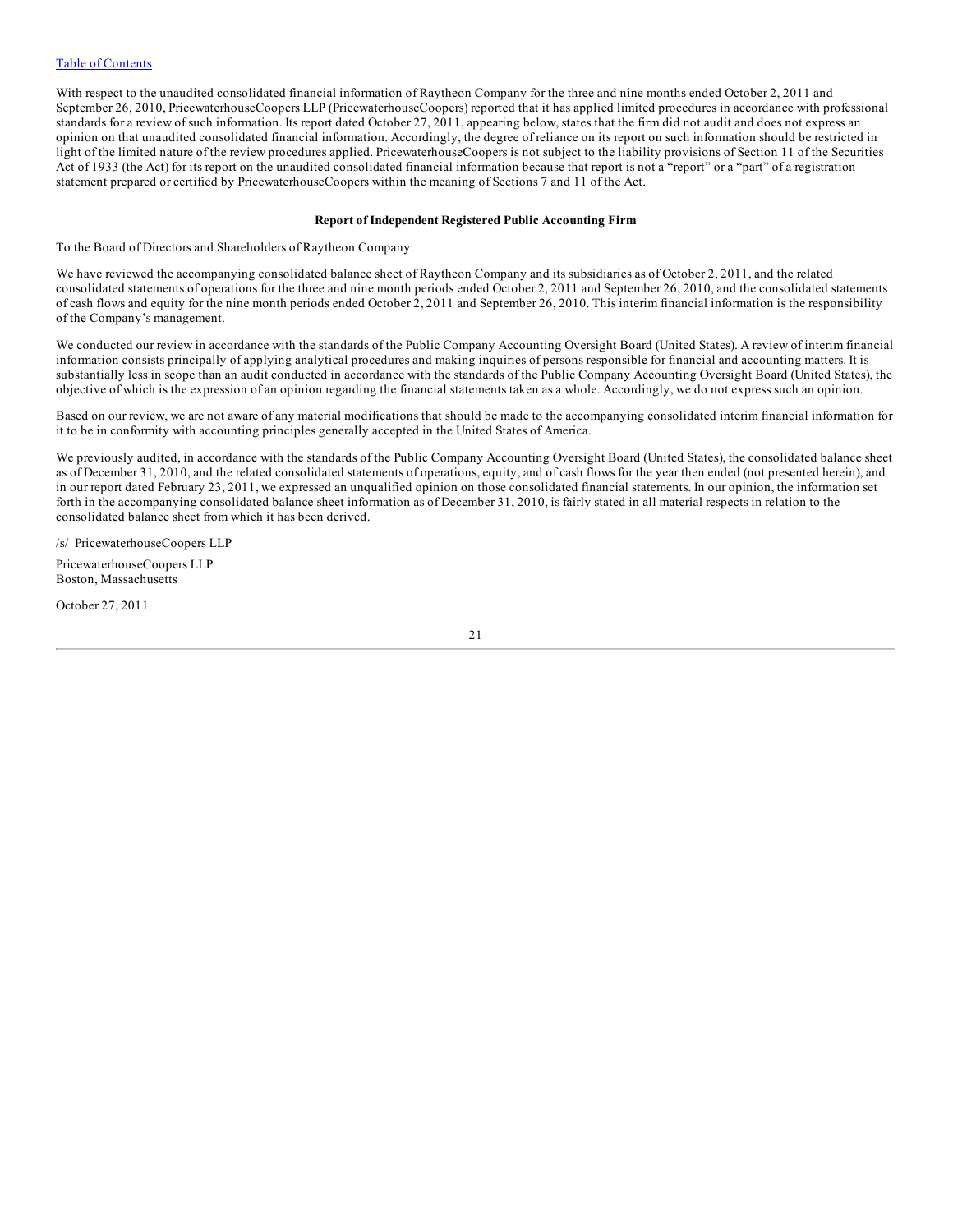With respect to the unaudited consolidated financial information of Raytheon Company for the three and nine months ended October 2, 2011 and September 26, 2010, PricewaterhouseCoopers LLP (PricewaterhouseCoopers) reported that it has applied limited procedures in accordance with professional standards for a review of such information. Its report dated October 27, 2011, appearing below, states that the firm did not audit and does not express an opinion on that unaudited consolidated financial information. Accordingly, the degree of reliance on its report on such information should be restricted in light of the limited nature of the review procedures applied. PricewaterhouseCoopers is not subject to the liability provisions of Section 11 of the Securities Act of 1933 (the Act) for its report on the unaudited consolidated financial information because that report is not a "report" or a "part" of a registration statement prepared or certified by PricewaterhouseCoopers within the meaning of Sections 7 and 11 of the Act.

**Report of Independent Registered Public Accounting Firm**

To the Board of Directors and Shareholders of Raytheon Company:

We have reviewed the accompanying consolidated balance sheet of Raytheon Company and its subsidiaries as of October 2, 2011, and the related consolidated statements of operations for the three and nine month periods ended October 2, 2011 and September 26, 2010, and the consolidated statements of cash flows and equity for the nine month periods ended October 2, 2011 and September 26, 2010. This interim financial information is the responsibility of the Company's management.

We conducted our review in accordance with the standards of the Public Company Accounting Oversight Board (United States). A review of interim financial information consists principally of applying analytical procedures and making inquiries of persons responsible for financial and accounting matters. It is substantially less in scope than an audit conducted in accordance with the standards of the Public Company Accounting Oversight Board (United States), the objective of which is the expression of an opinion regarding the financial statements taken as a whole. Accordingly, we do not express such an opinion.

Based on our review, we are not aware of any material modifications that should be made to the accompanying consolidated interim financial information for it to be in conformity with accounting principles generally accepted in the United States of America.

We previously audited, in accordance with the standards of the Public Company Accounting Oversight Board (United States), the consolidated balance sheet as of December 31, 2010, and the related consolidated statements of operations, equity, and of cash flows for the year then ended (not presented herein), and in our report dated February 23, 2011, we expressed an unqualified opinion on those consolidated financial statements. In our opinion, the information set forth in the accompanying consolidated balance sheet information as of December 31, 2010, is fairly stated in all material respects in relation to the consolidated balance sheet from which it has been derived.

/s/ PricewaterhouseCoopers LLP

PricewaterhouseCoopers LLP
Boston, Massachusetts

October 27, 2011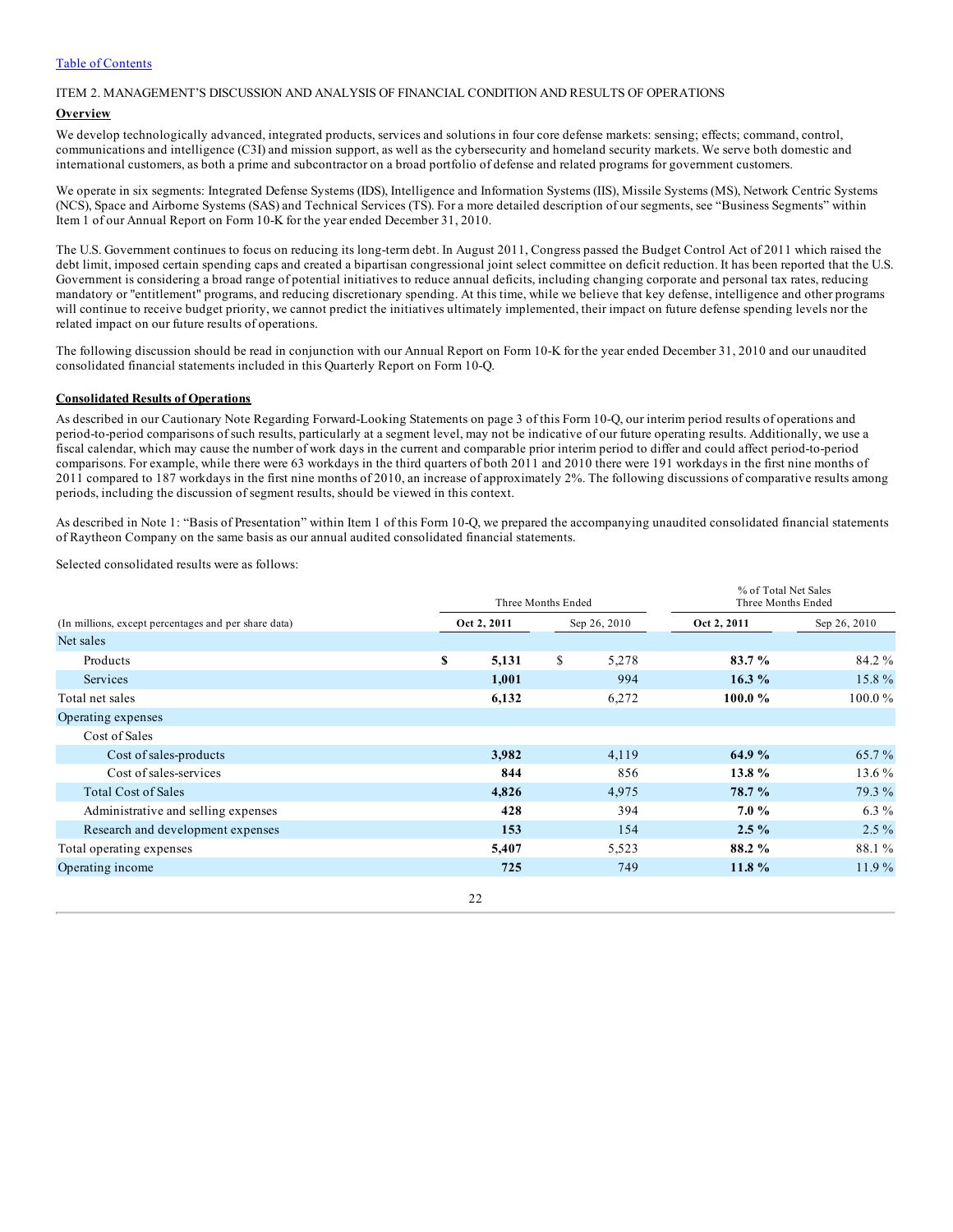ITEM 2. MANAGEMENT'S DISCUSSION AND ANALYSIS OF FINANCIAL CONDITION AND RESULTS OF OPERATIONS

**Overview**

We develop technologically advanced, integrated products, services and solutions in four core defense markets: sensing; effects; command, control, communications and intelligence (C3I) and mission support, as well as the cybersecurity and homeland security markets. We serve both domestic and international customers, as both a prime and subcontractor on a broad portfolio of defense and related programs for government customers.

We operate in six segments: Integrated Defense Systems (IDS), Intelligence and Information Systems (IIS), Missile Systems (MS), Network Centric Systems (NCS), Space and Airborne Systems (SAS) and Technical Services (TS). For a more detailed description of our segments, see "Business Segments" within Item 1 of our Annual Report on Form 10-K for the year ended December 31, 2010.

The U.S. Government continues to focus on reducing its long-term debt. In August 2011, Congress passed the Budget Control Act of 2011 which raised the debt limit, imposed certain spending caps and created a bipartisan congressional joint select committee on deficit reduction. It has been reported that the U.S. Government is considering a broad range of potential initiatives to reduce annual deficits, including changing corporate and personal tax rates, reducing mandatory or "entitlement" programs, and reducing discretionary spending. At this time, while we believe that key defense, intelligence and other programs will continue to receive budget priority, we cannot predict the initiatives ultimately implemented, their impact on future defense spending levels nor the related impact on our future results of operations.

The following discussion should be read in conjunction with our Annual Report on Form 10-K for the year ended December 31, 2010 and our unaudited consolidated financial statements included in this Quarterly Report on Form 10-Q.

**Consolidated Results of Operations**

As described in our Cautionary Note Regarding Forward-Looking Statements on page 3 of this Form 10-Q, our interim period results of operations and period-to-period comparisons of such results, particularly at a segment level, may not be indicative of our future operating results. Additionally, we use a fiscal calendar, which may cause the number of work days in the current and comparable prior interim period to differ and could affect period-to-period comparisons. For example, while there were 63 workdays in the third quarters of both 2011 and 2010 there were 191 workdays in the first nine months of 2011 compared to 187 workdays in the first nine months of 2010, an increase of approximately 2%. The following discussions of comparative results among periods, including the discussion of segment results, should be viewed in this context.

As described in Note 1: "Basis of Presentation" within Item 1 of this Form 10-Q, we prepared the accompanying unaudited consolidated financial statements of Raytheon Company on the same basis as our annual audited consolidated financial statements.

Selected consolidated results were as follows:

| | Three Months Ended | | % of Total Net Sales Three Months Ended | |
|---|---|---|---|---|
| (In millions, except percentages and per share data) | **Oct 2, 2011** | Sep 26, 2010 | **Oct 2, 2011** | Sep 26, 2010 |
| Net sales | | | | |
| Products | **$ 5,131** | $ 5,278 | **83.7 %** | 84.2 % |
| Services | **1,001** | 994 | **16.3 %** | 15.8 % |
| Total net sales | **6,132** | 6,272 | **100.0 %** | 100.0 % |
| Operating expenses | | | | |
| Cost of Sales | | | | |
| Cost of sales-products | **3,982** | 4,119 | **64.9 %** | 65.7 % |
| Cost of sales-services | **844** | 856 | **13.8 %** | 13.6 % |
| Total Cost of Sales | **4,826** | 4,975 | **78.7 %** | 79.3 % |
| Administrative and selling expenses | **428** | 394 | **7.0 %** | 6.3 % |
| Research and development expenses | **153** | 154 | **2.5 %** | 2.5 % |
| Total operating expenses | **5,407** | 5,523 | **88.2 %** | 88.1 % |
| Operating income | **725** | 749 | **11.8 %** | 11.9 % |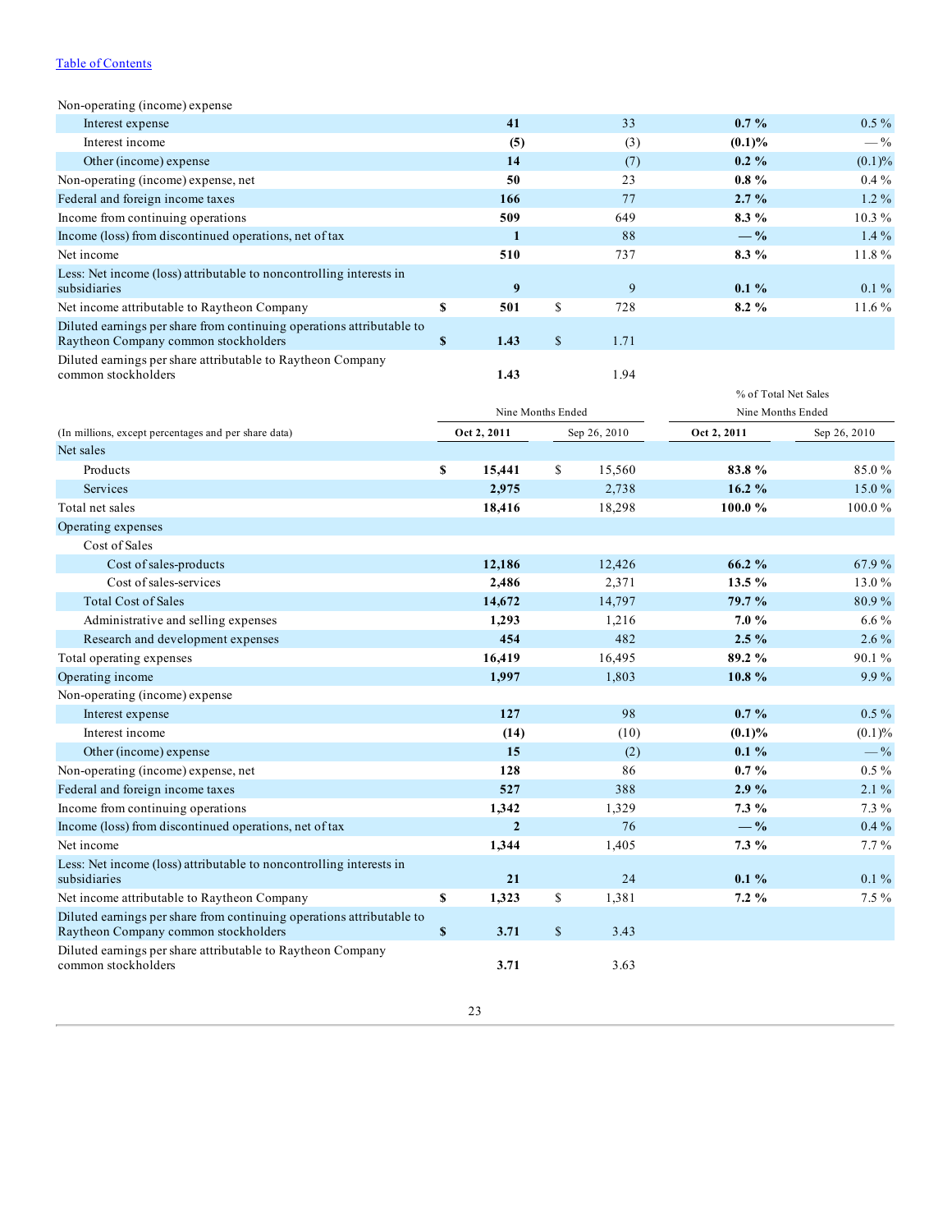[Table of Contents](#)

| | | | | |
|---|---|---|---|---|
| Non-operating (income) expense | | | | |
| Interest expense | **41** | 33 | **0.7 %** | 0.5 % |
| Interest income | **(5)** | (3) | **(0.1)%** | — % |
| Other (income) expense | **14** | (7) | **0.2 %** | (0.1)% |
| Non-operating (income) expense, net | **50** | 23 | **0.8 %** | 0.4 % |
| Federal and foreign income taxes | **166** | 77 | **2.7 %** | 1.2 % |
| Income from continuing operations | **509** | 649 | **8.3 %** | 10.3 % |
| Income (loss) from discontinued operations, net of tax | **1** | 88 | **— %** | 1.4 % |
| Net income | **510** | 737 | **8.3 %** | 11.8 % |
| Less: Net income (loss) attributable to noncontrolling interests in subsidiaries | **9** | 9 | **0.1 %** | 0.1 % |
| Net income attributable to Raytheon Company | **$ 501** | $ 728 | **8.2 %** | 11.6 % |
| Diluted earnings per share from continuing operations attributable to Raytheon Company common stockholders | **$ 1.43** | $ 1.71 | | |
| Diluted earnings per share attributable to Raytheon Company common stockholders | **1.43** | 1.94 | | |

| | Nine Months Ended | | % of Total Net Sales Nine Months Ended | |
|---|---|---|---|---|
| (In millions, except percentages and per share data) | **Oct 2, 2011** | Sep 26, 2010 | **Oct 2, 2011** | Sep 26, 2010 |
| Net sales | | | | |
| Products | **$ 15,441** | $ 15,560 | **83.8 %** | 85.0 % |
| Services | **2,975** | 2,738 | **16.2 %** | 15.0 % |
| Total net sales | **18,416** | 18,298 | **100.0 %** | 100.0 % |
| Operating expenses | | | | |
| Cost of Sales | | | | |
| Cost of sales-products | **12,186** | 12,426 | **66.2 %** | 67.9 % |
| Cost of sales-services | **2,486** | 2,371 | **13.5 %** | 13.0 % |
| Total Cost of Sales | **14,672** | 14,797 | **79.7 %** | 80.9 % |
| Administrative and selling expenses | **1,293** | 1,216 | **7.0 %** | 6.6 % |
| Research and development expenses | **454** | 482 | **2.5 %** | 2.6 % |
| Total operating expenses | **16,419** | 16,495 | **89.2 %** | 90.1 % |
| Operating income | **1,997** | 1,803 | **10.8 %** | 9.9 % |
| Non-operating (income) expense | | | | |
| Interest expense | **127** | 98 | **0.7 %** | 0.5 % |
| Interest income | **(14)** | (10) | **(0.1)%** | (0.1)% |
| Other (income) expense | **15** | (2) | **0.1 %** | — % |
| Non-operating (income) expense, net | **128** | 86 | **0.7 %** | 0.5 % |
| Federal and foreign income taxes | **527** | 388 | **2.9 %** | 2.1 % |
| Income from continuing operations | **1,342** | 1,329 | **7.3 %** | 7.3 % |
| Income (loss) from discontinued operations, net of tax | **2** | 76 | **— %** | 0.4 % |
| Net income | **1,344** | 1,405 | **7.3 %** | 7.7 % |
| Less: Net income (loss) attributable to noncontrolling interests in subsidiaries | **21** | 24 | **0.1 %** | 0.1 % |
| Net income attributable to Raytheon Company | **$ 1,323** | $ 1,381 | **7.2 %** | 7.5 % |
| Diluted earnings per share from continuing operations attributable to Raytheon Company common stockholders | **$ 3.71** | $ 3.43 | | |
| Diluted earnings per share attributable to Raytheon Company common stockholders | **3.71** | 3.63 | | |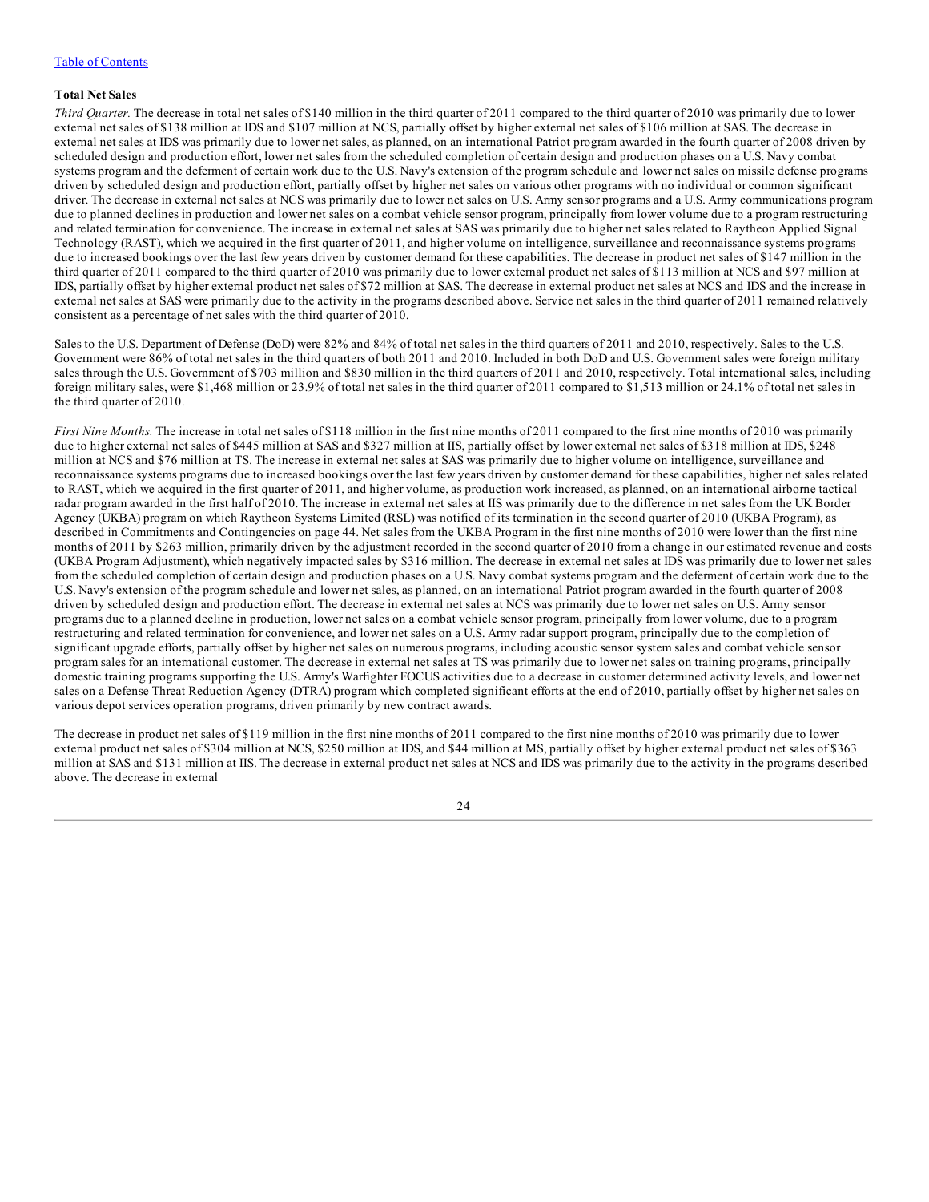**Total Net Sales**

*Third Quarter.* The decrease in total net sales of $140 million in the third quarter of 2011 compared to the third quarter of 2010 was primarily due to lower external net sales of $138 million at IDS and $107 million at NCS, partially offset by higher external net sales of $106 million at SAS. The decrease in external net sales at IDS was primarily due to lower net sales, as planned, on an international Patriot program awarded in the fourth quarter of 2008 driven by scheduled design and production effort, lower net sales from the scheduled completion of certain design and production phases on a U.S. Navy combat systems program and the deferment of certain work due to the U.S. Navy's extension of the program schedule and lower net sales on missile defense programs driven by scheduled design and production effort, partially offset by higher net sales on various other programs with no individual or common significant driver. The decrease in external net sales at NCS was primarily due to lower net sales on U.S. Army sensor programs and a U.S. Army communications program due to planned declines in production and lower net sales on a combat vehicle sensor program, principally from lower volume due to a program restructuring and related termination for convenience. The increase in external net sales at SAS was primarily due to higher net sales related to Raytheon Applied Signal Technology (RAST), which we acquired in the first quarter of 2011, and higher volume on intelligence, surveillance and reconnaissance systems programs due to increased bookings over the last few years driven by customer demand for these capabilities. The decrease in product net sales of $147 million in the third quarter of 2011 compared to the third quarter of 2010 was primarily due to lower external product net sales of $113 million at NCS and $97 million at IDS, partially offset by higher external product net sales of $72 million at SAS. The decrease in external product net sales at NCS and IDS and the increase in external net sales at SAS were primarily due to the activity in the programs described above. Service net sales in the third quarter of 2011 remained relatively consistent as a percentage of net sales with the third quarter of 2010.

Sales to the U.S. Department of Defense (DoD) were 82% and 84% of total net sales in the third quarters of 2011 and 2010, respectively. Sales to the U.S. Government were 86% of total net sales in the third quarters of both 2011 and 2010. Included in both DoD and U.S. Government sales were foreign military sales through the U.S. Government of $703 million and $830 million in the third quarters of 2011 and 2010, respectively. Total international sales, including foreign military sales, were $1,468 million or 23.9% of total net sales in the third quarter of 2011 compared to $1,513 million or 24.1% of total net sales in the third quarter of 2010.

*First Nine Months.* The increase in total net sales of $118 million in the first nine months of 2011 compared to the first nine months of 2010 was primarily due to higher external net sales of $445 million at SAS and $327 million at IIS, partially offset by lower external net sales of $318 million at IDS, $248 million at NCS and $76 million at TS. The increase in external net sales at SAS was primarily due to higher volume on intelligence, surveillance and reconnaissance systems programs due to increased bookings over the last few years driven by customer demand for these capabilities, higher net sales related to RAST, which we acquired in the first quarter of 2011, and higher volume, as production work increased, as planned, on an international airborne tactical radar program awarded in the first half of 2010. The increase in external net sales at IIS was primarily due to the difference in net sales from the UK Border Agency (UKBA) program on which Raytheon Systems Limited (RSL) was notified of its termination in the second quarter of 2010 (UKBA Program), as described in Commitments and Contingencies on page 44. Net sales from the UKBA Program in the first nine months of 2010 were lower than the first nine months of 2011 by $263 million, primarily driven by the adjustment recorded in the second quarter of 2010 from a change in our estimated revenue and costs (UKBA Program Adjustment), which negatively impacted sales by $316 million. The decrease in external net sales at IDS was primarily due to lower net sales from the scheduled completion of certain design and production phases on a U.S. Navy combat systems program and the deferment of certain work due to the U.S. Navy's extension of the program schedule and lower net sales, as planned, on an international Patriot program awarded in the fourth quarter of 2008 driven by scheduled design and production effort. The decrease in external net sales at NCS was primarily due to lower net sales on U.S. Army sensor programs due to a planned decline in production, lower net sales on a combat vehicle sensor program, principally from lower volume, due to a program restructuring and related termination for convenience, and lower net sales on a U.S. Army radar support program, principally due to the completion of significant upgrade efforts, partially offset by higher net sales on numerous programs, including acoustic sensor system sales and combat vehicle sensor program sales for an international customer. The decrease in external net sales at TS was primarily due to lower net sales on training programs, principally domestic training programs supporting the U.S. Army's Warfighter FOCUS activities due to a decrease in customer determined activity levels, and lower net sales on a Defense Threat Reduction Agency (DTRA) program which completed significant efforts at the end of 2010, partially offset by higher net sales on various depot services operation programs, driven primarily by new contract awards.

The decrease in product net sales of $119 million in the first nine months of 2011 compared to the first nine months of 2010 was primarily due to lower external product net sales of $304 million at NCS, $250 million at IDS, and $44 million at MS, partially offset by higher external product net sales of $363 million at SAS and $131 million at IIS. The decrease in external product net sales at NCS and IDS was primarily due to the activity in the programs described above. The decrease in external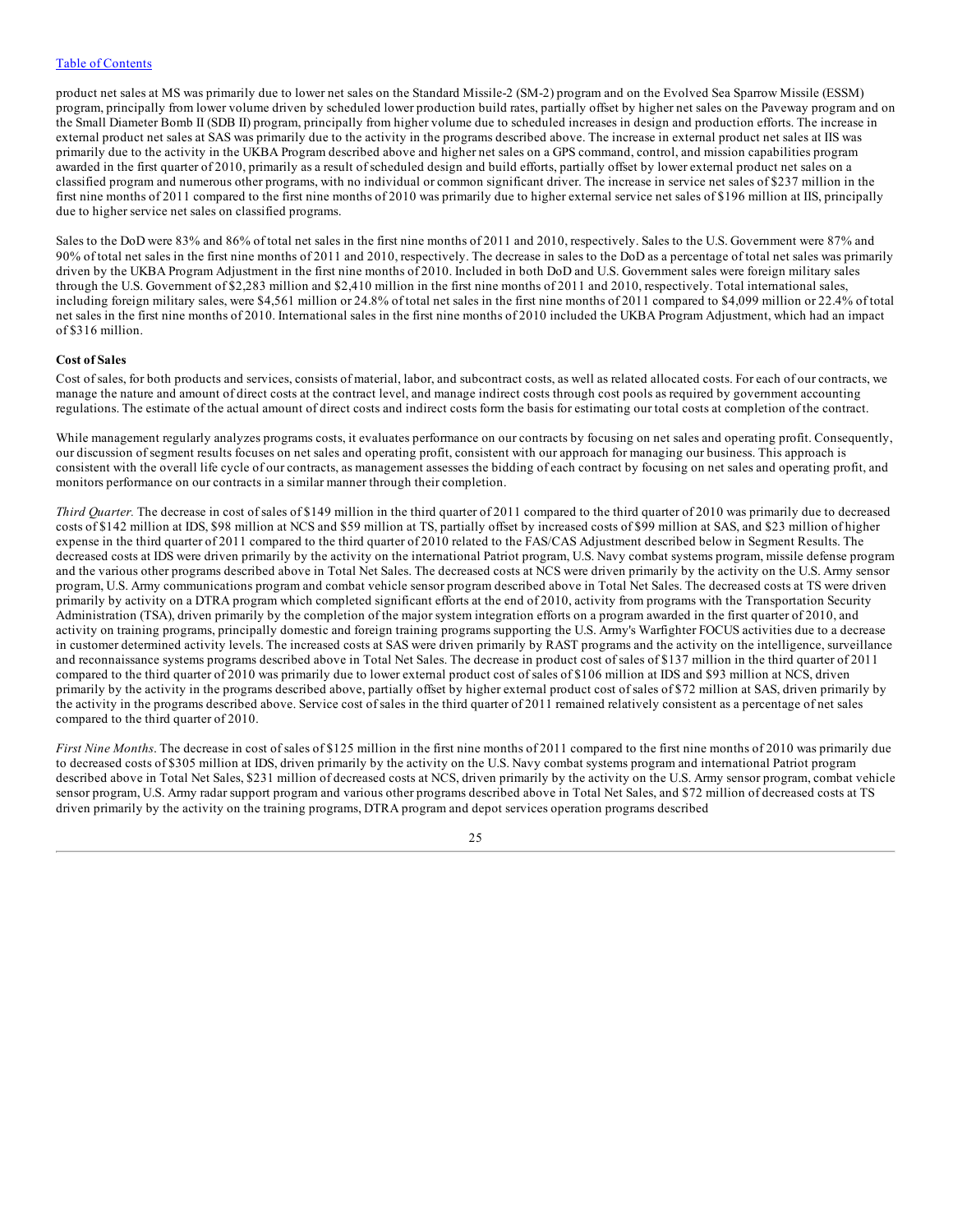product net sales at MS was primarily due to lower net sales on the Standard Missile-2 (SM-2) program and on the Evolved Sea Sparrow Missile (ESSM) program, principally from lower volume driven by scheduled lower production build rates, partially offset by higher net sales on the Paveway program and on the Small Diameter Bomb II (SDB II) program, principally from higher volume due to scheduled increases in design and production efforts. The increase in external product net sales at SAS was primarily due to the activity in the programs described above. The increase in external product net sales at IIS was primarily due to the activity in the UKBA Program described above and higher net sales on a GPS command, control, and mission capabilities program awarded in the first quarter of 2010, primarily as a result of scheduled design and build efforts, partially offset by lower external product net sales on a classified program and numerous other programs, with no individual or common significant driver. The increase in service net sales of $237 million in the first nine months of 2011 compared to the first nine months of 2010 was primarily due to higher external service net sales of $196 million at IIS, principally due to higher service net sales on classified programs.

Sales to the DoD were 83% and 86% of total net sales in the first nine months of 2011 and 2010, respectively. Sales to the U.S. Government were 87% and 90% of total net sales in the first nine months of 2011 and 2010, respectively. The decrease in sales to the DoD as a percentage of total net sales was primarily driven by the UKBA Program Adjustment in the first nine months of 2010. Included in both DoD and U.S. Government sales were foreign military sales through the U.S. Government of $2,283 million and $2,410 million in the first nine months of 2011 and 2010, respectively. Total international sales, including foreign military sales, were $4,561 million or 24.8% of total net sales in the first nine months of 2011 compared to $4,099 million or 22.4% of total net sales in the first nine months of 2010. International sales in the first nine months of 2010 included the UKBA Program Adjustment, which had an impact of $316 million.

**Cost of Sales**

Cost of sales, for both products and services, consists of material, labor, and subcontract costs, as well as related allocated costs. For each of our contracts, we manage the nature and amount of direct costs at the contract level, and manage indirect costs through cost pools as required by government accounting regulations. The estimate of the actual amount of direct costs and indirect costs form the basis for estimating our total costs at completion of the contract.

While management regularly analyzes programs costs, it evaluates performance on our contracts by focusing on net sales and operating profit. Consequently, our discussion of segment results focuses on net sales and operating profit, consistent with our approach for managing our business. This approach is consistent with the overall life cycle of our contracts, as management assesses the bidding of each contract by focusing on net sales and operating profit, and monitors performance on our contracts in a similar manner through their completion.

*Third Quarter.* The decrease in cost of sales of $149 million in the third quarter of 2011 compared to the third quarter of 2010 was primarily due to decreased costs of $142 million at IDS, $98 million at NCS and $59 million at TS, partially offset by increased costs of $99 million at SAS, and $23 million of higher expense in the third quarter of 2011 compared to the third quarter of 2010 related to the FAS/CAS Adjustment described below in Segment Results. The decreased costs at IDS were driven primarily by the activity on the international Patriot program, U.S. Navy combat systems program, missile defense program and the various other programs described above in Total Net Sales. The decreased costs at NCS were driven primarily by the activity on the U.S. Army sensor program, U.S. Army communications program and combat vehicle sensor program described above in Total Net Sales. The decreased costs at TS were driven primarily by activity on a DTRA program which completed significant efforts at the end of 2010, activity from programs with the Transportation Security Administration (TSA), driven primarily by the completion of the major system integration efforts on a program awarded in the first quarter of 2010, and activity on training programs, principally domestic and foreign training programs supporting the U.S. Army's Warfighter FOCUS activities due to a decrease in customer determined activity levels. The increased costs at SAS were driven primarily by RAST programs and the activity on the intelligence, surveillance and reconnaissance systems programs described above in Total Net Sales. The decrease in product cost of sales of $137 million in the third quarter of 2011 compared to the third quarter of 2010 was primarily due to lower external product cost of sales of $106 million at IDS and $93 million at NCS, driven primarily by the activity in the programs described above, partially offset by higher external product cost of sales of $72 million at SAS, driven primarily by the activity in the programs described above. Service cost of sales in the third quarter of 2011 remained relatively consistent as a percentage of net sales compared to the third quarter of 2010.

*First Nine Months*. The decrease in cost of sales of $125 million in the first nine months of 2011 compared to the first nine months of 2010 was primarily due to decreased costs of $305 million at IDS, driven primarily by the activity on the U.S. Navy combat systems program and international Patriot program described above in Total Net Sales, $231 million of decreased costs at NCS, driven primarily by the activity on the U.S. Army sensor program, combat vehicle sensor program, U.S. Army radar support program and various other programs described above in Total Net Sales, and $72 million of decreased costs at TS driven primarily by the activity on the training programs, DTRA program and depot services operation programs described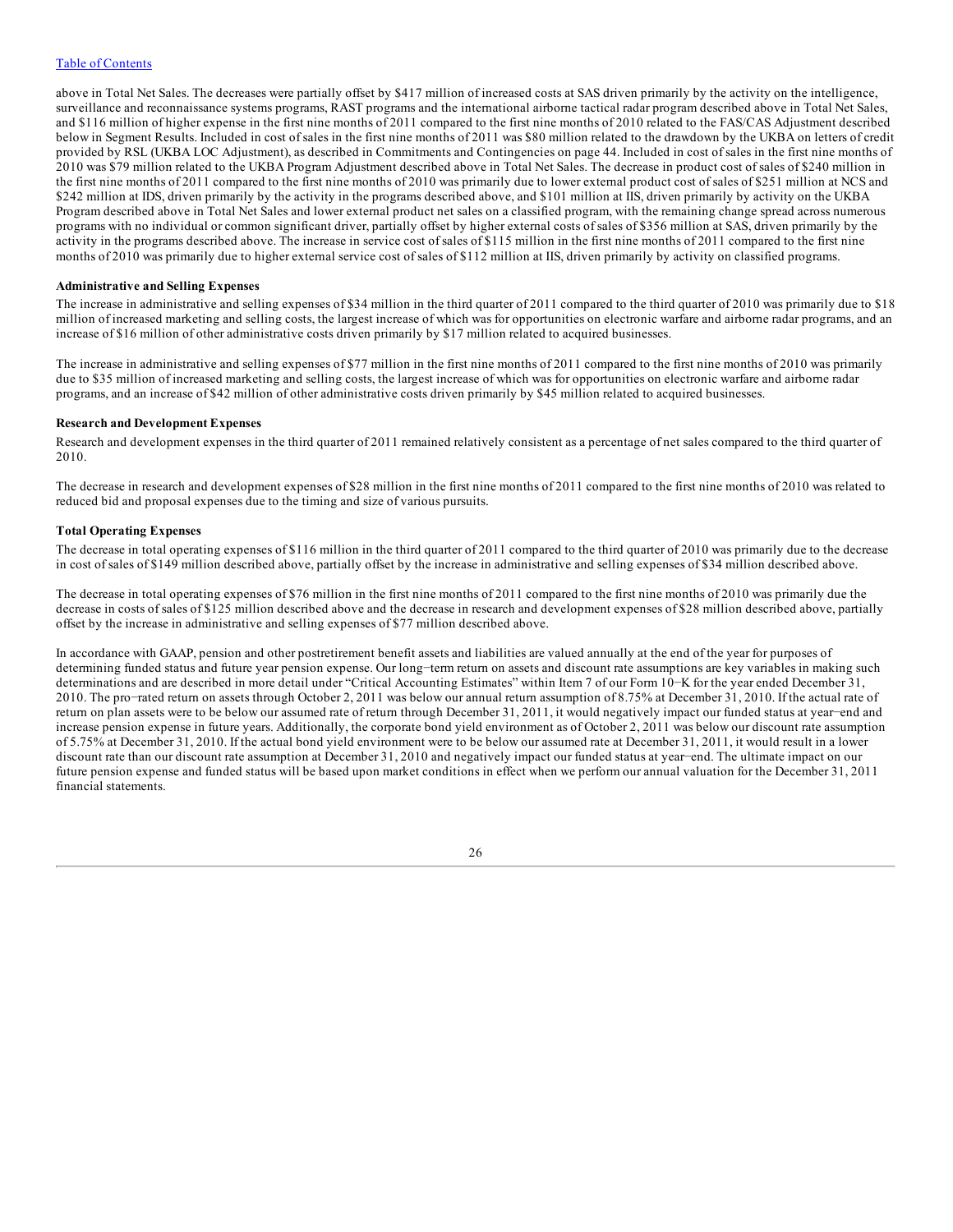above in Total Net Sales. The decreases were partially offset by $417 million of increased costs at SAS driven primarily by the activity on the intelligence, surveillance and reconnaissance systems programs, RAST programs and the international airborne tactical radar program described above in Total Net Sales, and $116 million of higher expense in the first nine months of 2011 compared to the first nine months of 2010 related to the FAS/CAS Adjustment described below in Segment Results. Included in cost of sales in the first nine months of 2011 was $80 million related to the drawdown by the UKBA on letters of credit provided by RSL (UKBA LOC Adjustment), as described in Commitments and Contingencies on page 44. Included in cost of sales in the first nine months of 2010 was $79 million related to the UKBA Program Adjustment described above in Total Net Sales. The decrease in product cost of sales of $240 million in the first nine months of 2011 compared to the first nine months of 2010 was primarily due to lower external product cost of sales of $251 million at NCS and $242 million at IDS, driven primarily by the activity in the programs described above, and $101 million at IIS, driven primarily by activity on the UKBA Program described above in Total Net Sales and lower external product net sales on a classified program, with the remaining change spread across numerous programs with no individual or common significant driver, partially offset by higher external costs of sales of $356 million at SAS, driven primarily by the activity in the programs described above. The increase in service cost of sales of $115 million in the first nine months of 2011 compared to the first nine months of 2010 was primarily due to higher external service cost of sales of $112 million at IIS, driven primarily by activity on classified programs.

**Administrative and Selling Expenses**

The increase in administrative and selling expenses of $34 million in the third quarter of 2011 compared to the third quarter of 2010 was primarily due to $18 million of increased marketing and selling costs, the largest increase of which was for opportunities on electronic warfare and airborne radar programs, and an increase of $16 million of other administrative costs driven primarily by $17 million related to acquired businesses.

The increase in administrative and selling expenses of $77 million in the first nine months of 2011 compared to the first nine months of 2010 was primarily due to $35 million of increased marketing and selling costs, the largest increase of which was for opportunities on electronic warfare and airborne radar programs, and an increase of $42 million of other administrative costs driven primarily by $45 million related to acquired businesses.

**Research and Development Expenses**

Research and development expenses in the third quarter of 2011 remained relatively consistent as a percentage of net sales compared to the third quarter of 2010.

The decrease in research and development expenses of $28 million in the first nine months of 2011 compared to the first nine months of 2010 was related to reduced bid and proposal expenses due to the timing and size of various pursuits.

**Total Operating Expenses**

The decrease in total operating expenses of $116 million in the third quarter of 2011 compared to the third quarter of 2010 was primarily due to the decrease in cost of sales of $149 million described above, partially offset by the increase in administrative and selling expenses of $34 million described above.

The decrease in total operating expenses of $76 million in the first nine months of 2011 compared to the first nine months of 2010 was primarily due the decrease in costs of sales of $125 million described above and the decrease in research and development expenses of $28 million described above, partially offset by the increase in administrative and selling expenses of $77 million described above.

In accordance with GAAP, pension and other postretirement benefit assets and liabilities are valued annually at the end of the year for purposes of determining funded status and future year pension expense. Our long–term return on assets and discount rate assumptions are key variables in making such determinations and are described in more detail under "Critical Accounting Estimates" within Item 7 of our Form 10–K for the year ended December 31, 2010. The pro–rated return on assets through October 2, 2011 was below our annual return assumption of 8.75% at December 31, 2010. If the actual rate of return on plan assets were to be below our assumed rate of return through December 31, 2011, it would negatively impact our funded status at year–end and increase pension expense in future years. Additionally, the corporate bond yield environment as of October 2, 2011 was below our discount rate assumption of 5.75% at December 31, 2010. If the actual bond yield environment were to be below our assumed rate at December 31, 2011, it would result in a lower discount rate than our discount rate assumption at December 31, 2010 and negatively impact our funded status at year–end. The ultimate impact on our future pension expense and funded status will be based upon market conditions in effect when we perform our annual valuation for the December 31, 2011 financial statements.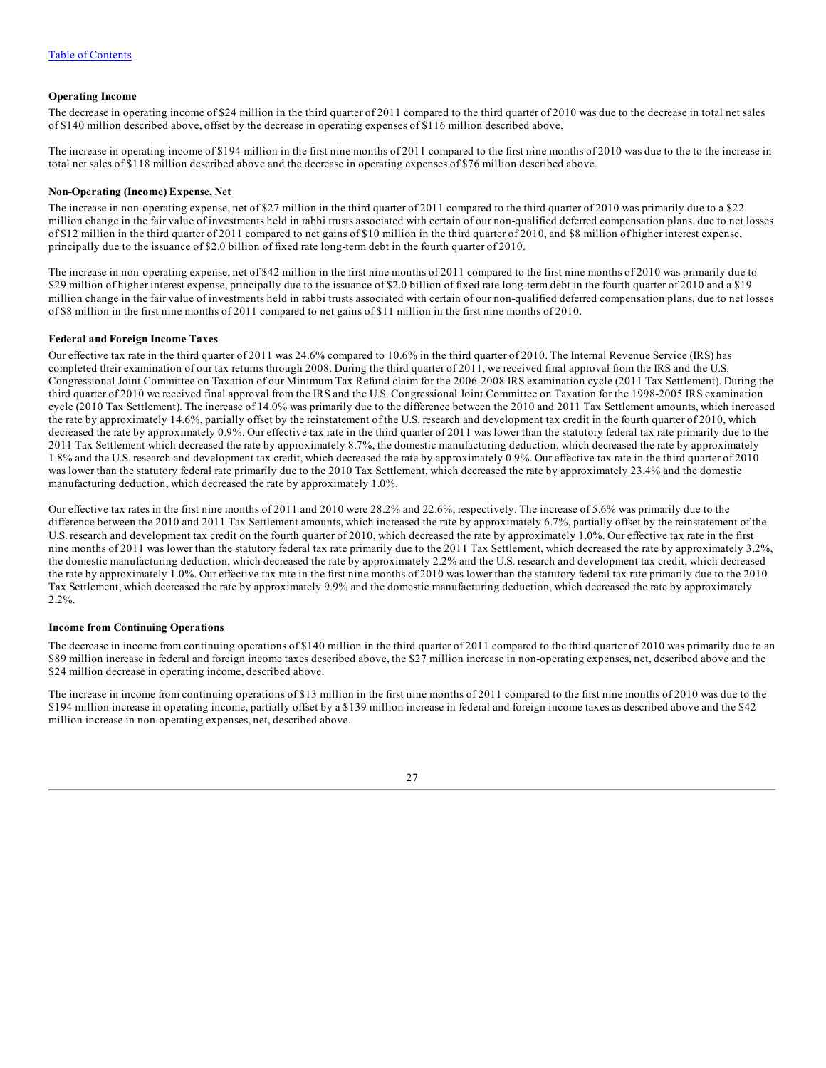[Table of Contents]

### Operating Income

The decrease in operating income of $24 million in the third quarter of 2011 compared to the third quarter of 2010 was due to the decrease in total net sales of $140 million described above, offset by the decrease in operating expenses of $116 million described above.

The increase in operating income of $194 million in the first nine months of 2011 compared to the first nine months of 2010 was due to the to the increase in total net sales of $118 million described above and the decrease in operating expenses of $76 million described above.

### Non-Operating (Income) Expense, Net

The increase in non-operating expense, net of $27 million in the third quarter of 2011 compared to the third quarter of 2010 was primarily due to a $22 million change in the fair value of investments held in rabbi trusts associated with certain of our non-qualified deferred compensation plans, due to net losses of $12 million in the third quarter of 2011 compared to net gains of $10 million in the third quarter of 2010, and $8 million of higher interest expense, principally due to the issuance of $2.0 billion of fixed rate long-term debt in the fourth quarter of 2010.

The increase in non-operating expense, net of $42 million in the first nine months of 2011 compared to the first nine months of 2010 was primarily due to $29 million of higher interest expense, principally due to the issuance of $2.0 billion of fixed rate long-term debt in the fourth quarter of 2010 and a $19 million change in the fair value of investments held in rabbi trusts associated with certain of our non-qualified deferred compensation plans, due to net losses of $8 million in the first nine months of 2011 compared to net gains of $11 million in the first nine months of 2010.

### Federal and Foreign Income Taxes

Our effective tax rate in the third quarter of 2011 was 24.6% compared to 10.6% in the third quarter of 2010. The Internal Revenue Service (IRS) has completed their examination of our tax returns through 2008. During the third quarter of 2011, we received final approval from the IRS and the U.S. Congressional Joint Committee on Taxation of our Minimum Tax Refund claim for the 2006-2008 IRS examination cycle (2011 Tax Settlement). During the third quarter of 2010 we received final approval from the IRS and the U.S. Congressional Joint Committee on Taxation for the 1998-2005 IRS examination cycle (2010 Tax Settlement). The increase of 14.0% was primarily due to the difference between the 2010 and 2011 Tax Settlement amounts, which increased the rate by approximately 14.6%, partially offset by the reinstatement of the U.S. research and development tax credit in the fourth quarter of 2010, which decreased the rate by approximately 0.9%. Our effective tax rate in the third quarter of 2011 was lower than the statutory federal tax rate primarily due to the 2011 Tax Settlement which decreased the rate by approximately 8.7%, the domestic manufacturing deduction, which decreased the rate by approximately 1.8% and the U.S. research and development tax credit, which decreased the rate by approximately 0.9%. Our effective tax rate in the third quarter of 2010 was lower than the statutory federal rate primarily due to the 2010 Tax Settlement, which decreased the rate by approximately 23.4% and the domestic manufacturing deduction, which decreased the rate by approximately 1.0%.

Our effective tax rates in the first nine months of 2011 and 2010 were 28.2% and 22.6%, respectively. The increase of 5.6% was primarily due to the difference between the 2010 and 2011 Tax Settlement amounts, which increased the rate by approximately 6.7%, partially offset by the reinstatement of the U.S. research and development tax credit on the fourth quarter of 2010, which decreased the rate by approximately 1.0%. Our effective tax rate in the first nine months of 2011 was lower than the statutory federal tax rate primarily due to the 2011 Tax Settlement, which decreased the rate by approximately 3.2%, the domestic manufacturing deduction, which decreased the rate by approximately 2.2% and the U.S. research and development tax credit, which decreased the rate by approximately 1.0%. Our effective tax rate in the first nine months of 2010 was lower than the statutory federal tax rate primarily due to the 2010 Tax Settlement, which decreased the rate by approximately 9.9% and the domestic manufacturing deduction, which decreased the rate by approximately 2.2%.

### Income from Continuing Operations

The decrease in income from continuing operations of $140 million in the third quarter of 2011 compared to the third quarter of 2010 was primarily due to an $89 million increase in federal and foreign income taxes described above, the $27 million increase in non-operating expenses, net, described above and the $24 million decrease in operating income, described above.

The increase in income from continuing operations of $13 million in the first nine months of 2011 compared to the first nine months of 2010 was due to the $194 million increase in operating income, partially offset by a $139 million increase in federal and foreign income taxes as described above and the $42 million increase in non-operating expenses, net, described above.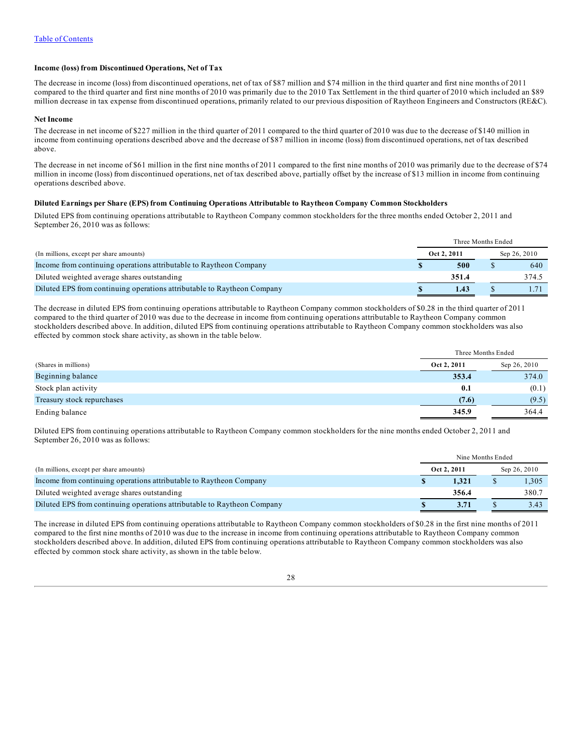Table of Contents

**Income (loss) from Discontinued Operations, Net of Tax**

The decrease in income (loss) from discontinued operations, net of tax of $87 million and $74 million in the third quarter and first nine months of 2011 compared to the third quarter and first nine months of 2010 was primarily due to the 2010 Tax Settlement in the third quarter of 2010 which included an $89 million decrease in tax expense from discontinued operations, primarily related to our previous disposition of Raytheon Engineers and Constructors (RE&C).

**Net Income**

The decrease in net income of $227 million in the third quarter of 2011 compared to the third quarter of 2010 was due to the decrease of $140 million in income from continuing operations described above and the decrease of $87 million in income (loss) from discontinued operations, net of tax described above.

The decrease in net income of $61 million in the first nine months of 2011 compared to the first nine months of 2010 was primarily due to the decrease of $74 million in income (loss) from discontinued operations, net of tax described above, partially offset by the increase of $13 million in income from continuing operations described above.

**Diluted Earnings per Share (EPS) from Continuing Operations Attributable to Raytheon Company Common Stockholders**

Diluted EPS from continuing operations attributable to Raytheon Company common stockholders for the three months ended October 2, 2011 and September 26, 2010 was as follows:

| | Three Months Ended | |
|---|---|---|
| (In millions, except per share amounts) | **Oct 2, 2011** | Sep 26, 2010 |
| Income from continuing operations attributable to Raytheon Company | **$ 500** | $ 640 |
| Diluted weighted average shares outstanding | **351.4** | 374.5 |
| Diluted EPS from continuing operations attributable to Raytheon Company | **$ 1.43** | $ 1.71 |

The decrease in diluted EPS from continuing operations attributable to Raytheon Company common stockholders of $0.28 in the third quarter of 2011 compared to the third quarter of 2010 was due to the decrease in income from continuing operations attributable to Raytheon Company common stockholders described above. In addition, diluted EPS from continuing operations attributable to Raytheon Company common stockholders was also effected by common stock share activity, as shown in the table below.

| | Three Months Ended | |
|---|---|---|
| (Shares in millions) | **Oct 2, 2011** | Sep 26, 2010 |
| Beginning balance | **353.4** | 374.0 |
| Stock plan activity | **0.1** | (0.1) |
| Treasury stock repurchases | **(7.6)** | (9.5) |
| Ending balance | **345.9** | 364.4 |

Diluted EPS from continuing operations attributable to Raytheon Company common stockholders for the nine months ended October 2, 2011 and September 26, 2010 was as follows:

| | Nine Months Ended | |
|---|---|---|
| (In millions, except per share amounts) | **Oct 2, 2011** | Sep 26, 2010 |
| Income from continuing operations attributable to Raytheon Company | **$ 1,321** | $ 1,305 |
| Diluted weighted average shares outstanding | **356.4** | 380.7 |
| Diluted EPS from continuing operations attributable to Raytheon Company | **$ 3.71** | $ 3.43 |

The increase in diluted EPS from continuing operations attributable to Raytheon Company common stockholders of $0.28 in the first nine months of 2011 compared to the first nine months of 2010 was due to the increase in income from continuing operations attributable to Raytheon Company common stockholders described above. In addition, diluted EPS from continuing operations attributable to Raytheon Company common stockholders was also effected by common stock share activity, as shown in the table below.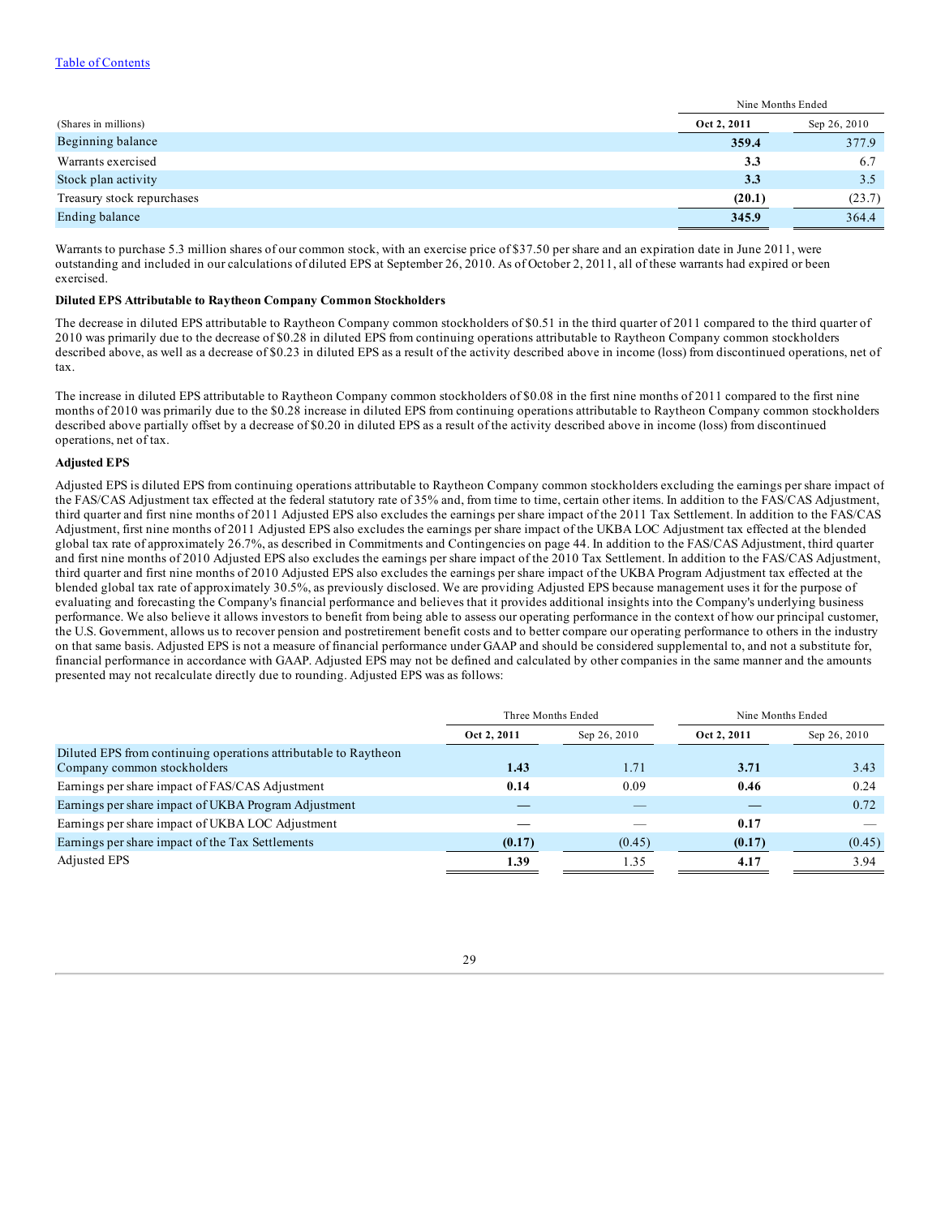| (Shares in millions) | Nine Months Ended | |
|---|---|---|
| | **Oct 2, 2011** | Sep 26, 2010 |
| Beginning balance | **359.4** | 377.9 |
| Warrants exercised | **3.3** | 6.7 |
| Stock plan activity | **3.3** | 3.5 |
| Treasury stock repurchases | **(20.1)** | (23.7) |
| Ending balance | **345.9** | 364.4 |

Warrants to purchase 5.3 million shares of our common stock, with an exercise price of $37.50 per share and an expiration date in June 2011, were outstanding and included in our calculations of diluted EPS at September 26, 2010. As of October 2, 2011, all of these warrants had expired or been exercised.

**Diluted EPS Attributable to Raytheon Company Common Stockholders**

The decrease in diluted EPS attributable to Raytheon Company common stockholders of $0.51 in the third quarter of 2011 compared to the third quarter of 2010 was primarily due to the decrease of $0.28 in diluted EPS from continuing operations attributable to Raytheon Company common stockholders described above, as well as a decrease of $0.23 in diluted EPS as a result of the activity described above in income (loss) from discontinued operations, net of tax.

The increase in diluted EPS attributable to Raytheon Company common stockholders of $0.08 in the first nine months of 2011 compared to the first nine months of 2010 was primarily due to the $0.28 increase in diluted EPS from continuing operations attributable to Raytheon Company common stockholders described above partially offset by a decrease of $0.20 in diluted EPS as a result of the activity described above in income (loss) from discontinued operations, net of tax.

**Adjusted EPS**

Adjusted EPS is diluted EPS from continuing operations attributable to Raytheon Company common stockholders excluding the earnings per share impact of the FAS/CAS Adjustment tax effected at the federal statutory rate of 35% and, from time to time, certain other items. In addition to the FAS/CAS Adjustment, third quarter and first nine months of 2011 Adjusted EPS also excludes the earnings per share impact of the 2011 Tax Settlement. In addition to the FAS/CAS Adjustment, first nine months of 2011 Adjusted EPS also excludes the earnings per share impact of the UKBA LOC Adjustment tax effected at the blended global tax rate of approximately 26.7%, as described in Commitments and Contingencies on page 44. In addition to the FAS/CAS Adjustment, third quarter and first nine months of 2010 Adjusted EPS also excludes the earnings per share impact of the 2010 Tax Settlement. In addition to the FAS/CAS Adjustment, third quarter and first nine months of 2010 Adjusted EPS also excludes the earnings per share impact of the UKBA Program Adjustment tax effected at the blended global tax rate of approximately 30.5%, as previously disclosed. We are providing Adjusted EPS because management uses it for the purpose of evaluating and forecasting the Company's financial performance and believes that it provides additional insights into the Company's underlying business performance. We also believe it allows investors to benefit from being able to assess our operating performance in the context of how our principal customer, the U.S. Government, allows us to recover pension and postretirement benefit costs and to better compare our operating performance to others in the industry on that same basis. Adjusted EPS is not a measure of financial performance under GAAP and should be considered supplemental to, and not a substitute for, financial performance in accordance with GAAP. Adjusted EPS may not be defined and calculated by other companies in the same manner and the amounts presented may not recalculate directly due to rounding. Adjusted EPS was as follows:

| | Three Months Ended | | Nine Months Ended | |
|---|---|---|---|---|
| | **Oct 2, 2011** | Sep 26, 2010 | **Oct 2, 2011** | Sep 26, 2010 |
| Diluted EPS from continuing operations attributable to Raytheon Company common stockholders | **1.43** | 1.71 | **3.71** | 3.43 |
| Earnings per share impact of FAS/CAS Adjustment | **0.14** | 0.09 | **0.46** | 0.24 |
| Earnings per share impact of UKBA Program Adjustment | **—** | — | **—** | 0.72 |
| Earnings per share impact of UKBA LOC Adjustment | **—** | — | **0.17** | — |
| Earnings per share impact of the Tax Settlements | **(0.17)** | (0.45) | **(0.17)** | (0.45) |
| Adjusted EPS | **1.39** | 1.35 | **4.17** | 3.94 |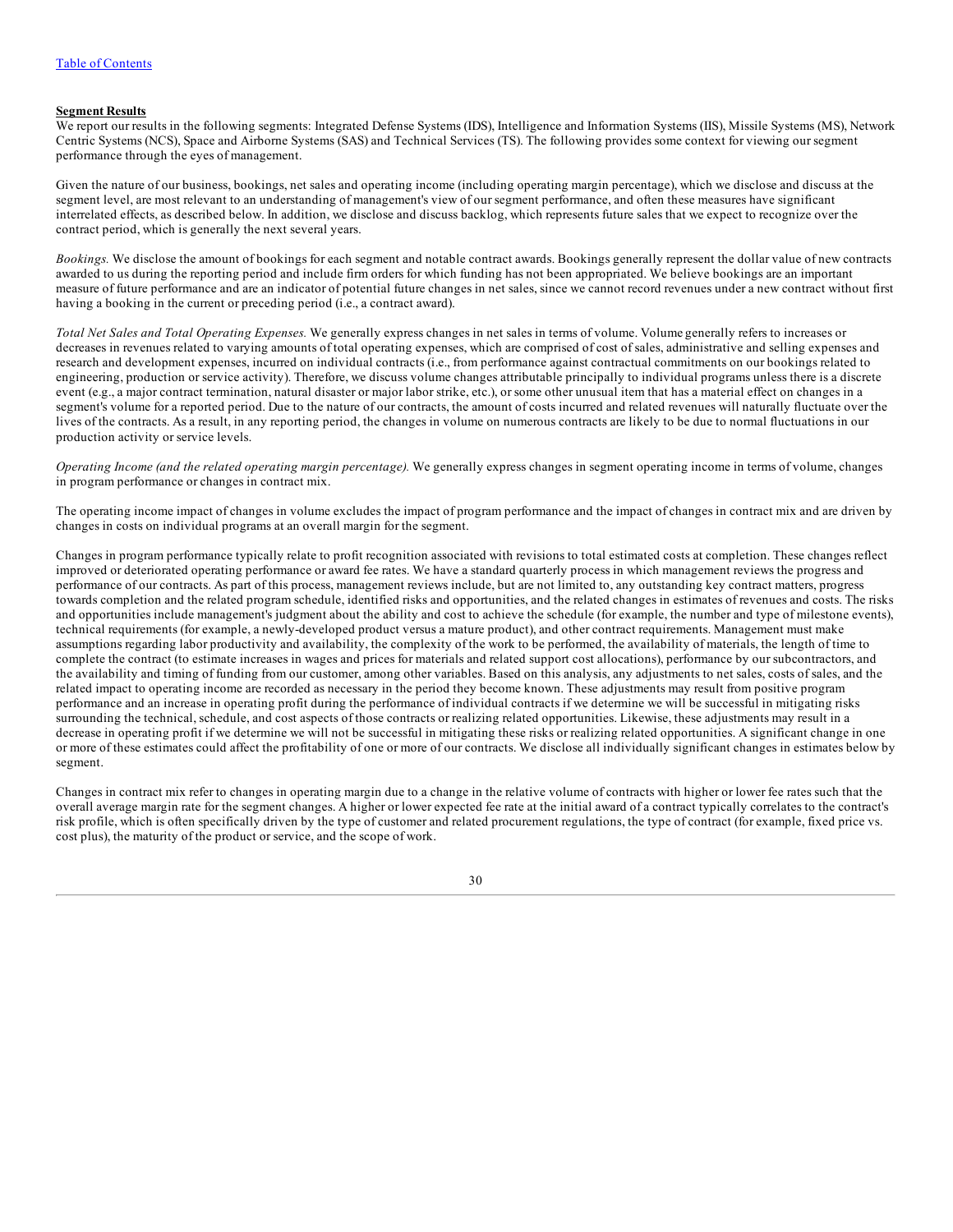Table of Contents

**Segment Results**

We report our results in the following segments: Integrated Defense Systems (IDS), Intelligence and Information Systems (IIS), Missile Systems (MS), Network Centric Systems (NCS), Space and Airborne Systems (SAS) and Technical Services (TS). The following provides some context for viewing our segment performance through the eyes of management.

Given the nature of our business, bookings, net sales and operating income (including operating margin percentage), which we disclose and discuss at the segment level, are most relevant to an understanding of management's view of our segment performance, and often these measures have significant interrelated effects, as described below. In addition, we disclose and discuss backlog, which represents future sales that we expect to recognize over the contract period, which is generally the next several years.

*Bookings.* We disclose the amount of bookings for each segment and notable contract awards. Bookings generally represent the dollar value of new contracts awarded to us during the reporting period and include firm orders for which funding has not been appropriated. We believe bookings are an important measure of future performance and are an indicator of potential future changes in net sales, since we cannot record revenues under a new contract without first having a booking in the current or preceding period (i.e., a contract award).

*Total Net Sales and Total Operating Expenses.* We generally express changes in net sales in terms of volume. Volume generally refers to increases or decreases in revenues related to varying amounts of total operating expenses, which are comprised of cost of sales, administrative and selling expenses and research and development expenses, incurred on individual contracts (i.e., from performance against contractual commitments on our bookings related to engineering, production or service activity). Therefore, we discuss volume changes attributable principally to individual programs unless there is a discrete event (e.g., a major contract termination, natural disaster or major labor strike, etc.), or some other unusual item that has a material effect on changes in a segment's volume for a reported period. Due to the nature of our contracts, the amount of costs incurred and related revenues will naturally fluctuate over the lives of the contracts. As a result, in any reporting period, the changes in volume on numerous contracts are likely to be due to normal fluctuations in our production activity or service levels.

*Operating Income (and the related operating margin percentage).* We generally express changes in segment operating income in terms of volume, changes in program performance or changes in contract mix.

The operating income impact of changes in volume excludes the impact of program performance and the impact of changes in contract mix and are driven by changes in costs on individual programs at an overall margin for the segment.

Changes in program performance typically relate to profit recognition associated with revisions to total estimated costs at completion. These changes reflect improved or deteriorated operating performance or award fee rates. We have a standard quarterly process in which management reviews the progress and performance of our contracts. As part of this process, management reviews include, but are not limited to, any outstanding key contract matters, progress towards completion and the related program schedule, identified risks and opportunities, and the related changes in estimates of revenues and costs. The risks and opportunities include management's judgment about the ability and cost to achieve the schedule (for example, the number and type of milestone events), technical requirements (for example, a newly-developed product versus a mature product), and other contract requirements. Management must make assumptions regarding labor productivity and availability, the complexity of the work to be performed, the availability of materials, the length of time to complete the contract (to estimate increases in wages and prices for materials and related support cost allocations), performance by our subcontractors, and the availability and timing of funding from our customer, among other variables. Based on this analysis, any adjustments to net sales, costs of sales, and the related impact to operating income are recorded as necessary in the period they become known. These adjustments may result from positive program performance and an increase in operating profit during the performance of individual contracts if we determine we will be successful in mitigating risks surrounding the technical, schedule, and cost aspects of those contracts or realizing related opportunities. Likewise, these adjustments may result in a decrease in operating profit if we determine we will not be successful in mitigating these risks or realizing related opportunities. A significant change in one or more of these estimates could affect the profitability of one or more of our contracts. We disclose all individually significant changes in estimates below by segment.

Changes in contract mix refer to changes in operating margin due to a change in the relative volume of contracts with higher or lower fee rates such that the overall average margin rate for the segment changes. A higher or lower expected fee rate at the initial award of a contract typically correlates to the contract's risk profile, which is often specifically driven by the type of customer and related procurement regulations, the type of contract (for example, fixed price vs. cost plus), the maturity of the product or service, and the scope of work.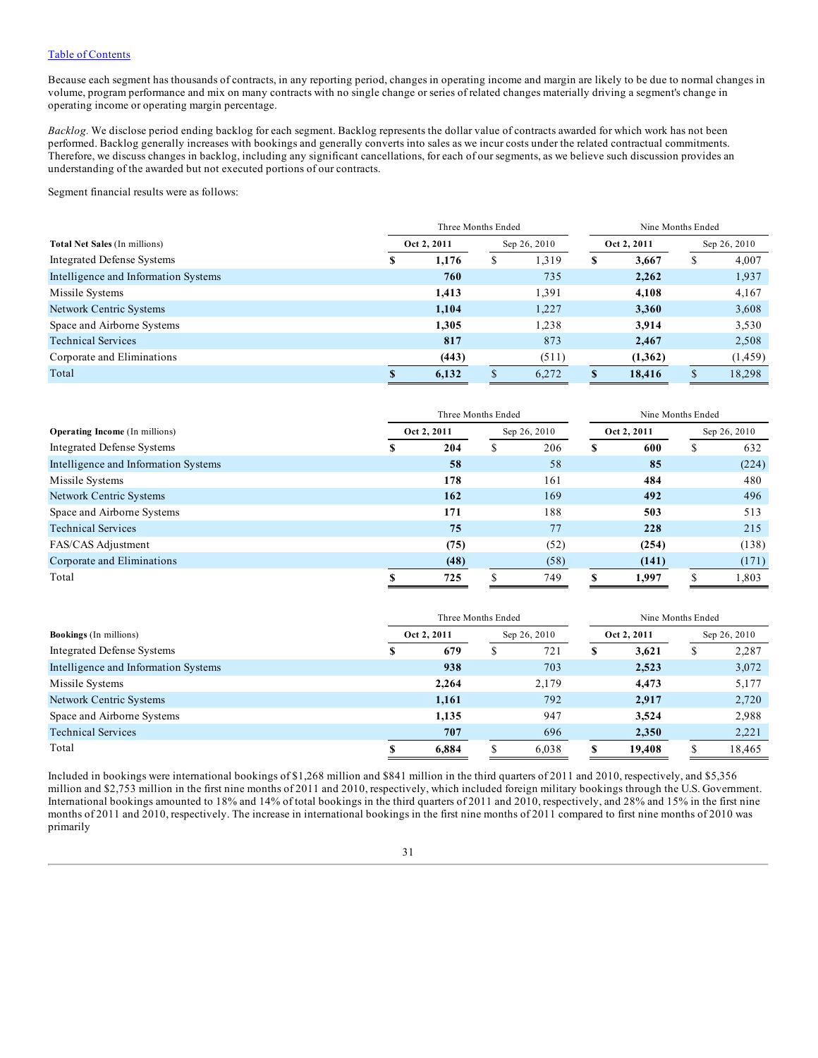Table of Contents

Because each segment has thousands of contracts, in any reporting period, changes in operating income and margin are likely to be due to normal changes in volume, program performance and mix on many contracts with no single change or series of related changes materially driving a segment's change in operating income or operating margin percentage.

*Backlog.* We disclose period ending backlog for each segment. Backlog represents the dollar value of contracts awarded for which work has not been performed. Backlog generally increases with bookings and generally converts into sales as we incur costs under the related contractual commitments. Therefore, we discuss changes in backlog, including any significant cancellations, for each of our segments, as we believe such discussion provides an understanding of the awarded but not executed portions of our contracts.

Segment financial results were as follows:

| | Three Months Ended | | Nine Months Ended | |
|---|---|---|---|---|
| **Total Net Sales** (In millions) | **Oct 2, 2011** | Sep 26, 2010 | **Oct 2, 2011** | Sep 26, 2010 |
| Integrated Defense Systems | **$ 1,176** | $ 1,319 | **$ 3,667** | $ 4,007 |
| Intelligence and Information Systems | **760** | 735 | **2,262** | 1,937 |
| Missile Systems | **1,413** | 1,391 | **4,108** | 4,167 |
| Network Centric Systems | **1,104** | 1,227 | **3,360** | 3,608 |
| Space and Airborne Systems | **1,305** | 1,238 | **3,914** | 3,530 |
| Technical Services | **817** | 873 | **2,467** | 2,508 |
| Corporate and Eliminations | **(443)** | (511) | **(1,362)** | (1,459) |
| Total | **$ 6,132** | $ 6,272 | **$ 18,416** | $ 18,298 |

| | Three Months Ended | | Nine Months Ended | |
|---|---|---|---|---|
| **Operating Income** (In millions) | **Oct 2, 2011** | Sep 26, 2010 | **Oct 2, 2011** | Sep 26, 2010 |
| Integrated Defense Systems | **$ 204** | $ 206 | **$ 600** | $ 632 |
| Intelligence and Information Systems | **58** | 58 | **85** | (224) |
| Missile Systems | **178** | 161 | **484** | 480 |
| Network Centric Systems | **162** | 169 | **492** | 496 |
| Space and Airborne Systems | **171** | 188 | **503** | 513 |
| Technical Services | **75** | 77 | **228** | 215 |
| FAS/CAS Adjustment | **(75)** | (52) | **(254)** | (138) |
| Corporate and Eliminations | **(48)** | (58) | **(141)** | (171) |
| Total | **$ 725** | $ 749 | **$ 1,997** | $ 1,803 |

| | Three Months Ended | | Nine Months Ended | |
|---|---|---|---|---|
| **Bookings** (In millions) | **Oct 2, 2011** | Sep 26, 2010 | **Oct 2, 2011** | Sep 26, 2010 |
| Integrated Defense Systems | **$ 679** | $ 721 | **$ 3,621** | $ 2,287 |
| Intelligence and Information Systems | **938** | 703 | **2,523** | 3,072 |
| Missile Systems | **2,264** | 2,179 | **4,473** | 5,177 |
| Network Centric Systems | **1,161** | 792 | **2,917** | 2,720 |
| Space and Airborne Systems | **1,135** | 947 | **3,524** | 2,988 |
| Technical Services | **707** | 696 | **2,350** | 2,221 |
| Total | **$ 6,884** | $ 6,038 | **$ 19,408** | $ 18,465 |

Included in bookings were international bookings of $1,268 million and $841 million in the third quarters of 2011 and 2010, respectively, and $5,356 million and $2,753 million in the first nine months of 2011 and 2010, respectively, which included foreign military bookings through the U.S. Government. International bookings amounted to 18% and 14% of total bookings in the third quarters of 2011 and 2010, respectively, and 28% and 15% in the first nine months of 2011 and 2010, respectively. The increase in international bookings in the first nine months of 2011 compared to first nine months of 2010 was primarily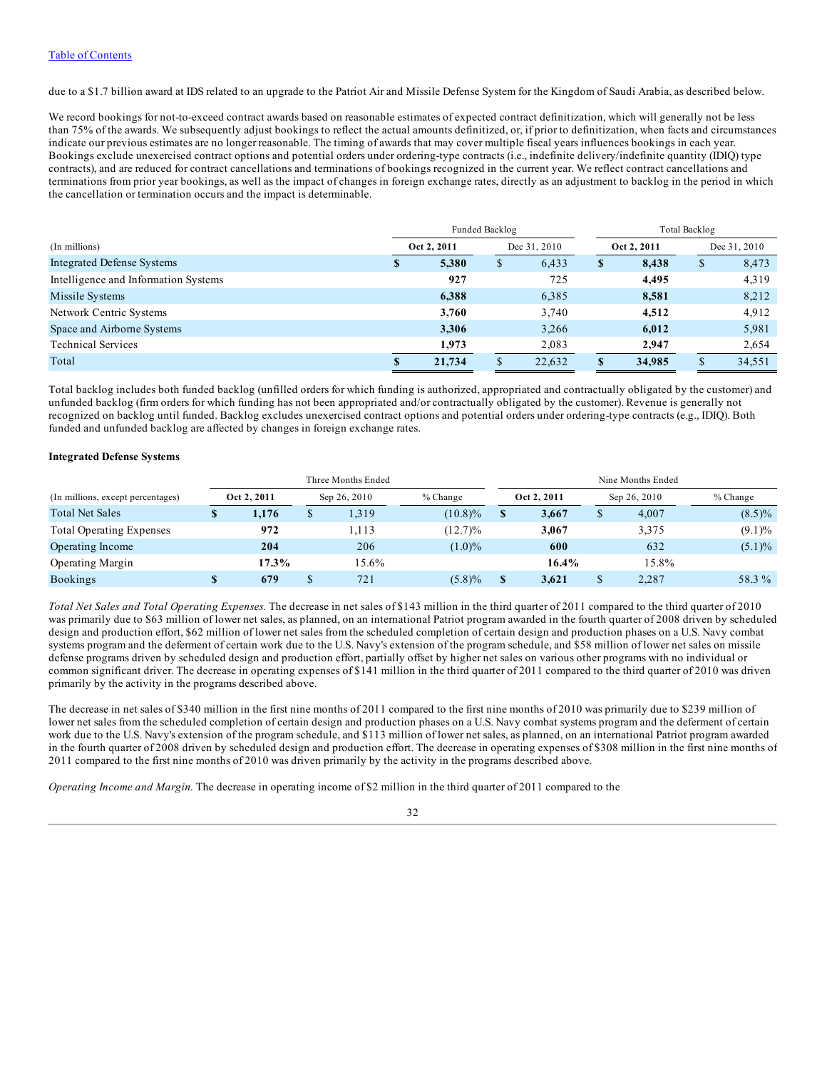due to a $1.7 billion award at IDS related to an upgrade to the Patriot Air and Missile Defense System for the Kingdom of Saudi Arabia, as described below.

We record bookings for not-to-exceed contract awards based on reasonable estimates of expected contract definitization, which will generally not be less than 75% of the awards. We subsequently adjust bookings to reflect the actual amounts definitized, or, if prior to definitization, when facts and circumstances indicate our previous estimates are no longer reasonable. The timing of awards that may cover multiple fiscal years influences bookings in each year. Bookings exclude unexercised contract options and potential orders under ordering-type contracts (i.e., indefinite delivery/indefinite quantity (IDIQ) type contracts), and are reduced for contract cancellations and terminations of bookings recognized in the current year. We reflect contract cancellations and terminations from prior year bookings, as well as the impact of changes in foreign exchange rates, directly as an adjustment to backlog in the period in which the cancellation or termination occurs and the impact is determinable.

| | Funded Backlog | | Total Backlog | |
|---|---|---|---|---|
| (In millions) | **Oct 2, 2011** | Dec 31, 2010 | **Oct 2, 2011** | Dec 31, 2010 |
| Integrated Defense Systems | **$ 5,380** | $ 6,433 | **$ 8,438** | $ 8,473 |
| Intelligence and Information Systems | **927** | 725 | **4,495** | 4,319 |
| Missile Systems | **6,388** | 6,385 | **8,581** | 8,212 |
| Network Centric Systems | **3,760** | 3,740 | **4,512** | 4,912 |
| Space and Airborne Systems | **3,306** | 3,266 | **6,012** | 5,981 |
| Technical Services | **1,973** | 2,083 | **2,947** | 2,654 |
| Total | **$ 21,734** | $ 22,632 | **$ 34,985** | $ 34,551 |

Total backlog includes both funded backlog (unfilled orders for which funding is authorized, appropriated and contractually obligated by the customer) and unfunded backlog (firm orders for which funding has not been appropriated and/or contractually obligated by the customer). Revenue is generally not recognized on backlog until funded. Backlog excludes unexercised contract options and potential orders under ordering-type contracts (e.g., IDIQ). Both funded and unfunded backlog are affected by changes in foreign exchange rates.

**Integrated Defense Systems**

| | Three Months Ended | | | Nine Months Ended | | |
|---|---|---|---|---|---|---|
| (In millions, except percentages) | **Oct 2, 2011** | Sep 26, 2010 | % Change | **Oct 2, 2011** | Sep 26, 2010 | % Change |
| Total Net Sales | **$ 1,176** | $ 1,319 | (10.8)% | **$ 3,667** | $ 4,007 | (8.5)% |
| Total Operating Expenses | **972** | 1,113 | (12.7)% | **3,067** | 3,375 | (9.1)% |
| Operating Income | **204** | 206 | (1.0)% | **600** | 632 | (5.1)% |
| Operating Margin | **17.3%** | 15.6% | | **16.4%** | 15.8% | |
| Bookings | **$ 679** | $ 721 | (5.8)% | **$ 3,621** | $ 2,287 | 58.3 % |

*Total Net Sales and Total Operating Expenses.* The decrease in net sales of $143 million in the third quarter of 2011 compared to the third quarter of 2010 was primarily due to $63 million of lower net sales, as planned, on an international Patriot program awarded in the fourth quarter of 2008 driven by scheduled design and production effort, $62 million of lower net sales from the scheduled completion of certain design and production phases on a U.S. Navy combat systems program and the deferment of certain work due to the U.S. Navy's extension of the program schedule, and $58 million of lower net sales on missile defense programs driven by scheduled design and production effort, partially offset by higher net sales on various other programs with no individual or common significant driver. The decrease in operating expenses of $141 million in the third quarter of 2011 compared to the third quarter of 2010 was driven primarily by the activity in the programs described above.

The decrease in net sales of $340 million in the first nine months of 2011 compared to the first nine months of 2010 was primarily due to $239 million of lower net sales from the scheduled completion of certain design and production phases on a U.S. Navy combat systems program and the deferment of certain work due to the U.S. Navy's extension of the program schedule, and $113 million of lower net sales, as planned, on an international Patriot program awarded in the fourth quarter of 2008 driven by scheduled design and production effort. The decrease in operating expenses of $308 million in the first nine months of 2011 compared to the first nine months of 2010 was driven primarily by the activity in the programs described above.

*Operating Income and Margin.* The decrease in operating income of $2 million in the third quarter of 2011 compared to the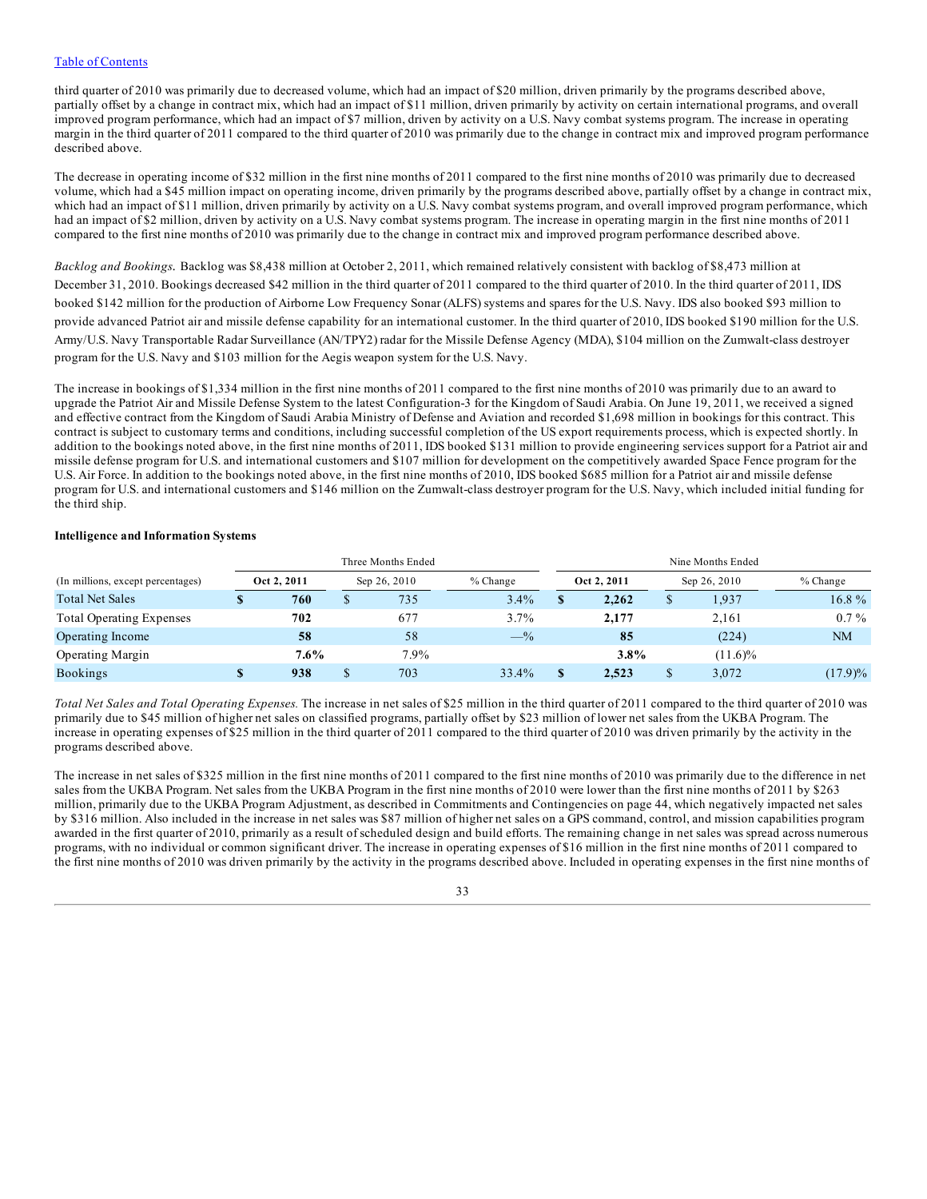third quarter of 2010 was primarily due to decreased volume, which had an impact of $20 million, driven primarily by the programs described above, partially offset by a change in contract mix, which had an impact of $11 million, driven primarily by activity on certain international programs, and overall improved program performance, which had an impact of $7 million, driven by activity on a U.S. Navy combat systems program. The increase in operating margin in the third quarter of 2011 compared to the third quarter of 2010 was primarily due to the change in contract mix and improved program performance described above.

The decrease in operating income of $32 million in the first nine months of 2011 compared to the first nine months of 2010 was primarily due to decreased volume, which had a $45 million impact on operating income, driven primarily by the programs described above, partially offset by a change in contract mix, which had an impact of $11 million, driven primarily by activity on a U.S. Navy combat systems program, and overall improved program performance, which had an impact of $2 million, driven by activity on a U.S. Navy combat systems program. The increase in operating margin in the first nine months of 2011 compared to the first nine months of 2010 was primarily due to the change in contract mix and improved program performance described above.

*Backlog and Bookings.* Backlog was $8,438 million at October 2, 2011, which remained relatively consistent with backlog of $8,473 million at December 31, 2010. Bookings decreased $42 million in the third quarter of 2011 compared to the third quarter of 2010. In the third quarter of 2011, IDS booked $142 million for the production of Airborne Low Frequency Sonar (ALFS) systems and spares for the U.S. Navy. IDS also booked $93 million to provide advanced Patriot air and missile defense capability for an international customer. In the third quarter of 2010, IDS booked $190 million for the U.S. Army/U.S. Navy Transportable Radar Surveillance (AN/TPY2) radar for the Missile Defense Agency (MDA), $104 million on the Zumwalt-class destroyer program for the U.S. Navy and $103 million for the Aegis weapon system for the U.S. Navy.

The increase in bookings of $1,334 million in the first nine months of 2011 compared to the first nine months of 2010 was primarily due to an award to upgrade the Patriot Air and Missile Defense System to the latest Configuration-3 for the Kingdom of Saudi Arabia. On June 19, 2011, we received a signed and effective contract from the Kingdom of Saudi Arabia Ministry of Defense and Aviation and recorded $1,698 million in bookings for this contract. This contract is subject to customary terms and conditions, including successful completion of the US export requirements process, which is expected shortly. In addition to the bookings noted above, in the first nine months of 2011, IDS booked $131 million to provide engineering services support for a Patriot air and missile defense program for U.S. and international customers and $107 million for development on the competitively awarded Space Fence program for the U.S. Air Force. In addition to the bookings noted above, in the first nine months of 2010, IDS booked $685 million for a Patriot air and missile defense program for U.S. and international customers and $146 million on the Zumwalt-class destroyer program for the U.S. Navy, which included initial funding for the third ship.

**Intelligence and Information Systems**

| | Three Months Ended | | | Nine Months Ended | | |
|---|---|---|---|---|---|---|
| (In millions, except percentages) | **Oct 2, 2011** | Sep 26, 2010 | % Change | **Oct 2, 2011** | Sep 26, 2010 | % Change |
| Total Net Sales | **$ 760** | $ 735 | 3.4% | **$ 2,262** | $ 1,937 | 16.8 % |
| Total Operating Expenses | **702** | 677 | 3.7% | **2,177** | 2,161 | 0.7 % |
| Operating Income | **58** | 58 | —% | **85** | (224) | NM |
| Operating Margin | **7.6%** | 7.9% | | **3.8%** | (11.6)% | |
| Bookings | **$ 938** | $ 703 | 33.4% | **$ 2,523** | $ 3,072 | (17.9)% |

*Total Net Sales and Total Operating Expenses.* The increase in net sales of $25 million in the third quarter of 2011 compared to the third quarter of 2010 was primarily due to $45 million of higher net sales on classified programs, partially offset by $23 million of lower net sales from the UKBA Program. The increase in operating expenses of $25 million in the third quarter of 2011 compared to the third quarter of 2010 was driven primarily by the activity in the programs described above.

The increase in net sales of $325 million in the first nine months of 2011 compared to the first nine months of 2010 was primarily due to the difference in net sales from the UKBA Program. Net sales from the UKBA Program in the first nine months of 2010 were lower than the first nine months of 2011 by $263 million, primarily due to the UKBA Program Adjustment, as described in Commitments and Contingencies on page 44, which negatively impacted net sales by $316 million. Also included in the increase in net sales was $87 million of higher net sales on a GPS command, control, and mission capabilities program awarded in the first quarter of 2010, primarily as a result of scheduled design and build efforts. The remaining change in net sales was spread across numerous programs, with no individual or common significant driver. The increase in operating expenses of $16 million in the first nine months of 2011 compared to the first nine months of 2010 was driven primarily by the activity in the programs described above. Included in operating expenses in the first nine months of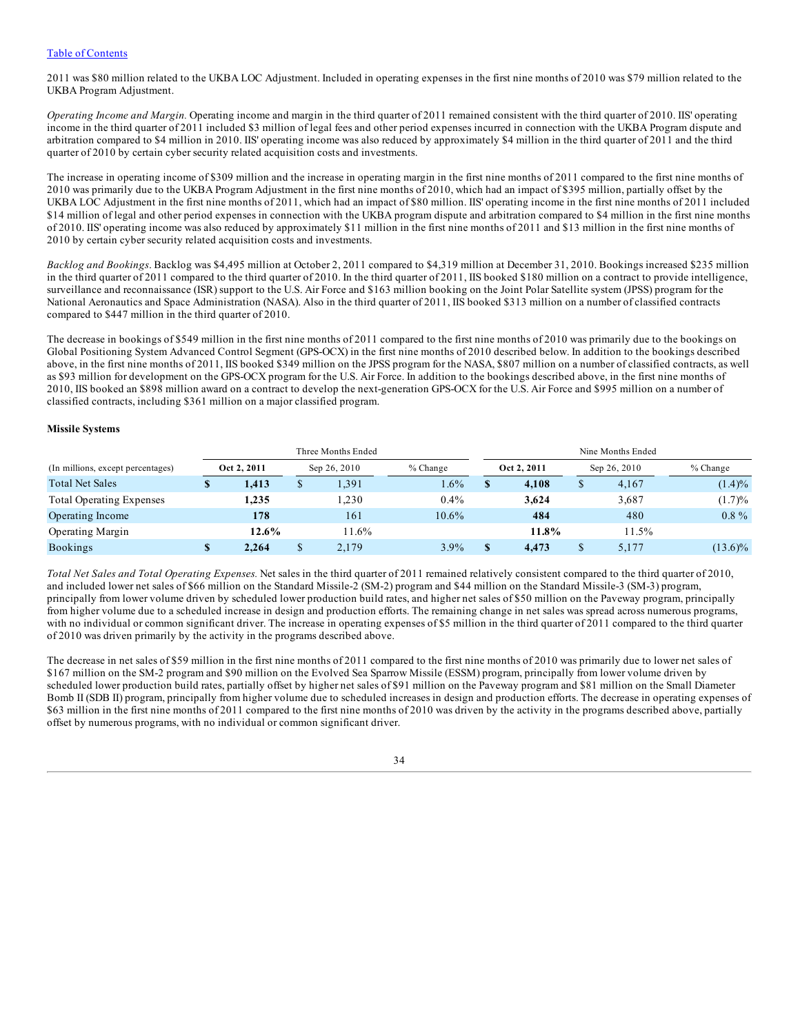2011 was $80 million related to the UKBA LOC Adjustment. Included in operating expenses in the first nine months of 2010 was $79 million related to the UKBA Program Adjustment.

*Operating Income and Margin.* Operating income and margin in the third quarter of 2011 remained consistent with the third quarter of 2010. IIS' operating income in the third quarter of 2011 included $3 million of legal fees and other period expenses incurred in connection with the UKBA Program dispute and arbitration compared to $4 million in 2010. IIS' operating income was also reduced by approximately $4 million in the third quarter of 2011 and the third quarter of 2010 by certain cyber security related acquisition costs and investments.

The increase in operating income of $309 million and the increase in operating margin in the first nine months of 2011 compared to the first nine months of 2010 was primarily due to the UKBA Program Adjustment in the first nine months of 2010, which had an impact of $395 million, partially offset by the UKBA LOC Adjustment in the first nine months of 2011, which had an impact of $80 million. IIS' operating income in the first nine months of 2011 included $14 million of legal and other period expenses in connection with the UKBA program dispute and arbitration compared to $4 million in the first nine months of 2010. IIS' operating income was also reduced by approximately $11 million in the first nine months of 2011 and $13 million in the first nine months of 2010 by certain cyber security related acquisition costs and investments.

*Backlog and Bookings.* Backlog was $4,495 million at October 2, 2011 compared to $4,319 million at December 31, 2010. Bookings increased $235 million in the third quarter of 2011 compared to the third quarter of 2010. In the third quarter of 2011, IIS booked $180 million on a contract to provide intelligence, surveillance and reconnaissance (ISR) support to the U.S. Air Force and $163 million booking on the Joint Polar Satellite system (JPSS) program for the National Aeronautics and Space Administration (NASA). Also in the third quarter of 2011, IIS booked $313 million on a number of classified contracts compared to $447 million in the third quarter of 2010.

The decrease in bookings of $549 million in the first nine months of 2011 compared to the first nine months of 2010 was primarily due to the bookings on Global Positioning System Advanced Control Segment (GPS-OCX) in the first nine months of 2010 described below. In addition to the bookings described above, in the first nine months of 2011, IIS booked $349 million on the JPSS program for the NASA, $807 million on a number of classified contracts, as well as $93 million for development on the GPS-OCX program for the U.S. Air Force. In addition to the bookings described above, in the first nine months of 2010, IIS booked an $898 million award on a contract to develop the next-generation GPS-OCX for the U.S. Air Force and $995 million on a number of classified contracts, including $361 million on a major classified program.

**Missile Systems**

| | Three Months Ended | | | Nine Months Ended | | |
|---|---|---|---|---|---|---|
| (In millions, except percentages) | **Oct 2, 2011** | Sep 26, 2010 | % Change | **Oct 2, 2011** | Sep 26, 2010 | % Change |
| Total Net Sales | **$ 1,413** | $ 1,391 | 1.6% | **$ 4,108** | $ 4,167 | (1.4)% |
| Total Operating Expenses | **1,235** | 1,230 | 0.4% | **3,624** | 3,687 | (1.7)% |
| Operating Income | **178** | 161 | 10.6% | **484** | 480 | 0.8 % |
| Operating Margin | **12.6%** | 11.6% | | **11.8%** | 11.5% | |
| Bookings | **$ 2,264** | $ 2,179 | 3.9% | **$ 4,473** | $ 5,177 | (13.6)% |

*Total Net Sales and Total Operating Expenses.* Net sales in the third quarter of 2011 remained relatively consistent compared to the third quarter of 2010, and included lower net sales of $66 million on the Standard Missile-2 (SM-2) program and $44 million on the Standard Missile-3 (SM-3) program, principally from lower volume driven by scheduled lower production build rates, and higher net sales of $50 million on the Paveway program, principally from higher volume due to a scheduled increase in design and production efforts. The remaining change in net sales was spread across numerous programs, with no individual or common significant driver. The increase in operating expenses of $5 million in the third quarter of 2011 compared to the third quarter of 2010 was driven primarily by the activity in the programs described above.

The decrease in net sales of $59 million in the first nine months of 2011 compared to the first nine months of 2010 was primarily due to lower net sales of $167 million on the SM-2 program and $90 million on the Evolved Sea Sparrow Missile (ESSM) program, principally from lower volume driven by scheduled lower production build rates, partially offset by higher net sales of $91 million on the Paveway program and $81 million on the Small Diameter Bomb II (SDB II) program, principally from higher volume due to scheduled increases in design and production efforts. The decrease in operating expenses of $63 million in the first nine months of 2011 compared to the first nine months of 2010 was driven by the activity in the programs described above, partially offset by numerous programs, with no individual or common significant driver.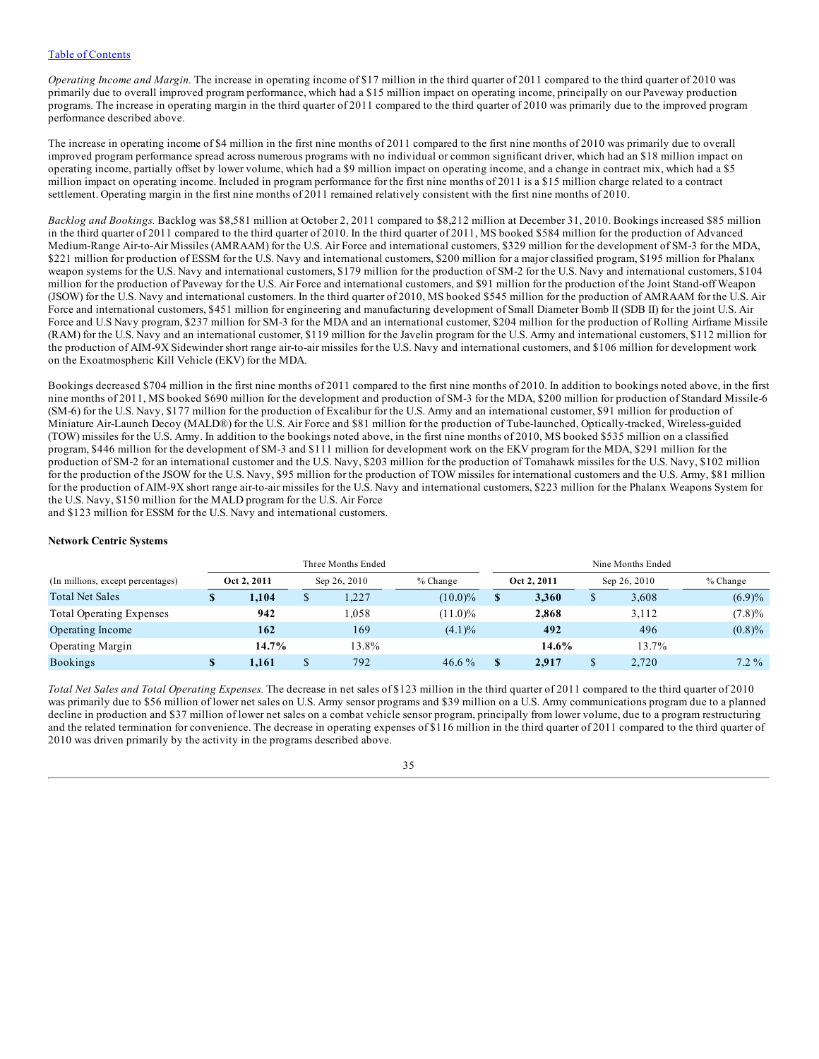Table of Contents

*Operating Income and Margin.* The increase in operating income of $17 million in the third quarter of 2011 compared to the third quarter of 2010 was primarily due to overall improved program performance, which had a $15 million impact on operating income, principally on our Paveway production programs. The increase in operating margin in the third quarter of 2011 compared to the third quarter of 2010 was primarily due to the improved program performance described above.

The increase in operating income of $4 million in the first nine months of 2011 compared to the first nine months of 2010 was primarily due to overall improved program performance spread across numerous programs with no individual or common significant driver, which had an $18 million impact on operating income, partially offset by lower volume, which had a $9 million impact on operating income, and a change in contract mix, which had a $5 million impact on operating income. Included in program performance for the first nine months of 2011 is a $15 million charge related to a contract settlement. Operating margin in the first nine months of 2011 remained relatively consistent with the first nine months of 2010.

*Backlog and Bookings.* Backlog was $8,581 million at October 2, 2011 compared to $8,212 million at December 31, 2010. Bookings increased $85 million in the third quarter of 2011 compared to the third quarter of 2010. In the third quarter of 2011, MS booked $584 million for the production of Advanced Medium-Range Air-to-Air Missiles (AMRAAM) for the U.S. Air Force and international customers, $329 million for the development of SM-3 for the MDA, $221 million for production of ESSM for the U.S. Navy and international customers, $200 million for a major classified program, $195 million for Phalanx weapon systems for the U.S. Navy and international customers, $179 million for the production of SM-2 for the U.S. Navy and international customers, $104 million for the production of Paveway for the U.S. Air Force and international customers, and $91 million for the production of the Joint Stand-off Weapon (JSOW) for the U.S. Navy and international customers. In the third quarter of 2010, MS booked $545 million for the production of AMRAAM for the U.S. Air Force and international customers, $451 million for engineering and manufacturing development of Small Diameter Bomb II (SDB II) for the joint U.S. Air Force and U.S Navy program, $237 million for SM-3 for the MDA and an international customer, $204 million for the production of Rolling Airframe Missile (RAM) for the U.S. Navy and an international customer, $119 million for the Javelin program for the U.S. Army and international customers, $112 million for the production of AIM-9X Sidewinder short range air-to-air missiles for the U.S. Navy and international customers, and $106 million for development work on the Exoatmospheric Kill Vehicle (EKV) for the MDA.

Bookings decreased $704 million in the first nine months of 2011 compared to the first nine months of 2010. In addition to bookings noted above, in the first nine months of 2011, MS booked $690 million for the development and production of SM-3 for the MDA, $200 million for production of Standard Missile-6 (SM-6) for the U.S. Navy, $177 million for the production of Excalibur for the U.S. Army and an international customer, $91 million for production of Miniature Air-Launch Decoy (MALD®) for the U.S. Air Force and $81 million for the production of Tube-launched, Optically-tracked, Wireless-guided (TOW) missiles for the U.S. Army. In addition to the bookings noted above, in the first nine months of 2010, MS booked $535 million on a classified program, $446 million for the development of SM-3 and $111 million for development work on the EKV program for the MDA, $291 million for the production of SM-2 for an international customer and the U.S. Navy, $203 million for the production of Tomahawk missiles for the U.S. Navy, $102 million for the production of the JSOW for the U.S. Navy, $95 million for the production of TOW missiles for international customers and the U.S. Army, $81 million for the production of AIM-9X short range air-to-air missiles for the U.S. Navy and international customers, $223 million for the Phalanx Weapons System for the U.S. Navy, $150 million for the MALD program for the U.S. Air Force and $123 million for ESSM for the U.S. Navy and international customers.

**Network Centric Systems**

| | Three Months Ended | | | Nine Months Ended | | |
|---|---|---|---|---|---|---|
| (In millions, except percentages) | **Oct 2, 2011** | Sep 26, 2010 | % Change | **Oct 2, 2011** | Sep 26, 2010 | % Change |
| Total Net Sales | **$ 1,104** | $ 1,227 | (10.0)% | **$ 3,360** | $ 3,608 | (6.9)% |
| Total Operating Expenses | **942** | 1,058 | (11.0)% | **2,868** | 3,112 | (7.8)% |
| Operating Income | **162** | 169 | (4.1)% | **492** | 496 | (0.8)% |
| Operating Margin | **14.7%** | 13.8% | | **14.6%** | 13.7% | |
| Bookings | **$ 1,161** | $ 792 | 46.6 % | **$ 2,917** | $ 2,720 | 7.2 % |

*Total Net Sales and Total Operating Expenses.* The decrease in net sales of $123 million in the third quarter of 2011 compared to the third quarter of 2010 was primarily due to $56 million of lower net sales on U.S. Army sensor programs and $39 million on a U.S. Army communications program due to a planned decline in production and $37 million of lower net sales on a combat vehicle sensor program, principally from lower volume, due to a program restructuring and the related termination for convenience. The decrease in operating expenses of $116 million in the third quarter of 2011 compared to the third quarter of 2010 was driven primarily by the activity in the programs described above.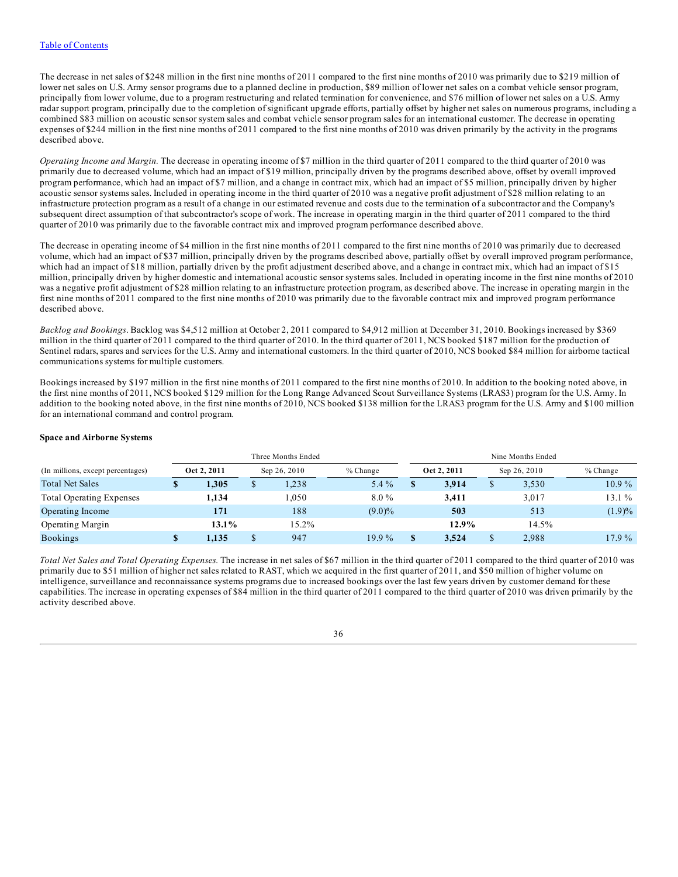The decrease in net sales of $248 million in the first nine months of 2011 compared to the first nine months of 2010 was primarily due to $219 million of lower net sales on U.S. Army sensor programs due to a planned decline in production, $89 million of lower net sales on a combat vehicle sensor program, principally from lower volume, due to a program restructuring and related termination for convenience, and $76 million of lower net sales on a U.S. Army radar support program, principally due to the completion of significant upgrade efforts, partially offset by higher net sales on numerous programs, including a combined $83 million on acoustic sensor system sales and combat vehicle sensor program sales for an international customer. The decrease in operating expenses of $244 million in the first nine months of 2011 compared to the first nine months of 2010 was driven primarily by the activity in the programs described above.

*Operating Income and Margin.* The decrease in operating income of $7 million in the third quarter of 2011 compared to the third quarter of 2010 was primarily due to decreased volume, which had an impact of $19 million, principally driven by the programs described above, offset by overall improved program performance, which had an impact of $7 million, and a change in contract mix, which had an impact of $5 million, principally driven by higher acoustic sensor systems sales. Included in operating income in the third quarter of 2010 was a negative profit adjustment of $28 million relating to an infrastructure protection program as a result of a change in our estimated revenue and costs due to the termination of a subcontractor and the Company's subsequent direct assumption of that subcontractor's scope of work. The increase in operating margin in the third quarter of 2011 compared to the third quarter of 2010 was primarily due to the favorable contract mix and improved program performance described above.

The decrease in operating income of $4 million in the first nine months of 2011 compared to the first nine months of 2010 was primarily due to decreased volume, which had an impact of $37 million, principally driven by the programs described above, partially offset by overall improved program performance, which had an impact of $18 million, partially driven by the profit adjustment described above, and a change in contract mix, which had an impact of $15 million, principally driven by higher domestic and international acoustic sensor systems sales. Included in operating income in the first nine months of 2010 was a negative profit adjustment of $28 million relating to an infrastructure protection program, as described above. The increase in operating margin in the first nine months of 2011 compared to the first nine months of 2010 was primarily due to the favorable contract mix and improved program performance described above.

*Backlog and Bookings*. Backlog was $4,512 million at October 2, 2011 compared to $4,912 million at December 31, 2010. Bookings increased by $369 million in the third quarter of 2011 compared to the third quarter of 2010. In the third quarter of 2011, NCS booked $187 million for the production of Sentinel radars, spares and services for the U.S. Army and international customers. In the third quarter of 2010, NCS booked $84 million for airborne tactical communications systems for multiple customers.

Bookings increased by $197 million in the first nine months of 2011 compared to the first nine months of 2010. In addition to the booking noted above, in the first nine months of 2011, NCS booked $129 million for the Long Range Advanced Scout Surveillance Systems (LRAS3) program for the U.S. Army. In addition to the booking noted above, in the first nine months of 2010, NCS booked $138 million for the LRAS3 program for the U.S. Army and $100 million for an international command and control program.

**Space and Airborne Systems**

| | Three Months Ended | | | Nine Months Ended | | |
|---|---|---|---|---|---|---|
| (In millions, except percentages) | **Oct 2, 2011** | Sep 26, 2010 | % Change | **Oct 2, 2011** | Sep 26, 2010 | % Change |
| Total Net Sales | **$ 1,305** | $ 1,238 | 5.4 % | **$ 3,914** | $ 3,530 | 10.9 % |
| Total Operating Expenses | **1,134** | 1,050 | 8.0 % | **3,411** | 3,017 | 13.1 % |
| Operating Income | **171** | 188 | (9.0)% | **503** | 513 | (1.9)% |
| Operating Margin | **13.1%** | 15.2% | | **12.9%** | 14.5% | |
| Bookings | **$ 1,135** | $ 947 | 19.9 % | **$ 3,524** | $ 2,988 | 17.9 % |

*Total Net Sales and Total Operating Expenses.* The increase in net sales of $67 million in the third quarter of 2011 compared to the third quarter of 2010 was primarily due to $51 million of higher net sales related to RAST, which we acquired in the first quarter of 2011, and $50 million of higher volume on intelligence, surveillance and reconnaissance systems programs due to increased bookings over the last few years driven by customer demand for these capabilities. The increase in operating expenses of $84 million in the third quarter of 2011 compared to the third quarter of 2010 was driven primarily by the activity described above.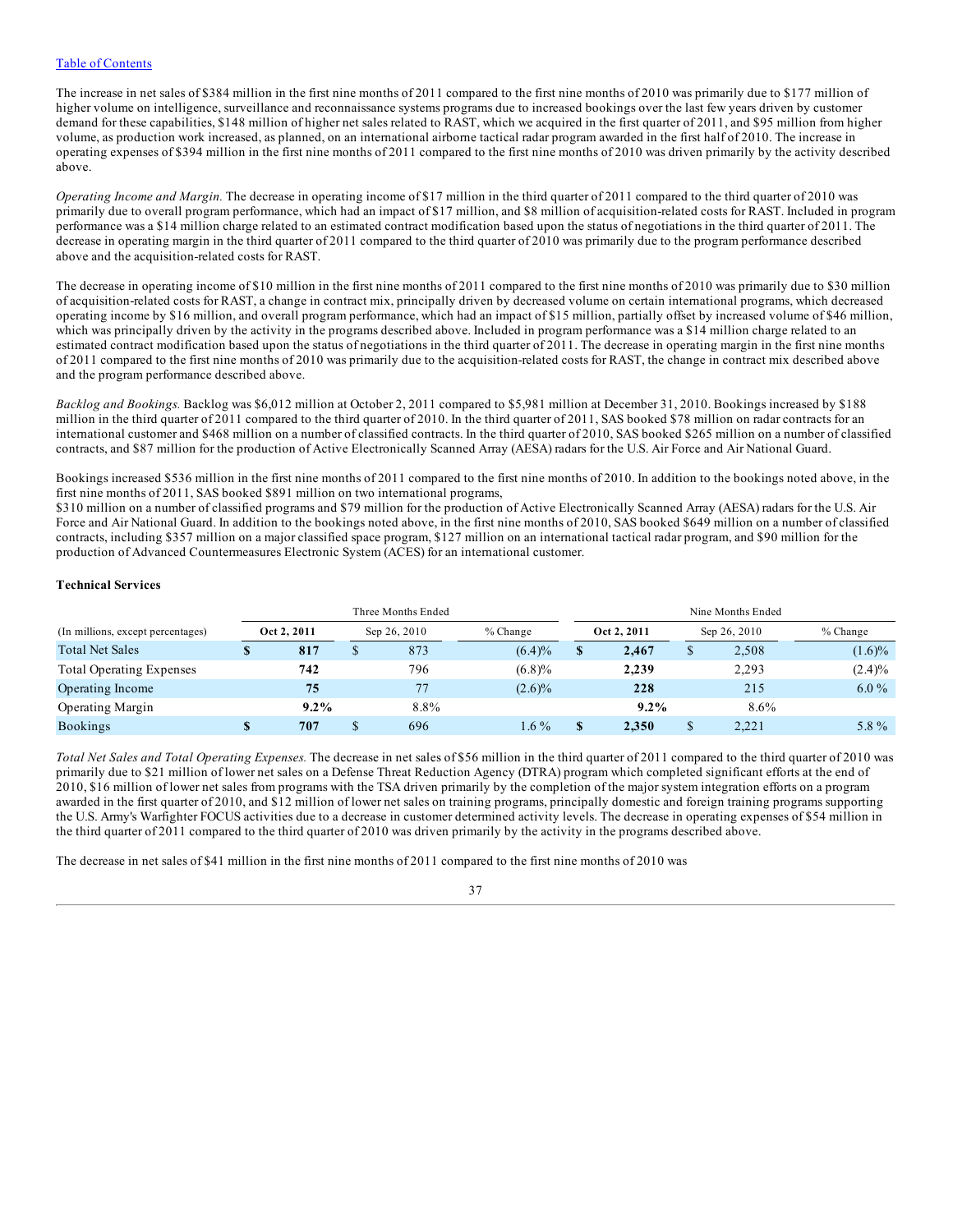[Table of Contents](#)

The increase in net sales of $384 million in the first nine months of 2011 compared to the first nine months of 2010 was primarily due to $177 million of higher volume on intelligence, surveillance and reconnaissance systems programs due to increased bookings over the last few years driven by customer demand for these capabilities, $148 million of higher net sales related to RAST, which we acquired in the first quarter of 2011, and $95 million from higher volume, as production work increased, as planned, on an international airborne tactical radar program awarded in the first half of 2010. The increase in operating expenses of $394 million in the first nine months of 2011 compared to the first nine months of 2010 was driven primarily by the activity described above.

*Operating Income and Margin.* The decrease in operating income of $17 million in the third quarter of 2011 compared to the third quarter of 2010 was primarily due to overall program performance, which had an impact of $17 million, and $8 million of acquisition-related costs for RAST. Included in program performance was a $14 million charge related to an estimated contract modification based upon the status of negotiations in the third quarter of 2011. The decrease in operating margin in the third quarter of 2011 compared to the third quarter of 2010 was primarily due to the program performance described above and the acquisition-related costs for RAST.

The decrease in operating income of $10 million in the first nine months of 2011 compared to the first nine months of 2010 was primarily due to $30 million of acquisition-related costs for RAST, a change in contract mix, principally driven by decreased volume on certain international programs, which decreased operating income by $16 million, and overall program performance, which had an impact of $15 million, partially offset by increased volume of $46 million, which was principally driven by the activity in the programs described above. Included in program performance was a $14 million charge related to an estimated contract modification based upon the status of negotiations in the third quarter of 2011. The decrease in operating margin in the first nine months of 2011 compared to the first nine months of 2010 was primarily due to the acquisition-related costs for RAST, the change in contract mix described above and the program performance described above.

*Backlog and Bookings.* Backlog was $6,012 million at October 2, 2011 compared to $5,981 million at December 31, 2010. Bookings increased by $188 million in the third quarter of 2011 compared to the third quarter of 2010. In the third quarter of 2011, SAS booked $78 million on radar contracts for an international customer and $468 million on a number of classified contracts. In the third quarter of 2010, SAS booked $265 million on a number of classified contracts, and $87 million for the production of Active Electronically Scanned Array (AESA) radars for the U.S. Air Force and Air National Guard.

Bookings increased $536 million in the first nine months of 2011 compared to the first nine months of 2010. In addition to the bookings noted above, in the first nine months of 2011, SAS booked $891 million on two international programs,
$310 million on a number of classified programs and $79 million for the production of Active Electronically Scanned Array (AESA) radars for the U.S. Air Force and Air National Guard. In addition to the bookings noted above, in the first nine months of 2010, SAS booked $649 million on a number of classified contracts, including $357 million on a major classified space program, $127 million on an international tactical radar program, and $90 million for the production of Advanced Countermeasures Electronic System (ACES) for an international customer.

### Technical Services

| | Three Months Ended | | | Nine Months Ended | | |
|---|---|---|---|---|---|---|
| (In millions, except percentages) | **Oct 2, 2011** | Sep 26, 2010 | % Change | **Oct 2, 2011** | Sep 26, 2010 | % Change |
| Total Net Sales | **$ 817** | $ 873 | (6.4)% | **$ 2,467** | $ 2,508 | (1.6)% |
| Total Operating Expenses | **742** | 796 | (6.8)% | **2,239** | 2,293 | (2.4)% |
| Operating Income | **75** | 77 | (2.6)% | **228** | 215 | 6.0 % |
| Operating Margin | **9.2%** | 8.8% | | **9.2%** | 8.6% | |
| Bookings | **$ 707** | $ 696 | 1.6 % | **$ 2,350** | $ 2,221 | 5.8 % |

*Total Net Sales and Total Operating Expenses.* The decrease in net sales of $56 million in the third quarter of 2011 compared to the third quarter of 2010 was primarily due to $21 million of lower net sales on a Defense Threat Reduction Agency (DTRA) program which completed significant efforts at the end of 2010, $16 million of lower net sales from programs with the TSA driven primarily by the completion of the major system integration efforts on a program awarded in the first quarter of 2010, and $12 million of lower net sales on training programs, principally domestic and foreign training programs supporting the U.S. Army's Warfighter FOCUS activities due to a decrease in customer determined activity levels. The decrease in operating expenses of $54 million in the third quarter of 2011 compared to the third quarter of 2010 was driven primarily by the activity in the programs described above.

The decrease in net sales of $41 million in the first nine months of 2011 compared to the first nine months of 2010 was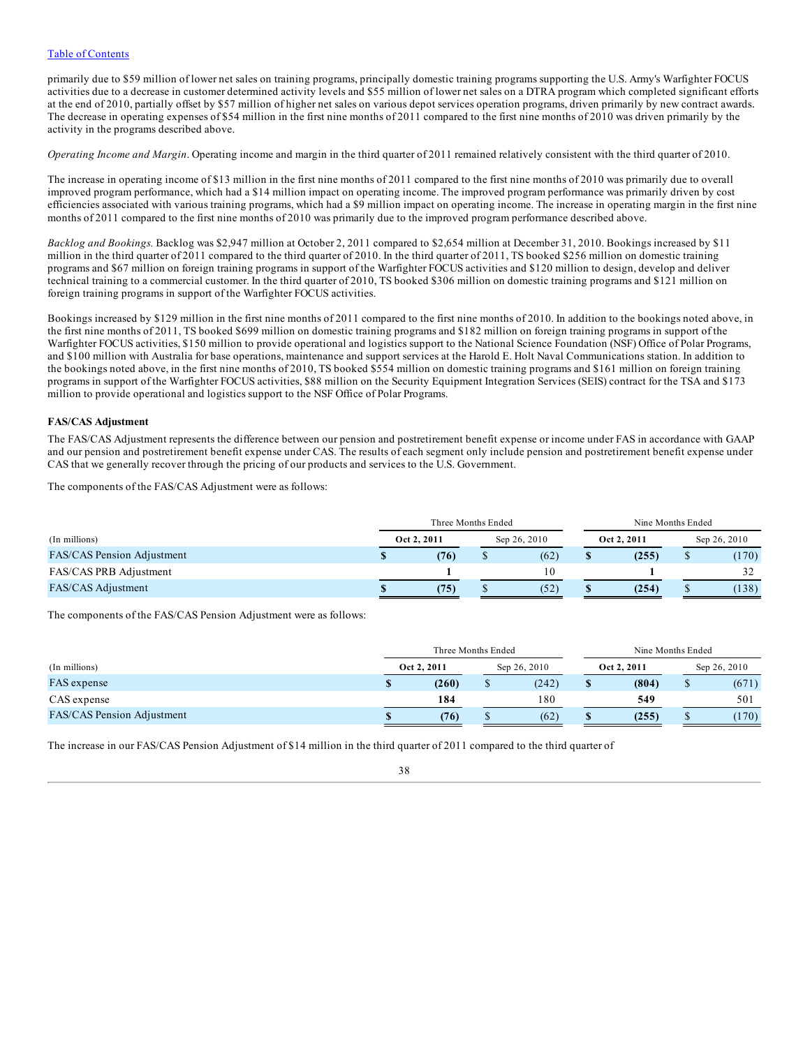primarily due to $59 million of lower net sales on training programs, principally domestic training programs supporting the U.S. Army's Warfighter FOCUS activities due to a decrease in customer determined activity levels and $55 million of lower net sales on a DTRA program which completed significant efforts at the end of 2010, partially offset by $57 million of higher net sales on various depot services operation programs, driven primarily by new contract awards. The decrease in operating expenses of $54 million in the first nine months of 2011 compared to the first nine months of 2010 was driven primarily by the activity in the programs described above.

*Operating Income and Margin*. Operating income and margin in the third quarter of 2011 remained relatively consistent with the third quarter of 2010.

The increase in operating income of $13 million in the first nine months of 2011 compared to the first nine months of 2010 was primarily due to overall improved program performance, which had a $14 million impact on operating income. The improved program performance was primarily driven by cost efficiencies associated with various training programs, which had a $9 million impact on operating income. The increase in operating margin in the first nine months of 2011 compared to the first nine months of 2010 was primarily due to the improved program performance described above.

*Backlog and Bookings.* Backlog was $2,947 million at October 2, 2011 compared to $2,654 million at December 31, 2010. Bookings increased by $11 million in the third quarter of 2011 compared to the third quarter of 2010. In the third quarter of 2011, TS booked $256 million on domestic training programs and $67 million on foreign training programs in support of the Warfighter FOCUS activities and $120 million to design, develop and deliver technical training to a commercial customer. In the third quarter of 2010, TS booked $306 million on domestic training programs and $121 million on foreign training programs in support of the Warfighter FOCUS activities.

Bookings increased by $129 million in the first nine months of 2011 compared to the first nine months of 2010. In addition to the bookings noted above, in the first nine months of 2011, TS booked $699 million on domestic training programs and $182 million on foreign training programs in support of the Warfighter FOCUS activities, $150 million to provide operational and logistics support to the National Science Foundation (NSF) Office of Polar Programs, and $100 million with Australia for base operations, maintenance and support services at the Harold E. Holt Naval Communications station. In addition to the bookings noted above, in the first nine months of 2010, TS booked $554 million on domestic training programs and $161 million on foreign training programs in support of the Warfighter FOCUS activities, $88 million on the Security Equipment Integration Services (SEIS) contract for the TSA and $173 million to provide operational and logistics support to the NSF Office of Polar Programs.

**FAS/CAS Adjustment**

The FAS/CAS Adjustment represents the difference between our pension and postretirement benefit expense or income under FAS in accordance with GAAP and our pension and postretirement benefit expense under CAS. The results of each segment only include pension and postretirement benefit expense under CAS that we generally recover through the pricing of our products and services to the U.S. Government.

The components of the FAS/CAS Adjustment were as follows:

| | Three Months Ended | | Nine Months Ended | |
|---|---|---|---|---|
| (In millions) | **Oct 2, 2011** | Sep 26, 2010 | **Oct 2, 2011** | Sep 26, 2010 |
| FAS/CAS Pension Adjustment | **$ (76)** | $ (62) | **$ (255)** | $ (170) |
| FAS/CAS PRB Adjustment | **1** | 10 | **1** | 32 |
| FAS/CAS Adjustment | **$ (75)** | $ (52) | **$ (254)** | $ (138) |

The components of the FAS/CAS Pension Adjustment were as follows:

| | Three Months Ended | | Nine Months Ended | |
|---|---|---|---|---|
| (In millions) | **Oct 2, 2011** | Sep 26, 2010 | **Oct 2, 2011** | Sep 26, 2010 |
| FAS expense | **$ (260)** | $ (242) | **$ (804)** | $ (671) |
| CAS expense | **184** | 180 | **549** | 501 |
| FAS/CAS Pension Adjustment | **$ (76)** | $ (62) | **$ (255)** | $ (170) |

The increase in our FAS/CAS Pension Adjustment of $14 million in the third quarter of 2011 compared to the third quarter of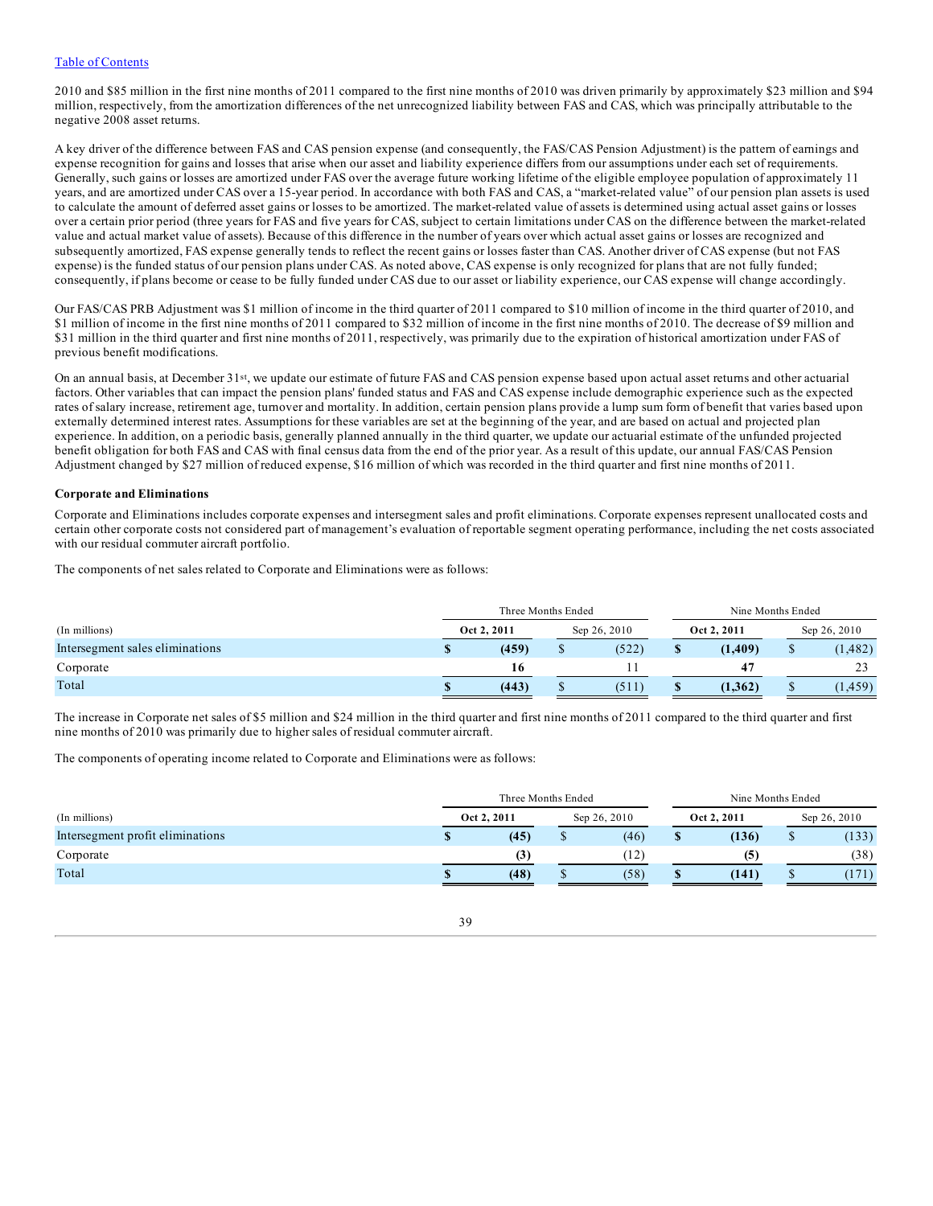[Table of Contents](#)

2010 and $85 million in the first nine months of 2011 compared to the first nine months of 2010 was driven primarily by approximately $23 million and $94 million, respectively, from the amortization differences of the net unrecognized liability between FAS and CAS, which was principally attributable to the negative 2008 asset returns.

A key driver of the difference between FAS and CAS pension expense (and consequently, the FAS/CAS Pension Adjustment) is the pattern of earnings and expense recognition for gains and losses that arise when our asset and liability experience differs from our assumptions under each set of requirements. Generally, such gains or losses are amortized under FAS over the average future working lifetime of the eligible employee population of approximately 11 years, and are amortized under CAS over a 15-year period. In accordance with both FAS and CAS, a "market-related value" of our pension plan assets is used to calculate the amount of deferred asset gains or losses to be amortized. The market-related value of assets is determined using actual asset gains or losses over a certain prior period (three years for FAS and five years for CAS, subject to certain limitations under CAS on the difference between the market-related value and actual market value of assets). Because of this difference in the number of years over which actual asset gains or losses are recognized and subsequently amortized, FAS expense generally tends to reflect the recent gains or losses faster than CAS. Another driver of CAS expense (but not FAS expense) is the funded status of our pension plans under CAS. As noted above, CAS expense is only recognized for plans that are not fully funded; consequently, if plans become or cease to be fully funded under CAS due to our asset or liability experience, our CAS expense will change accordingly.

Our FAS/CAS PRB Adjustment was $1 million of income in the third quarter of 2011 compared to $10 million of income in the third quarter of 2010, and $1 million of income in the first nine months of 2011 compared to $32 million of income in the first nine months of 2010. The decrease of $9 million and $31 million in the third quarter and first nine months of 2011, respectively, was primarily due to the expiration of historical amortization under FAS of previous benefit modifications.

On an annual basis, at December 31st, we update our estimate of future FAS and CAS pension expense based upon actual asset returns and other actuarial factors. Other variables that can impact the pension plans' funded status and FAS and CAS expense include demographic experience such as the expected rates of salary increase, retirement age, turnover and mortality. In addition, certain pension plans provide a lump sum form of benefit that varies based upon externally determined interest rates. Assumptions for these variables are set at the beginning of the year, and are based on actual and projected plan experience. In addition, on a periodic basis, generally planned annually in the third quarter, we update our actuarial estimate of the unfunded projected benefit obligation for both FAS and CAS with final census data from the end of the prior year. As a result of this update, our annual FAS/CAS Pension Adjustment changed by $27 million of reduced expense, $16 million of which was recorded in the third quarter and first nine months of 2011.

**Corporate and Eliminations**

Corporate and Eliminations includes corporate expenses and intersegment sales and profit eliminations. Corporate expenses represent unallocated costs and certain other corporate costs not considered part of management's evaluation of reportable segment operating performance, including the net costs associated with our residual commuter aircraft portfolio.

The components of net sales related to Corporate and Eliminations were as follows:

| (In millions) | Three Months Ended | | Nine Months Ended | |
|---|---|---|---|---|
| | **Oct 2, 2011** | Sep 26, 2010 | **Oct 2, 2011** | Sep 26, 2010 |
| Intersegment sales eliminations | **$ (459)** | $ (522) | **$ (1,409)** | $ (1,482) |
| Corporate | **16** | 11 | **47** | 23 |
| Total | **$ (443)** | $ (511) | **$ (1,362)** | $ (1,459) |

The increase in Corporate net sales of $5 million and $24 million in the third quarter and first nine months of 2011 compared to the third quarter and first nine months of 2010 was primarily due to higher sales of residual commuter aircraft.

The components of operating income related to Corporate and Eliminations were as follows:

| (In millions) | Three Months Ended | | Nine Months Ended | |
|---|---|---|---|---|
| | **Oct 2, 2011** | Sep 26, 2010 | **Oct 2, 2011** | Sep 26, 2010 |
| Intersegment profit eliminations | **$ (45)** | $ (46) | **$ (136)** | $ (133) |
| Corporate | **(3)** | (12) | **(5)** | (38) |
| Total | **$ (48)** | $ (58) | **$ (141)** | $ (171) |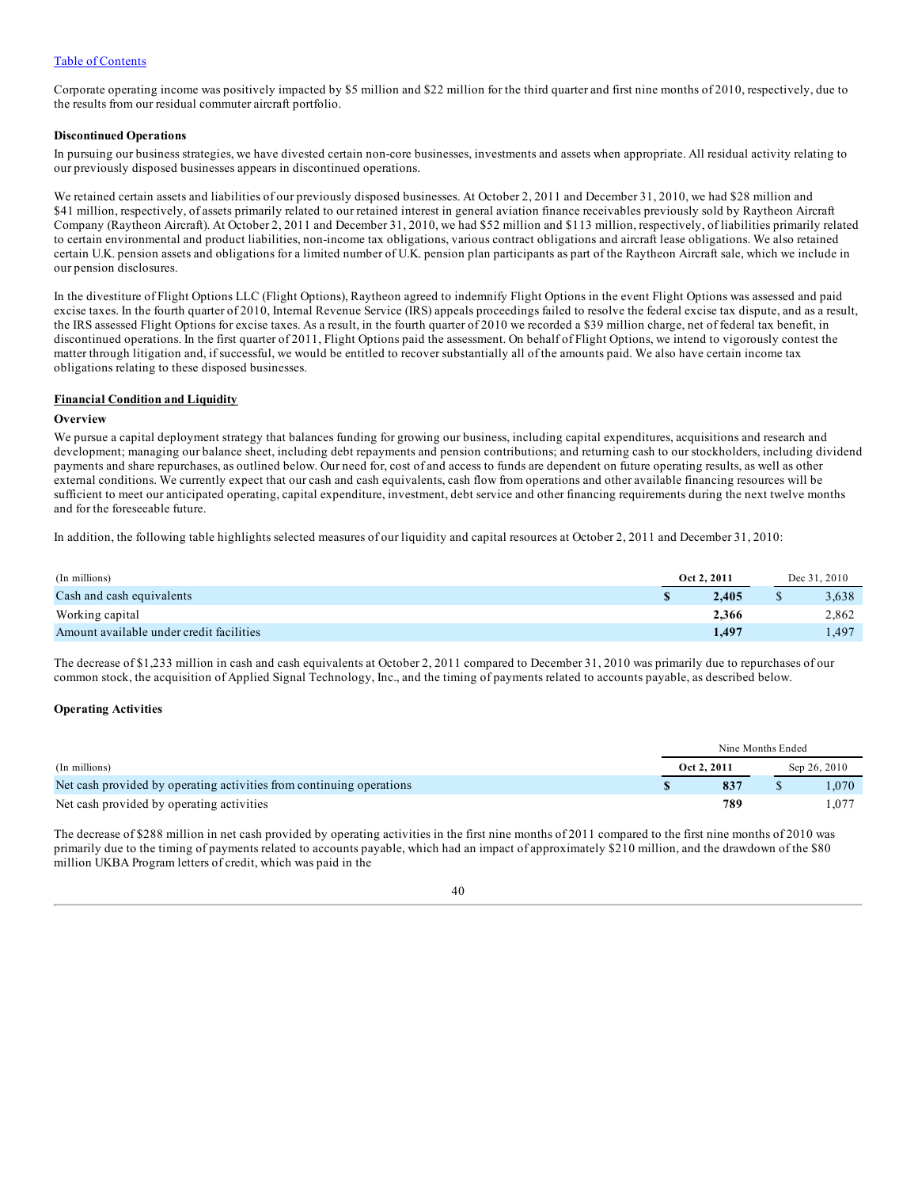Corporate operating income was positively impacted by $5 million and $22 million for the third quarter and first nine months of 2010, respectively, due to the results from our residual commuter aircraft portfolio.

**Discontinued Operations**

In pursuing our business strategies, we have divested certain non-core businesses, investments and assets when appropriate. All residual activity relating to our previously disposed businesses appears in discontinued operations.

We retained certain assets and liabilities of our previously disposed businesses. At October 2, 2011 and December 31, 2010, we had $28 million and $41 million, respectively, of assets primarily related to our retained interest in general aviation finance receivables previously sold by Raytheon Aircraft Company (Raytheon Aircraft). At October 2, 2011 and December 31, 2010, we had $52 million and $113 million, respectively, of liabilities primarily related to certain environmental and product liabilities, non-income tax obligations, various contract obligations and aircraft lease obligations. We also retained certain U.K. pension assets and obligations for a limited number of U.K. pension plan participants as part of the Raytheon Aircraft sale, which we include in our pension disclosures.

In the divestiture of Flight Options LLC (Flight Options), Raytheon agreed to indemnify Flight Options in the event Flight Options was assessed and paid excise taxes. In the fourth quarter of 2010, Internal Revenue Service (IRS) appeals proceedings failed to resolve the federal excise tax dispute, and as a result, the IRS assessed Flight Options for excise taxes. As a result, in the fourth quarter of 2010 we recorded a $39 million charge, net of federal tax benefit, in discontinued operations. In the first quarter of 2011, Flight Options paid the assessment. On behalf of Flight Options, we intend to vigorously contest the matter through litigation and, if successful, we would be entitled to recover substantially all of the amounts paid. We also have certain income tax obligations relating to these disposed businesses.

## Financial Condition and Liquidity

**Overview**

We pursue a capital deployment strategy that balances funding for growing our business, including capital expenditures, acquisitions and research and development; managing our balance sheet, including debt repayments and pension contributions; and returning cash to our stockholders, including dividend payments and share repurchases, as outlined below. Our need for, cost of and access to funds are dependent on future operating results, as well as other external conditions. We currently expect that our cash and cash equivalents, cash flow from operations and other available financing resources will be sufficient to meet our anticipated operating, capital expenditure, investment, debt service and other financing requirements during the next twelve months and for the foreseeable future.

In addition, the following table highlights selected measures of our liquidity and capital resources at October 2, 2011 and December 31, 2010:

| (In millions) | Oct 2, 2011 | Dec 31, 2010 |
|---|---|---|
| Cash and cash equivalents | $ **2,405** | $ 3,638 |
| Working capital | **2,366** | 2,862 |
| Amount available under credit facilities | **1,497** | 1,497 |

The decrease of $1,233 million in cash and cash equivalents at October 2, 2011 compared to December 31, 2010 was primarily due to repurchases of our common stock, the acquisition of Applied Signal Technology, Inc., and the timing of payments related to accounts payable, as described below.

**Operating Activities**

| | Nine Months Ended | |
|---|---|---|
| (In millions) | Oct 2, 2011 | Sep 26, 2010 |
| Net cash provided by operating activities from continuing operations | $ **837** | $ 1,070 |
| Net cash provided by operating activities | **789** | 1,077 |

The decrease of $288 million in net cash provided by operating activities in the first nine months of 2011 compared to the first nine months of 2010 was primarily due to the timing of payments related to accounts payable, which had an impact of approximately $210 million, and the drawdown of the $80 million UKBA Program letters of credit, which was paid in the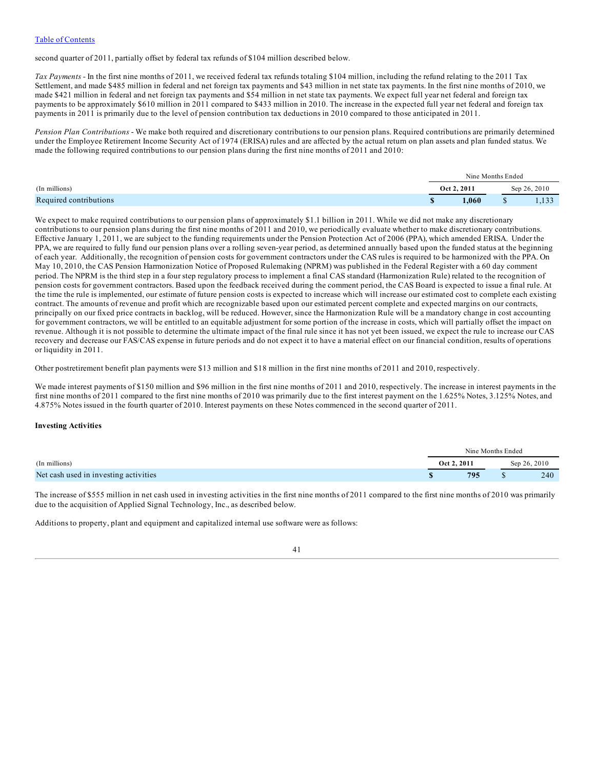second quarter of 2011, partially offset by federal tax refunds of $104 million described below.

*Tax Payments* - In the first nine months of 2011, we received federal tax refunds totaling $104 million, including the refund relating to the 2011 Tax Settlement, and made $485 million in federal and net foreign tax payments and $43 million in net state tax payments. In the first nine months of 2010, we made $421 million in federal and net foreign tax payments and $54 million in net state tax payments. We expect full year net federal and foreign tax payments to be approximately $610 million in 2011 compared to $433 million in 2010. The increase in the expected full year net federal and foreign tax payments in 2011 is primarily due to the level of pension contribution tax deductions in 2010 compared to those anticipated in 2011.

*Pension Plan Contributions* - We make both required and discretionary contributions to our pension plans. Required contributions are primarily determined under the Employee Retirement Income Security Act of 1974 (ERISA) rules and are affected by the actual return on plan assets and plan funded status. We made the following required contributions to our pension plans during the first nine months of 2011 and 2010:

| | Nine Months Ended | |
|---|---|---|
| (In millions) | **Oct 2, 2011** | Sep 26, 2010 |
| Required contributions | **$ 1,060** | $ 1,133 |

We expect to make required contributions to our pension plans of approximately $1.1 billion in 2011. While we did not make any discretionary contributions to our pension plans during the first nine months of 2011 and 2010, we periodically evaluate whether to make discretionary contributions. Effective January 1, 2011, we are subject to the funding requirements under the Pension Protection Act of 2006 (PPA), which amended ERISA. Under the PPA, we are required to fully fund our pension plans over a rolling seven-year period, as determined annually based upon the funded status at the beginning of each year. Additionally, the recognition of pension costs for government contractors under the CAS rules is required to be harmonized with the PPA. On May 10, 2010, the CAS Pension Harmonization Notice of Proposed Rulemaking (NPRM) was published in the Federal Register with a 60 day comment period. The NPRM is the third step in a four step regulatory process to implement a final CAS standard (Harmonization Rule) related to the recognition of pension costs for government contractors. Based upon the feedback received during the comment period, the CAS Board is expected to issue a final rule. At the time the rule is implemented, our estimate of future pension costs is expected to increase which will increase our estimated cost to complete each existing contract. The amounts of revenue and profit which are recognizable based upon our estimated percent complete and expected margins on our contracts, principally on our fixed price contracts in backlog, will be reduced. However, since the Harmonization Rule will be a mandatory change in cost accounting for government contractors, we will be entitled to an equitable adjustment for some portion of the increase in costs, which will partially offset the impact on revenue. Although it is not possible to determine the ultimate impact of the final rule since it has not yet been issued, we expect the rule to increase our CAS recovery and decrease our FAS/CAS expense in future periods and do not expect it to have a material effect on our financial condition, results of operations or liquidity in 2011.

Other postretirement benefit plan payments were $13 million and $18 million in the first nine months of 2011 and 2010, respectively.

We made interest payments of $150 million and $96 million in the first nine months of 2011 and 2010, respectively. The increase in interest payments in the first nine months of 2011 compared to the first nine months of 2010 was primarily due to the first interest payment on the 1.625% Notes, 3.125% Notes, and 4.875% Notes issued in the fourth quarter of 2010. Interest payments on these Notes commenced in the second quarter of 2011.

**Investing Activities**

| | Nine Months Ended | |
|---|---|---|
| (In millions) | **Oct 2, 2011** | Sep 26, 2010 |
| Net cash used in investing activities | **$ 795** | $ 240 |

The increase of $555 million in net cash used in investing activities in the first nine months of 2011 compared to the first nine months of 2010 was primarily due to the acquisition of Applied Signal Technology, Inc., as described below.

Additions to property, plant and equipment and capitalized internal use software were as follows: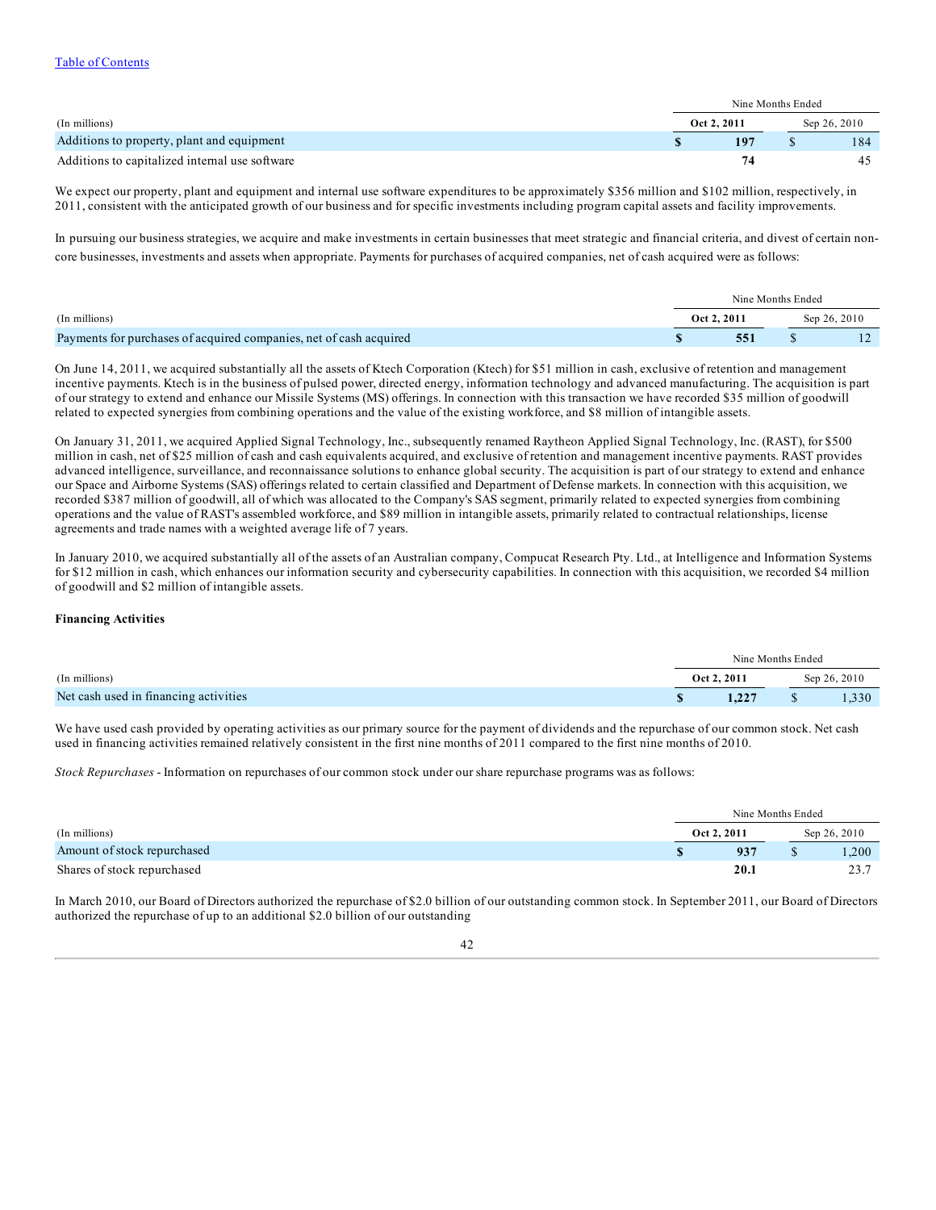[Table of Contents](#)

| (In millions) | Nine Months Ended Oct 2, 2011 | Sep 26, 2010 |
|---|---|---|
| Additions to property, plant and equipment | **$ 197** | $ 184 |
| Additions to capitalized internal use software | **74** | 45 |

We expect our property, plant and equipment and internal use software expenditures to be approximately $356 million and $102 million, respectively, in 2011, consistent with the anticipated growth of our business and for specific investments including program capital assets and facility improvements.

In pursuing our business strategies, we acquire and make investments in certain businesses that meet strategic and financial criteria, and divest of certain non-core businesses, investments and assets when appropriate. Payments for purchases of acquired companies, net of cash acquired were as follows:

| (In millions) | Nine Months Ended Oct 2, 2011 | Sep 26, 2010 |
|---|---|---|
| Payments for purchases of acquired companies, net of cash acquired | **$ 551** | $ 12 |

On June 14, 2011, we acquired substantially all the assets of Ktech Corporation (Ktech) for $51 million in cash, exclusive of retention and management incentive payments. Ktech is in the business of pulsed power, directed energy, information technology and advanced manufacturing. The acquisition is part of our strategy to extend and enhance our Missile Systems (MS) offerings. In connection with this transaction we have recorded $35 million of goodwill related to expected synergies from combining operations and the value of the existing workforce, and $8 million of intangible assets.

On January 31, 2011, we acquired Applied Signal Technology, Inc., subsequently renamed Raytheon Applied Signal Technology, Inc. (RAST), for $500 million in cash, net of $25 million of cash and cash equivalents acquired, and exclusive of retention and management incentive payments. RAST provides advanced intelligence, surveillance, and reconnaissance solutions to enhance global security. The acquisition is part of our strategy to extend and enhance our Space and Airborne Systems (SAS) offerings related to certain classified and Department of Defense markets. In connection with this acquisition, we recorded $387 million of goodwill, all of which was allocated to the Company's SAS segment, primarily related to expected synergies from combining operations and the value of RAST's assembled workforce, and $89 million in intangible assets, primarily related to contractual relationships, license agreements and trade names with a weighted average life of 7 years.

In January 2010, we acquired substantially all of the assets of an Australian company, Compucat Research Pty. Ltd., at Intelligence and Information Systems for $12 million in cash, which enhances our information security and cybersecurity capabilities. In connection with this acquisition, we recorded $4 million of goodwill and $2 million of intangible assets.

**Financing Activities**

| (In millions) | Nine Months Ended Oct 2, 2011 | Sep 26, 2010 |
|---|---|---|
| Net cash used in financing activities | **$ 1,227** | $ 1,330 |

We have used cash provided by operating activities as our primary source for the payment of dividends and the repurchase of our common stock. Net cash used in financing activities remained relatively consistent in the first nine months of 2011 compared to the first nine months of 2010.

*Stock Repurchases* - Information on repurchases of our common stock under our share repurchase programs was as follows:

| (In millions) | Nine Months Ended Oct 2, 2011 | Sep 26, 2010 |
|---|---|---|
| Amount of stock repurchased | **$ 937** | $ 1,200 |
| Shares of stock repurchased | **20.1** | 23.7 |

In March 2010, our Board of Directors authorized the repurchase of $2.0 billion of our outstanding common stock. In September 2011, our Board of Directors authorized the repurchase of up to an additional $2.0 billion of our outstanding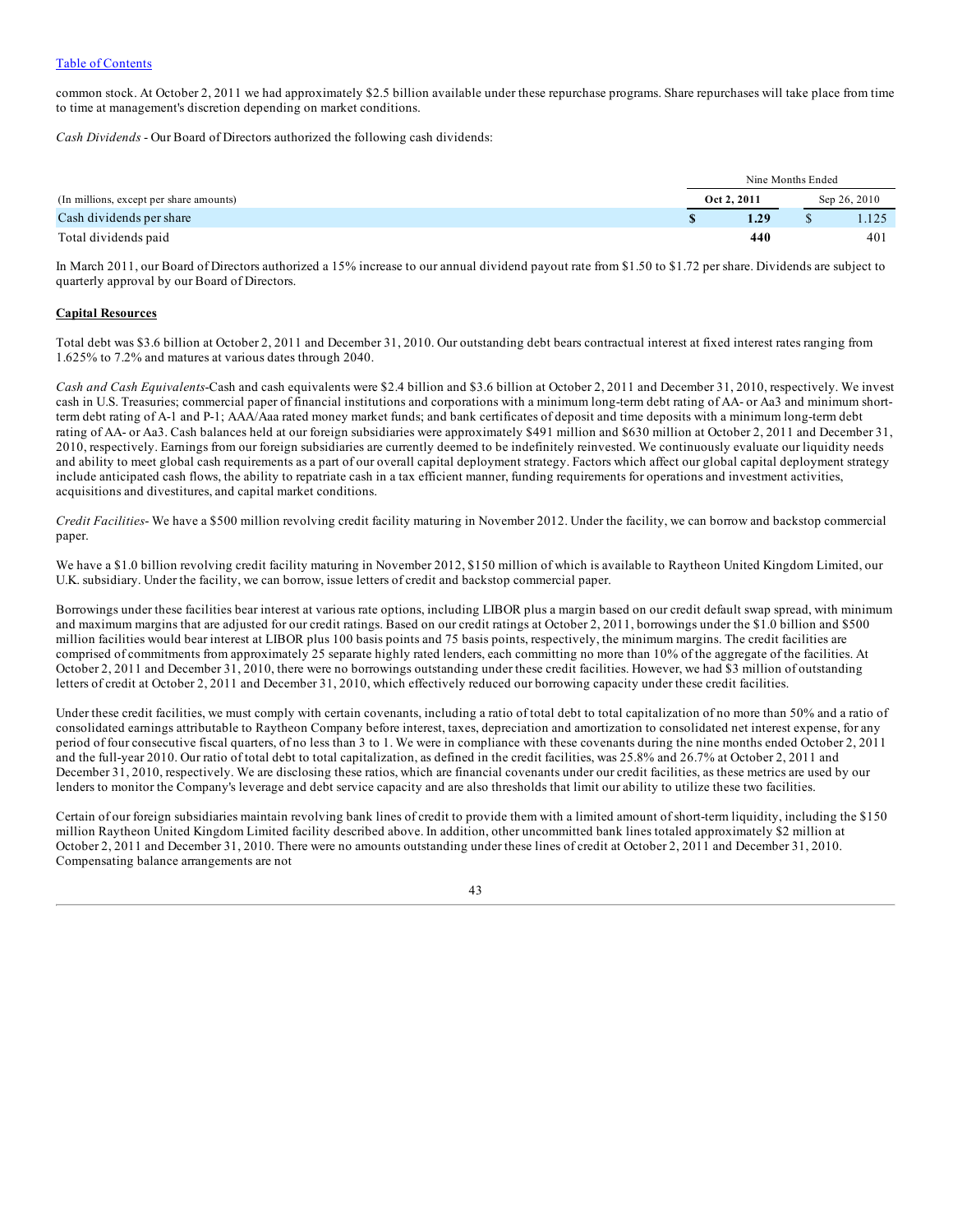common stock. At October 2, 2011 we had approximately $2.5 billion available under these repurchase programs. Share repurchases will take place from time to time at management's discretion depending on market conditions.

*Cash Dividends* - Our Board of Directors authorized the following cash dividends:

| | Nine Months Ended | |
|---|---|---|
| (In millions, except per share amounts) | **Oct 2, 2011** | Sep 26, 2010 |
| Cash dividends per share | **$ 1.29** | $ 1.125 |
| Total dividends paid | **440** | 401 |

In March 2011, our Board of Directors authorized a 15% increase to our annual dividend payout rate from $1.50 to $1.72 per share. Dividends are subject to quarterly approval by our Board of Directors.

**Capital Resources**

Total debt was $3.6 billion at October 2, 2011 and December 31, 2010. Our outstanding debt bears contractual interest at fixed interest rates ranging from 1.625% to 7.2% and matures at various dates through 2040.

*Cash and Cash Equivalents*-Cash and cash equivalents were $2.4 billion and $3.6 billion at October 2, 2011 and December 31, 2010, respectively. We invest cash in U.S. Treasuries; commercial paper of financial institutions and corporations with a minimum long-term debt rating of AA- or Aa3 and minimum short-term debt rating of A-1 and P-1; AAA/Aaa rated money market funds; and bank certificates of deposit and time deposits with a minimum long-term debt rating of AA- or Aa3. Cash balances held at our foreign subsidiaries were approximately $491 million and $630 million at October 2, 2011 and December 31, 2010, respectively. Earnings from our foreign subsidiaries are currently deemed to be indefinitely reinvested. We continuously evaluate our liquidity needs and ability to meet global cash requirements as a part of our overall capital deployment strategy. Factors which affect our global capital deployment strategy include anticipated cash flows, the ability to repatriate cash in a tax efficient manner, funding requirements for operations and investment activities, acquisitions and divestitures, and capital market conditions.

*Credit Facilities*- We have a $500 million revolving credit facility maturing in November 2012. Under the facility, we can borrow and backstop commercial paper.

We have a $1.0 billion revolving credit facility maturing in November 2012, $150 million of which is available to Raytheon United Kingdom Limited, our U.K. subsidiary. Under the facility, we can borrow, issue letters of credit and backstop commercial paper.

Borrowings under these facilities bear interest at various rate options, including LIBOR plus a margin based on our credit default swap spread, with minimum and maximum margins that are adjusted for our credit ratings. Based on our credit ratings at October 2, 2011, borrowings under the $1.0 billion and $500 million facilities would bear interest at LIBOR plus 100 basis points and 75 basis points, respectively, the minimum margins. The credit facilities are comprised of commitments from approximately 25 separate highly rated lenders, each committing no more than 10% of the aggregate of the facilities. At October 2, 2011 and December 31, 2010, there were no borrowings outstanding under these credit facilities. However, we had $3 million of outstanding letters of credit at October 2, 2011 and December 31, 2010, which effectively reduced our borrowing capacity under these credit facilities.

Under these credit facilities, we must comply with certain covenants, including a ratio of total debt to total capitalization of no more than 50% and a ratio of consolidated earnings attributable to Raytheon Company before interest, taxes, depreciation and amortization to consolidated net interest expense, for any period of four consecutive fiscal quarters, of no less than 3 to 1. We were in compliance with these covenants during the nine months ended October 2, 2011 and the full-year 2010. Our ratio of total debt to total capitalization, as defined in the credit facilities, was 25.8% and 26.7% at October 2, 2011 and December 31, 2010, respectively. We are disclosing these ratios, which are financial covenants under our credit facilities, as these metrics are used by our lenders to monitor the Company's leverage and debt service capacity and are also thresholds that limit our ability to utilize these two facilities.

Certain of our foreign subsidiaries maintain revolving bank lines of credit to provide them with a limited amount of short-term liquidity, including the $150 million Raytheon United Kingdom Limited facility described above. In addition, other uncommitted bank lines totaled approximately $2 million at October 2, 2011 and December 31, 2010. There were no amounts outstanding under these lines of credit at October 2, 2011 and December 31, 2010. Compensating balance arrangements are not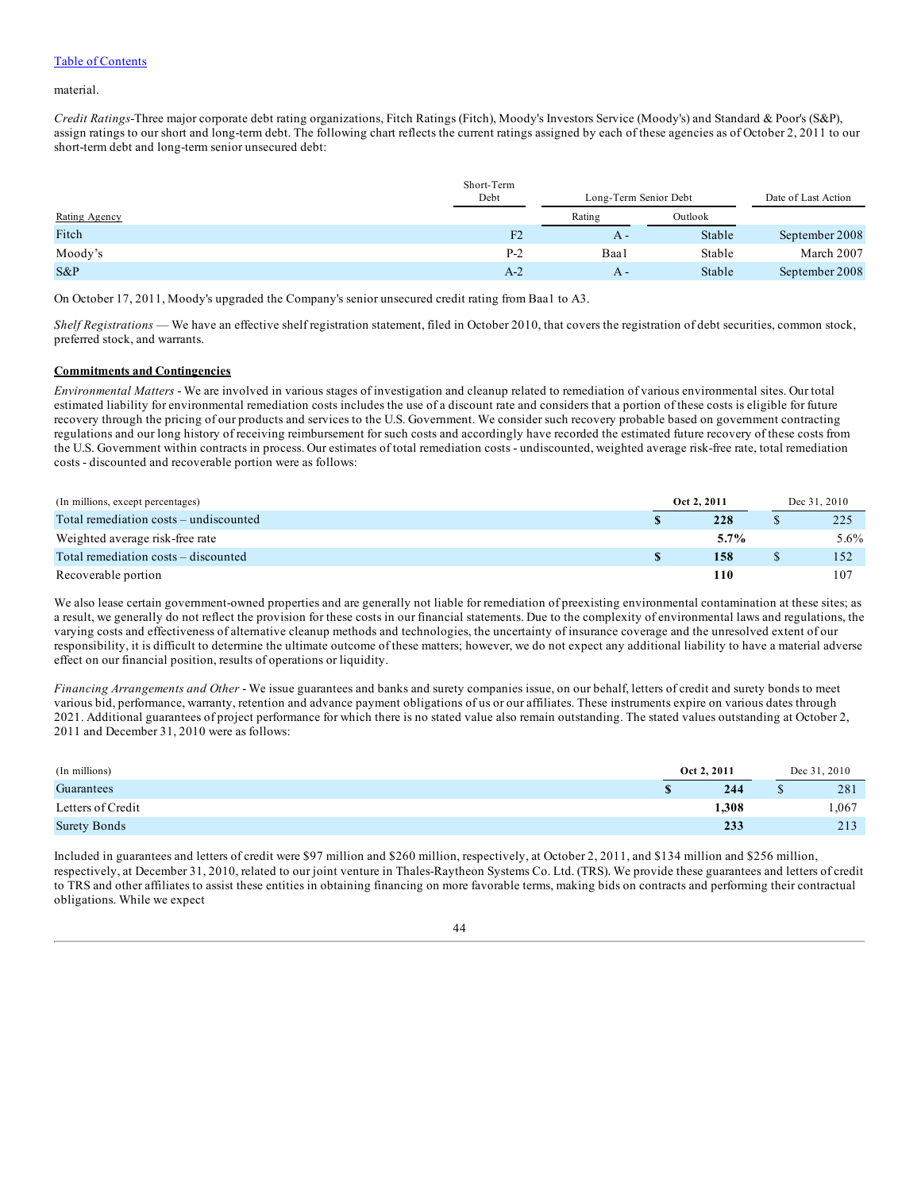material.

*Credit Ratings*-Three major corporate debt rating organizations, Fitch Ratings (Fitch), Moody's Investors Service (Moody's) and Standard & Poor's (S&P), assign ratings to our short and long-term debt. The following chart reflects the current ratings assigned by each of these agencies as of October 2, 2011 to our short-term debt and long-term senior unsecured debt:

| | Short-Term Debt | Long-Term Senior Debt | | Date of Last Action |
|---|---|---|---|---|
| Rating Agency | | Rating | Outlook | |
| Fitch | F2 | A - | Stable | September 2008 |
| Moody's | P-2 | Baa1 | Stable | March 2007 |
| S&P | A-2 | A - | Stable | September 2008 |

On October 17, 2011, Moody's upgraded the Company's senior unsecured credit rating from Baa1 to A3.

*Shelf Registrations* — We have an effective shelf registration statement, filed in October 2010, that covers the registration of debt securities, common stock, preferred stock, and warrants.

**Commitments and Contingencies**

*Environmental Matters* - We are involved in various stages of investigation and cleanup related to remediation of various environmental sites. Our total estimated liability for environmental remediation costs includes the use of a discount rate and considers that a portion of these costs is eligible for future recovery through the pricing of our products and services to the U.S. Government. We consider such recovery probable based on government contracting regulations and our long history of receiving reimbursement for such costs and accordingly have recorded the estimated future recovery of these costs from the U.S. Government within contracts in process. Our estimates of total remediation costs - undiscounted, weighted average risk-free rate, total remediation costs - discounted and recoverable portion were as follows:

| (In millions, except percentages) | Oct 2, 2011 | Dec 31, 2010 |
|---|---|---|
| Total remediation costs – undiscounted | **$ 228** | $ 225 |
| Weighted average risk-free rate | **5.7%** | 5.6% |
| Total remediation costs – discounted | **$ 158** | $ 152 |
| Recoverable portion | **110** | 107 |

We also lease certain government-owned properties and are generally not liable for remediation of preexisting environmental contamination at these sites; as a result, we generally do not reflect the provision for these costs in our financial statements. Due to the complexity of environmental laws and regulations, the varying costs and effectiveness of alternative cleanup methods and technologies, the uncertainty of insurance coverage and the unresolved extent of our responsibility, it is difficult to determine the ultimate outcome of these matters; however, we do not expect any additional liability to have a material adverse effect on our financial position, results of operations or liquidity.

*Financing Arrangements and Other* - We issue guarantees and banks and surety companies issue, on our behalf, letters of credit and surety bonds to meet various bid, performance, warranty, retention and advance payment obligations of us or our affiliates. These instruments expire on various dates through 2021. Additional guarantees of project performance for which there is no stated value also remain outstanding. The stated values outstanding at October 2, 2011 and December 31, 2010 were as follows:

| (In millions) | Oct 2, 2011 | Dec 31, 2010 |
|---|---|---|
| Guarantees | **$ 244** | $ 281 |
| Letters of Credit | **1,308** | 1,067 |
| Surety Bonds | **233** | 213 |

Included in guarantees and letters of credit were $97 million and $260 million, respectively, at October 2, 2011, and $134 million and $256 million, respectively, at December 31, 2010, related to our joint venture in Thales-Raytheon Systems Co. Ltd. (TRS). We provide these guarantees and letters of credit to TRS and other affiliates to assist these entities in obtaining financing on more favorable terms, making bids on contracts and performing their contractual obligations. While we expect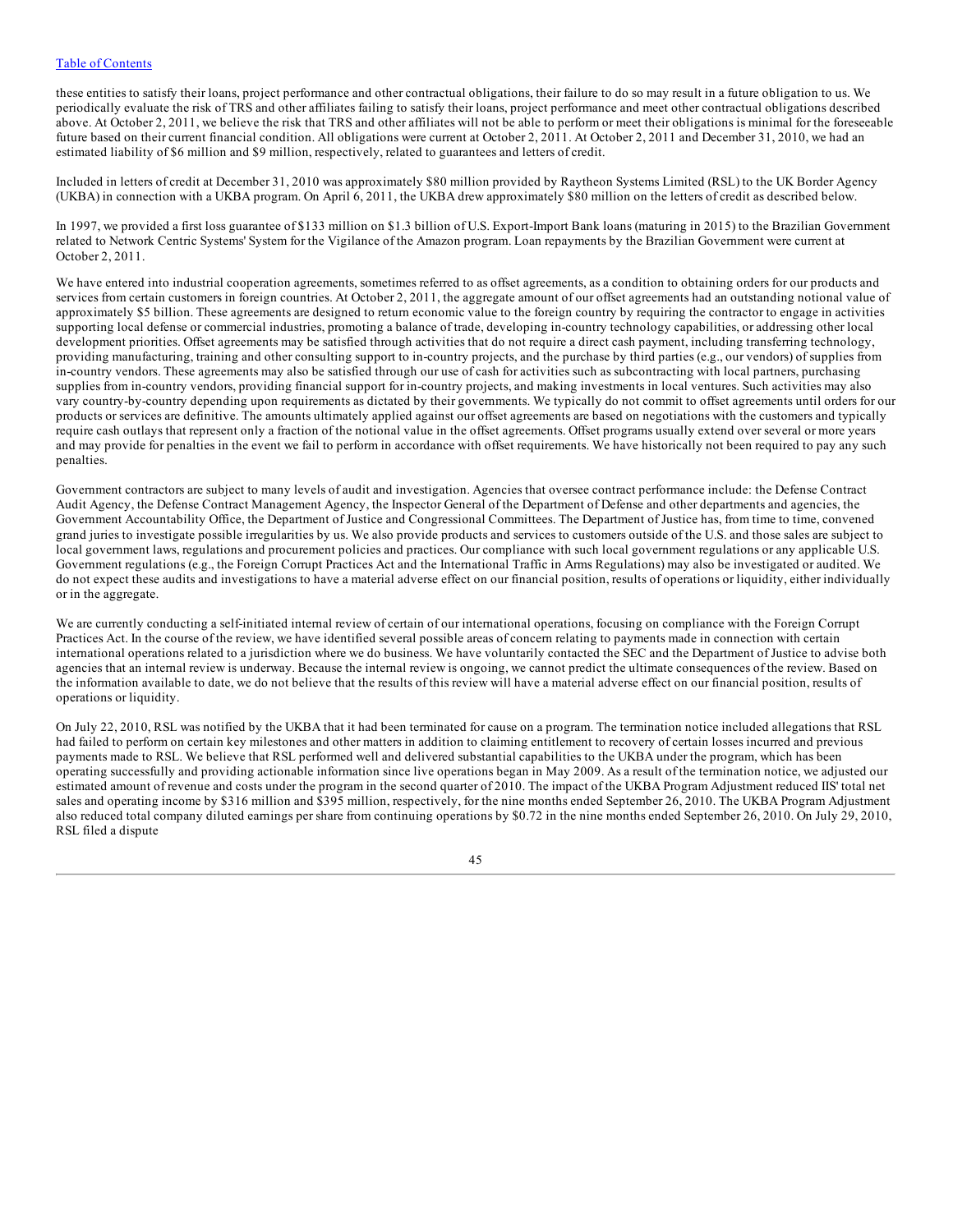these entities to satisfy their loans, project performance and other contractual obligations, their failure to do so may result in a future obligation to us. We periodically evaluate the risk of TRS and other affiliates failing to satisfy their loans, project performance and meet other contractual obligations described above. At October 2, 2011, we believe the risk that TRS and other affiliates will not be able to perform or meet their obligations is minimal for the foreseeable future based on their current financial condition. All obligations were current at October 2, 2011. At October 2, 2011 and December 31, 2010, we had an estimated liability of $6 million and $9 million, respectively, related to guarantees and letters of credit.

Included in letters of credit at December 31, 2010 was approximately $80 million provided by Raytheon Systems Limited (RSL) to the UK Border Agency (UKBA) in connection with a UKBA program. On April 6, 2011, the UKBA drew approximately $80 million on the letters of credit as described below.

In 1997, we provided a first loss guarantee of $133 million on $1.3 billion of U.S. Export-Import Bank loans (maturing in 2015) to the Brazilian Government related to Network Centric Systems' System for the Vigilance of the Amazon program. Loan repayments by the Brazilian Government were current at October 2, 2011.

We have entered into industrial cooperation agreements, sometimes referred to as offset agreements, as a condition to obtaining orders for our products and services from certain customers in foreign countries. At October 2, 2011, the aggregate amount of our offset agreements had an outstanding notional value of approximately $5 billion. These agreements are designed to return economic value to the foreign country by requiring the contractor to engage in activities supporting local defense or commercial industries, promoting a balance of trade, developing in-country technology capabilities, or addressing other local development priorities. Offset agreements may be satisfied through activities that do not require a direct cash payment, including transferring technology, providing manufacturing, training and other consulting support to in-country projects, and the purchase by third parties (e.g., our vendors) of supplies from in-country vendors. These agreements may also be satisfied through our use of cash for activities such as subcontracting with local partners, purchasing supplies from in-country vendors, providing financial support for in-country projects, and making investments in local ventures. Such activities may also vary country-by-country depending upon requirements as dictated by their governments. We typically do not commit to offset agreements until orders for our products or services are definitive. The amounts ultimately applied against our offset agreements are based on negotiations with the customers and typically require cash outlays that represent only a fraction of the notional value in the offset agreements. Offset programs usually extend over several or more years and may provide for penalties in the event we fail to perform in accordance with offset requirements. We have historically not been required to pay any such penalties.

Government contractors are subject to many levels of audit and investigation. Agencies that oversee contract performance include: the Defense Contract Audit Agency, the Defense Contract Management Agency, the Inspector General of the Department of Defense and other departments and agencies, the Government Accountability Office, the Department of Justice and Congressional Committees. The Department of Justice has, from time to time, convened grand juries to investigate possible irregularities by us. We also provide products and services to customers outside of the U.S. and those sales are subject to local government laws, regulations and procurement policies and practices. Our compliance with such local government regulations or any applicable U.S. Government regulations (e.g., the Foreign Corrupt Practices Act and the International Traffic in Arms Regulations) may also be investigated or audited. We do not expect these audits and investigations to have a material adverse effect on our financial position, results of operations or liquidity, either individually or in the aggregate.

We are currently conducting a self-initiated internal review of certain of our international operations, focusing on compliance with the Foreign Corrupt Practices Act. In the course of the review, we have identified several possible areas of concern relating to payments made in connection with certain international operations related to a jurisdiction where we do business. We have voluntarily contacted the SEC and the Department of Justice to advise both agencies that an internal review is underway. Because the internal review is ongoing, we cannot predict the ultimate consequences of the review. Based on the information available to date, we do not believe that the results of this review will have a material adverse effect on our financial position, results of operations or liquidity.

On July 22, 2010, RSL was notified by the UKBA that it had been terminated for cause on a program. The termination notice included allegations that RSL had failed to perform on certain key milestones and other matters in addition to claiming entitlement to recovery of certain losses incurred and previous payments made to RSL. We believe that RSL performed well and delivered substantial capabilities to the UKBA under the program, which has been operating successfully and providing actionable information since live operations began in May 2009. As a result of the termination notice, we adjusted our estimated amount of revenue and costs under the program in the second quarter of 2010. The impact of the UKBA Program Adjustment reduced IIS' total net sales and operating income by $316 million and $395 million, respectively, for the nine months ended September 26, 2010. The UKBA Program Adjustment also reduced total company diluted earnings per share from continuing operations by $0.72 in the nine months ended September 26, 2010. On July 29, 2010, RSL filed a dispute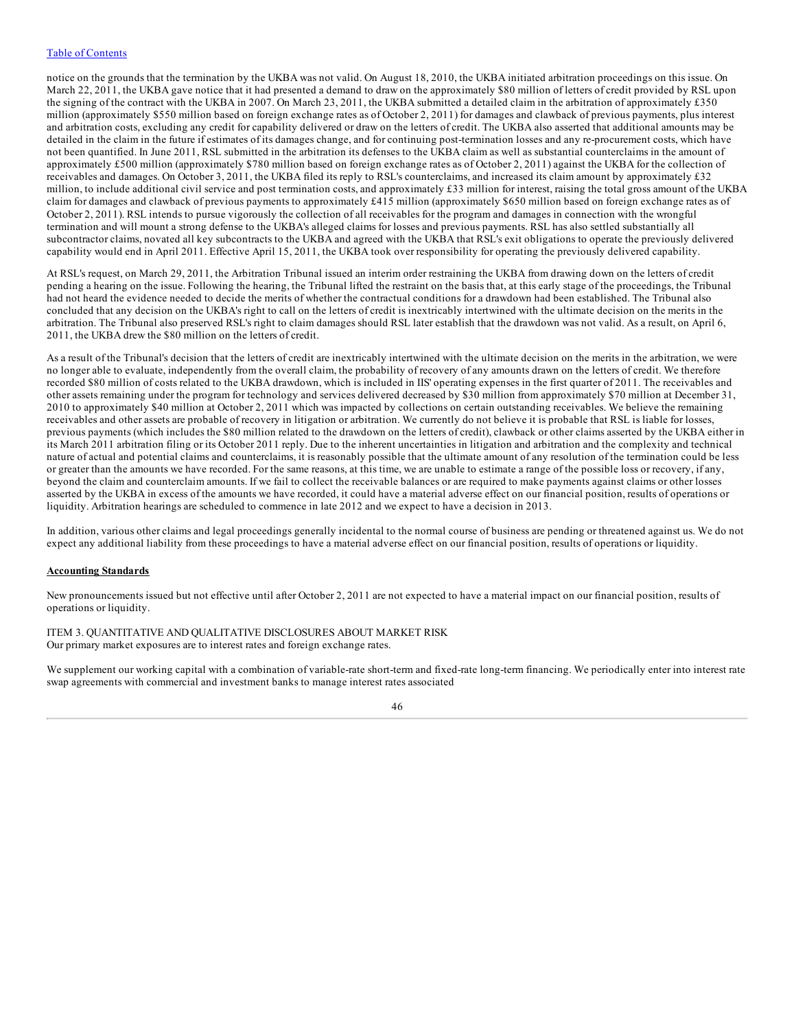notice on the grounds that the termination by the UKBA was not valid. On August 18, 2010, the UKBA initiated arbitration proceedings on this issue. On March 22, 2011, the UKBA gave notice that it had presented a demand to draw on the approximately $80 million of letters of credit provided by RSL upon the signing of the contract with the UKBA in 2007. On March 23, 2011, the UKBA submitted a detailed claim in the arbitration of approximately £350 million (approximately $550 million based on foreign exchange rates as of October 2, 2011) for damages and clawback of previous payments, plus interest and arbitration costs, excluding any credit for capability delivered or draw on the letters of credit. The UKBA also asserted that additional amounts may be detailed in the claim in the future if estimates of its damages change, and for continuing post-termination losses and any re-procurement costs, which have not been quantified. In June 2011, RSL submitted in the arbitration its defenses to the UKBA claim as well as substantial counterclaims in the amount of approximately £500 million (approximately $780 million based on foreign exchange rates as of October 2, 2011) against the UKBA for the collection of receivables and damages. On October 3, 2011, the UKBA filed its reply to RSL's counterclaims, and increased its claim amount by approximately £32 million, to include additional civil service and post termination costs, and approximately £33 million for interest, raising the total gross amount of the UKBA claim for damages and clawback of previous payments to approximately £415 million (approximately $650 million based on foreign exchange rates as of October 2, 2011). RSL intends to pursue vigorously the collection of all receivables for the program and damages in connection with the wrongful termination and will mount a strong defense to the UKBA's alleged claims for losses and previous payments. RSL has also settled substantially all subcontractor claims, novated all key subcontracts to the UKBA and agreed with the UKBA that RSL's exit obligations to operate the previously delivered capability would end in April 2011. Effective April 15, 2011, the UKBA took over responsibility for operating the previously delivered capability.

At RSL's request, on March 29, 2011, the Arbitration Tribunal issued an interim order restraining the UKBA from drawing down on the letters of credit pending a hearing on the issue. Following the hearing, the Tribunal lifted the restraint on the basis that, at this early stage of the proceedings, the Tribunal had not heard the evidence needed to decide the merits of whether the contractual conditions for a drawdown had been established. The Tribunal also concluded that any decision on the UKBA's right to call on the letters of credit is inextricably intertwined with the ultimate decision on the merits in the arbitration. The Tribunal also preserved RSL's right to claim damages should RSL later establish that the drawdown was not valid. As a result, on April 6, 2011, the UKBA drew the $80 million on the letters of credit.

As a result of the Tribunal's decision that the letters of credit are inextricably intertwined with the ultimate decision on the merits in the arbitration, we were no longer able to evaluate, independently from the overall claim, the probability of recovery of any amounts drawn on the letters of credit. We therefore recorded $80 million of costs related to the UKBA drawdown, which is included in IIS' operating expenses in the first quarter of 2011. The receivables and other assets remaining under the program for technology and services delivered decreased by $30 million from approximately $70 million at December 31, 2010 to approximately $40 million at October 2, 2011 which was impacted by collections on certain outstanding receivables. We believe the remaining receivables and other assets are probable of recovery in litigation or arbitration. We currently do not believe it is probable that RSL is liable for losses, previous payments (which includes the $80 million related to the drawdown on the letters of credit), clawback or other claims asserted by the UKBA either in its March 2011 arbitration filing or its October 2011 reply. Due to the inherent uncertainties in litigation and arbitration and the complexity and technical nature of actual and potential claims and counterclaims, it is reasonably possible that the ultimate amount of any resolution of the termination could be less or greater than the amounts we have recorded. For the same reasons, at this time, we are unable to estimate a range of the possible loss or recovery, if any, beyond the claim and counterclaim amounts. If we fail to collect the receivable balances or are required to make payments against claims or other losses asserted by the UKBA in excess of the amounts we have recorded, it could have a material adverse effect on our financial position, results of operations or liquidity. Arbitration hearings are scheduled to commence in late 2012 and we expect to have a decision in 2013.

In addition, various other claims and legal proceedings generally incidental to the normal course of business are pending or threatened against us. We do not expect any additional liability from these proceedings to have a material adverse effect on our financial position, results of operations or liquidity.

**Accounting Standards**

New pronouncements issued but not effective until after October 2, 2011 are not expected to have a material impact on our financial position, results of operations or liquidity.

## ITEM 3. QUANTITATIVE AND QUALITATIVE DISCLOSURES ABOUT MARKET RISK

Our primary market exposures are to interest rates and foreign exchange rates.

We supplement our working capital with a combination of variable-rate short-term and fixed-rate long-term financing. We periodically enter into interest rate swap agreements with commercial and investment banks to manage interest rates associated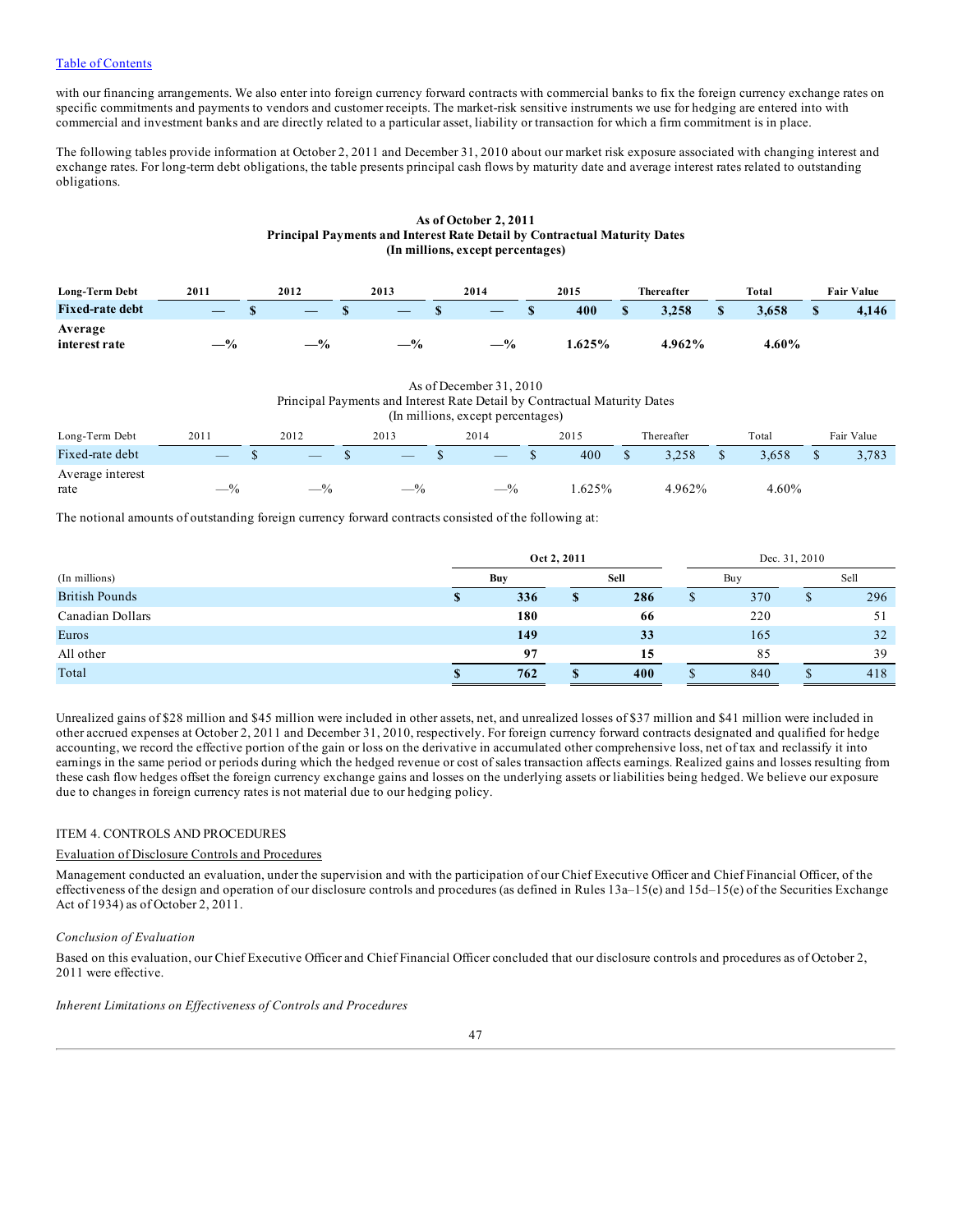with our financing arrangements. We also enter into foreign currency forward contracts with commercial banks to fix the foreign currency exchange rates on specific commitments and payments to vendors and customer receipts. The market-risk sensitive instruments we use for hedging are entered into with commercial and investment banks and are directly related to a particular asset, liability or transaction for which a firm commitment is in place.

The following tables provide information at October 2, 2011 and December 31, 2010 about our market risk exposure associated with changing interest and exchange rates. For long-term debt obligations, the table presents principal cash flows by maturity date and average interest rates related to outstanding obligations.

**As of October 2, 2011**
**Principal Payments and Interest Rate Detail by Contractual Maturity Dates**
**(In millions, except percentages)**

| Long-Term Debt | 2011 | 2012 | 2013 | 2014 | 2015 | Thereafter | Total | Fair Value |
|---|---|---|---|---|---|---|---|---|
| **Fixed-rate debt** | — | $ — | $ — | $ — | $ 400 | $ 3,258 | $ 3,658 | $ 4,146 |
| **Average interest rate** | —% | —% | —% | —% | 1.625% | 4.962% | 4.60% | |

As of December 31, 2010
Principal Payments and Interest Rate Detail by Contractual Maturity Dates
(In millions, except percentages)

| Long-Term Debt | 2011 | 2012 | 2013 | 2014 | 2015 | Thereafter | Total | Fair Value |
|---|---|---|---|---|---|---|---|---|
| Fixed-rate debt | — | $ — | $ — | $ — | $ 400 | $ 3,258 | $ 3,658 | $ 3,783 |
| Average interest rate | —% | —% | —% | —% | 1.625% | 4.962% | 4.60% | |

The notional amounts of outstanding foreign currency forward contracts consisted of the following at:

| | Oct 2, 2011 | | Dec. 31, 2010 | |
|---|---|---|---|---|
| (In millions) | Buy | Sell | Buy | Sell |
| British Pounds | $ 336 | $ 286 | $ 370 | $ 296 |
| Canadian Dollars | 180 | 66 | 220 | 51 |
| Euros | 149 | 33 | 165 | 32 |
| All other | 97 | 15 | 85 | 39 |
| Total | $ 762 | $ 400 | $ 840 | $ 418 |

Unrealized gains of $28 million and $45 million were included in other assets, net, and unrealized losses of $37 million and $41 million were included in other accrued expenses at October 2, 2011 and December 31, 2010, respectively. For foreign currency forward contracts designated and qualified for hedge accounting, we record the effective portion of the gain or loss on the derivative in accumulated other comprehensive loss, net of tax and reclassify it into earnings in the same period or periods during which the hedged revenue or cost of sales transaction affects earnings. Realized gains and losses resulting from these cash flow hedges offset the foreign currency exchange gains and losses on the underlying assets or liabilities being hedged. We believe our exposure due to changes in foreign currency rates is not material due to our hedging policy.

## ITEM 4. CONTROLS AND PROCEDURES

Evaluation of Disclosure Controls and Procedures

Management conducted an evaluation, under the supervision and with the participation of our Chief Executive Officer and Chief Financial Officer, of the effectiveness of the design and operation of our disclosure controls and procedures (as defined in Rules 13a–15(e) and 15d–15(e) of the Securities Exchange Act of 1934) as of October 2, 2011.

*Conclusion of Evaluation*

Based on this evaluation, our Chief Executive Officer and Chief Financial Officer concluded that our disclosure controls and procedures as of October 2, 2011 were effective.

*Inherent Limitations on Effectiveness of Controls and Procedures*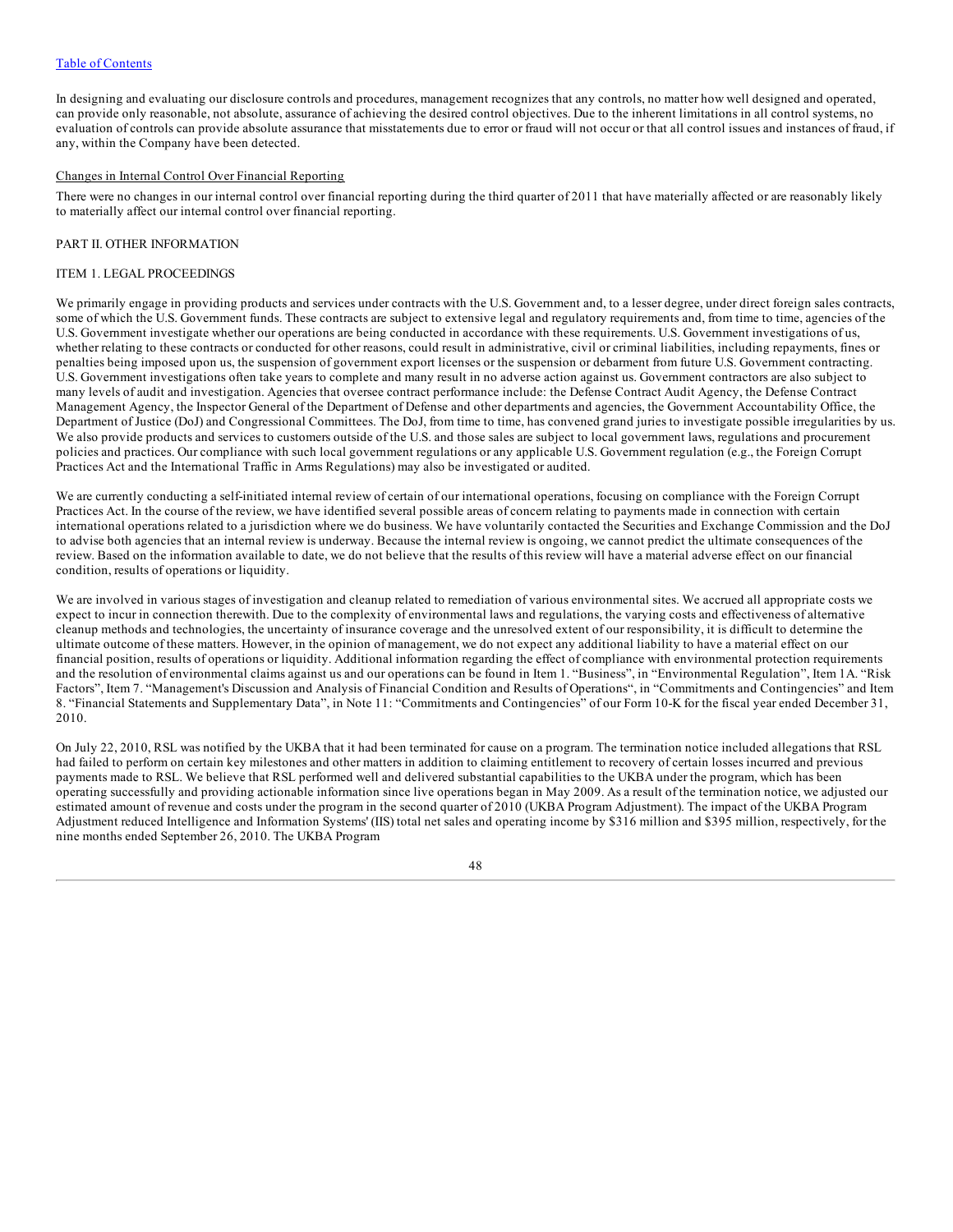In designing and evaluating our disclosure controls and procedures, management recognizes that any controls, no matter how well designed and operated, can provide only reasonable, not absolute, assurance of achieving the desired control objectives. Due to the inherent limitations in all control systems, no evaluation of controls can provide absolute assurance that misstatements due to error or fraud will not occur or that all control issues and instances of fraud, if any, within the Company have been detected.

Changes in Internal Control Over Financial Reporting

There were no changes in our internal control over financial reporting during the third quarter of 2011 that have materially affected or are reasonably likely to materially affect our internal control over financial reporting.

## PART II. OTHER INFORMATION

### ITEM 1. LEGAL PROCEEDINGS

We primarily engage in providing products and services under contracts with the U.S. Government and, to a lesser degree, under direct foreign sales contracts, some of which the U.S. Government funds. These contracts are subject to extensive legal and regulatory requirements and, from time to time, agencies of the U.S. Government investigate whether our operations are being conducted in accordance with these requirements. U.S. Government investigations of us, whether relating to these contracts or conducted for other reasons, could result in administrative, civil or criminal liabilities, including repayments, fines or penalties being imposed upon us, the suspension of government export licenses or the suspension or debarment from future U.S. Government contracting. U.S. Government investigations often take years to complete and many result in no adverse action against us. Government contractors are also subject to many levels of audit and investigation. Agencies that oversee contract performance include: the Defense Contract Audit Agency, the Defense Contract Management Agency, the Inspector General of the Department of Defense and other departments and agencies, the Government Accountability Office, the Department of Justice (DoJ) and Congressional Committees. The DoJ, from time to time, has convened grand juries to investigate possible irregularities by us. We also provide products and services to customers outside of the U.S. and those sales are subject to local government laws, regulations and procurement policies and practices. Our compliance with such local government regulations or any applicable U.S. Government regulation (e.g., the Foreign Corrupt Practices Act and the International Traffic in Arms Regulations) may also be investigated or audited.

We are currently conducting a self-initiated internal review of certain of our international operations, focusing on compliance with the Foreign Corrupt Practices Act. In the course of the review, we have identified several possible areas of concern relating to payments made in connection with certain international operations related to a jurisdiction where we do business. We have voluntarily contacted the Securities and Exchange Commission and the DoJ to advise both agencies that an internal review is underway. Because the internal review is ongoing, we cannot predict the ultimate consequences of the review. Based on the information available to date, we do not believe that the results of this review will have a material adverse effect on our financial condition, results of operations or liquidity.

We are involved in various stages of investigation and cleanup related to remediation of various environmental sites. We accrued all appropriate costs we expect to incur in connection therewith. Due to the complexity of environmental laws and regulations, the varying costs and effectiveness of alternative cleanup methods and technologies, the uncertainty of insurance coverage and the unresolved extent of our responsibility, it is difficult to determine the ultimate outcome of these matters. However, in the opinion of management, we do not expect any additional liability to have a material effect on our financial position, results of operations or liquidity. Additional information regarding the effect of compliance with environmental protection requirements and the resolution of environmental claims against us and our operations can be found in Item 1. "Business", in "Environmental Regulation", Item 1A. "Risk Factors", Item 7. "Management's Discussion and Analysis of Financial Condition and Results of Operations", in "Commitments and Contingencies" and Item 8. "Financial Statements and Supplementary Data", in Note 11: "Commitments and Contingencies" of our Form 10-K for the fiscal year ended December 31, 2010.

On July 22, 2010, RSL was notified by the UKBA that it had been terminated for cause on a program. The termination notice included allegations that RSL had failed to perform on certain key milestones and other matters in addition to claiming entitlement to recovery of certain losses incurred and previous payments made to RSL. We believe that RSL performed well and delivered substantial capabilities to the UKBA under the program, which has been operating successfully and providing actionable information since live operations began in May 2009. As a result of the termination notice, we adjusted our estimated amount of revenue and costs under the program in the second quarter of 2010 (UKBA Program Adjustment). The impact of the UKBA Program Adjustment reduced Intelligence and Information Systems' (IIS) total net sales and operating income by $316 million and $395 million, respectively, for the nine months ended September 26, 2010. The UKBA Program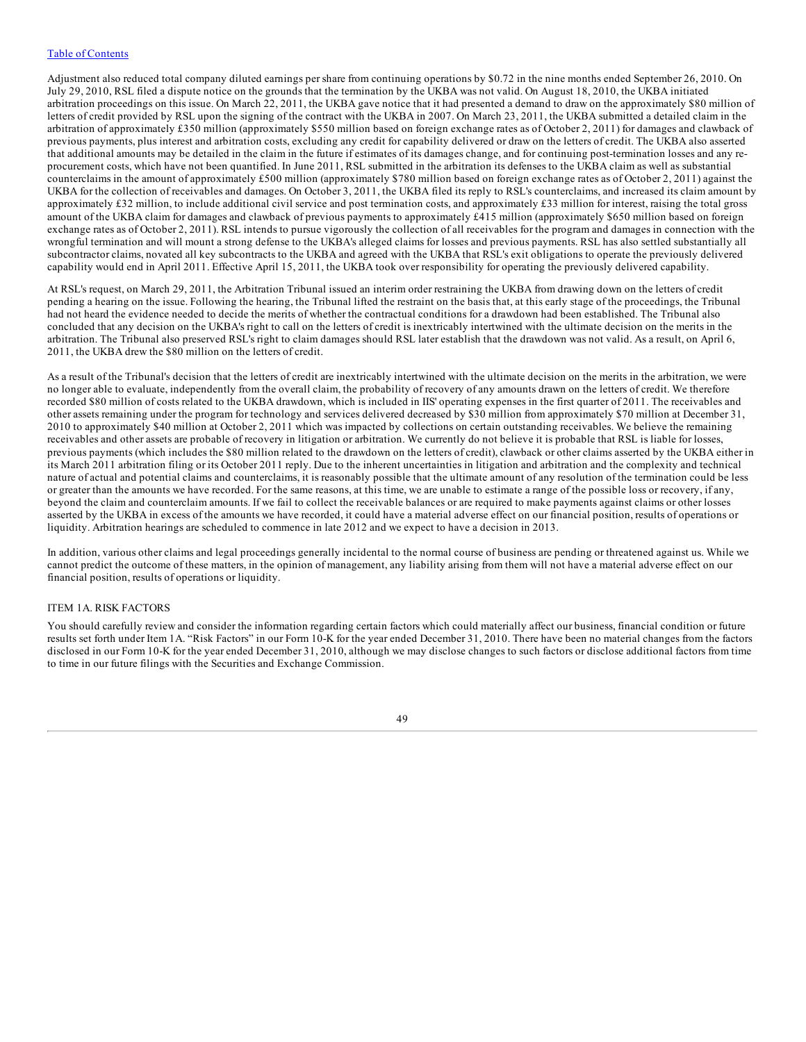Adjustment also reduced total company diluted earnings per share from continuing operations by $0.72 in the nine months ended September 26, 2010. On July 29, 2010, RSL filed a dispute notice on the grounds that the termination by the UKBA was not valid. On August 18, 2010, the UKBA initiated arbitration proceedings on this issue. On March 22, 2011, the UKBA gave notice that it had presented a demand to draw on the approximately $80 million of letters of credit provided by RSL upon the signing of the contract with the UKBA in 2007. On March 23, 2011, the UKBA submitted a detailed claim in the arbitration of approximately £350 million (approximately $550 million based on foreign exchange rates as of October 2, 2011) for damages and clawback of previous payments, plus interest and arbitration costs, excluding any credit for capability delivered or draw on the letters of credit. The UKBA also asserted that additional amounts may be detailed in the claim in the future if estimates of its damages change, and for continuing post-termination losses and any re-procurement costs, which have not been quantified. In June 2011, RSL submitted in the arbitration its defenses to the UKBA claim as well as substantial counterclaims in the amount of approximately £500 million (approximately $780 million based on foreign exchange rates as of October 2, 2011) against the UKBA for the collection of receivables and damages. On October 3, 2011, the UKBA filed its reply to RSL's counterclaims, and increased its claim amount by approximately £32 million, to include additional civil service and post termination costs, and approximately £33 million for interest, raising the total gross amount of the UKBA claim for damages and clawback of previous payments to approximately £415 million (approximately $650 million based on foreign exchange rates as of October 2, 2011). RSL intends to pursue vigorously the collection of all receivables for the program and damages in connection with the wrongful termination and will mount a strong defense to the UKBA's alleged claims for losses and previous payments. RSL has also settled substantially all subcontractor claims, novated all key subcontracts to the UKBA and agreed with the UKBA that RSL's exit obligations to operate the previously delivered capability would end in April 2011. Effective April 15, 2011, the UKBA took over responsibility for operating the previously delivered capability.

At RSL's request, on March 29, 2011, the Arbitration Tribunal issued an interim order restraining the UKBA from drawing down on the letters of credit pending a hearing on the issue. Following the hearing, the Tribunal lifted the restraint on the basis that, at this early stage of the proceedings, the Tribunal had not heard the evidence needed to decide the merits of whether the contractual conditions for a drawdown had been established. The Tribunal also concluded that any decision on the UKBA's right to call on the letters of credit is inextricably intertwined with the ultimate decision on the merits in the arbitration. The Tribunal also preserved RSL's right to claim damages should RSL later establish that the drawdown was not valid. As a result, on April 6, 2011, the UKBA drew the $80 million on the letters of credit.

As a result of the Tribunal's decision that the letters of credit are inextricably intertwined with the ultimate decision on the merits in the arbitration, we were no longer able to evaluate, independently from the overall claim, the probability of recovery of any amounts drawn on the letters of credit. We therefore recorded $80 million of costs related to the UKBA drawdown, which is included in IIS' operating expenses in the first quarter of 2011. The receivables and other assets remaining under the program for technology and services delivered decreased by $30 million from approximately $70 million at December 31, 2010 to approximately $40 million at October 2, 2011 which was impacted by collections on certain outstanding receivables. We believe the remaining receivables and other assets are probable of recovery in litigation or arbitration. We currently do not believe it is probable that RSL is liable for losses, previous payments (which includes the $80 million related to the drawdown on the letters of credit), clawback or other claims asserted by the UKBA either in its March 2011 arbitration filing or its October 2011 reply. Due to the inherent uncertainties in litigation and arbitration and the complexity and technical nature of actual and potential claims and counterclaims, it is reasonably possible that the ultimate amount of any resolution of the termination could be less or greater than the amounts we have recorded. For the same reasons, at this time, we are unable to estimate a range of the possible loss or recovery, if any, beyond the claim and counterclaim amounts. If we fail to collect the receivable balances or are required to make payments against claims or other losses asserted by the UKBA in excess of the amounts we have recorded, it could have a material adverse effect on our financial position, results of operations or liquidity. Arbitration hearings are scheduled to commence in late 2012 and we expect to have a decision in 2013.

In addition, various other claims and legal proceedings generally incidental to the normal course of business are pending or threatened against us. While we cannot predict the outcome of these matters, in the opinion of management, any liability arising from them will not have a material adverse effect on our financial position, results of operations or liquidity.

## ITEM 1A. RISK FACTORS

You should carefully review and consider the information regarding certain factors which could materially affect our business, financial condition or future results set forth under Item 1A. "Risk Factors" in our Form 10-K for the year ended December 31, 2010. There have been no material changes from the factors disclosed in our Form 10-K for the year ended December 31, 2010, although we may disclose changes to such factors or disclose additional factors from time to time in our future filings with the Securities and Exchange Commission.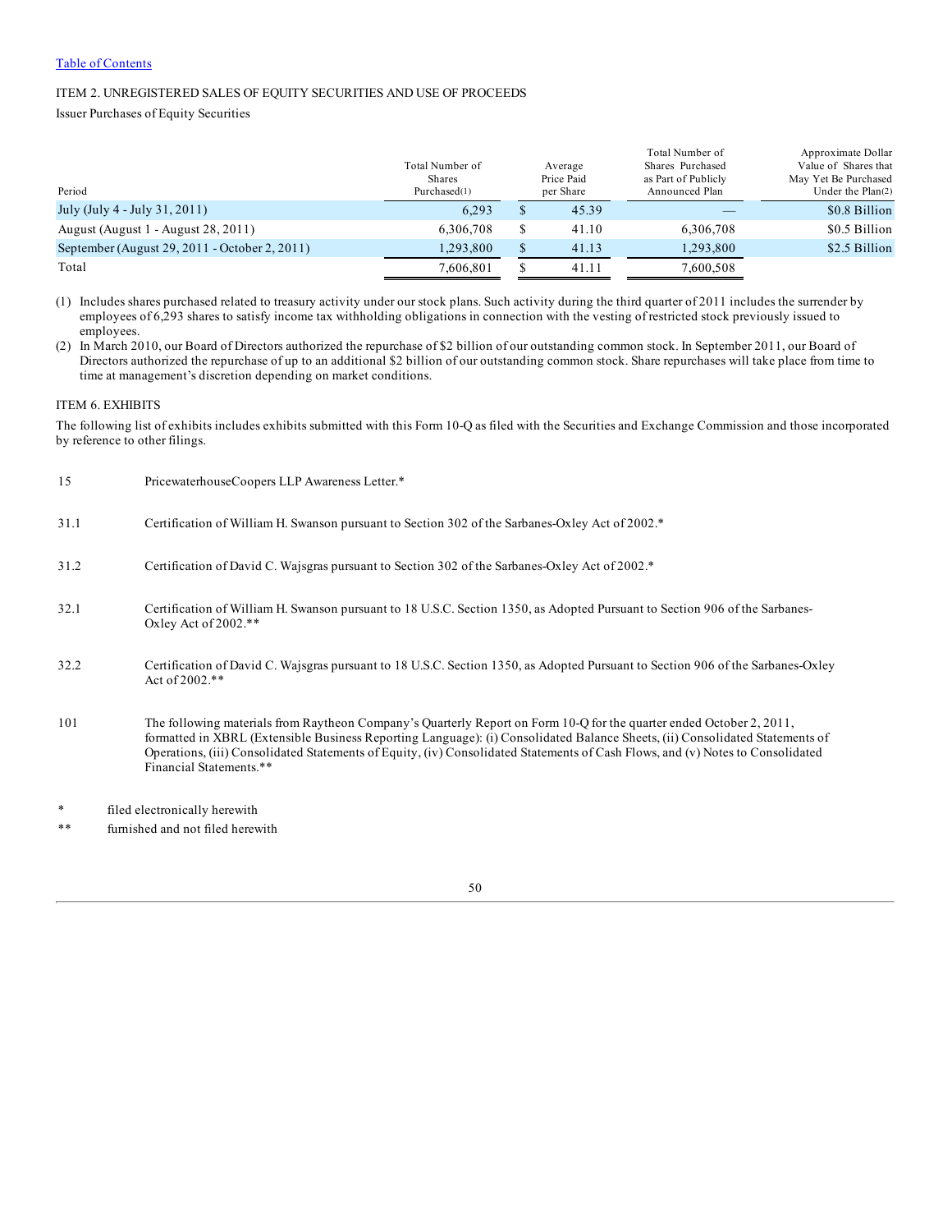[Table of Contents](#)

ITEM 2. UNREGISTERED SALES OF EQUITY SECURITIES AND USE OF PROCEEDS

Issuer Purchases of Equity Securities

| Period | Total Number of Shares Purchased(1) | Average Price Paid per Share | Total Number of Shares Purchased as Part of Publicly Announced Plan | Approximate Dollar Value of Shares that May Yet Be Purchased Under the Plan(2) |
|---|---|---|---|---|
| July (July 4 - July 31, 2011) | 6,293 | $ 45.39 | — | $0.8 Billion |
| August (August 1 - August 28, 2011) | 6,306,708 | $ 41.10 | 6,306,708 | $0.5 Billion |
| September (August 29, 2011 - October 2, 2011) | 1,293,800 | $ 41.13 | 1,293,800 | $2.5 Billion |
| Total | 7,606,801 | $ 41.11 | 7,600,508 | |

(1) Includes shares purchased related to treasury activity under our stock plans. Such activity during the third quarter of 2011 includes the surrender by employees of 6,293 shares to satisfy income tax withholding obligations in connection with the vesting of restricted stock previously issued to employees.

(2) In March 2010, our Board of Directors authorized the repurchase of $2 billion of our outstanding common stock. In September 2011, our Board of Directors authorized the repurchase of up to an additional $2 billion of our outstanding common stock. Share repurchases will take place from time to time at management's discretion depending on market conditions.

ITEM 6. EXHIBITS

The following list of exhibits includes exhibits submitted with this Form 10-Q as filed with the Securities and Exchange Commission and those incorporated by reference to other filings.

| | |
|---|---|
| 15 | PricewaterhouseCoopers LLP Awareness Letter.* |
| 31.1 | Certification of William H. Swanson pursuant to Section 302 of the Sarbanes-Oxley Act of 2002.* |
| 31.2 | Certification of David C. Wajsgras pursuant to Section 302 of the Sarbanes-Oxley Act of 2002.* |
| 32.1 | Certification of William H. Swanson pursuant to 18 U.S.C. Section 1350, as Adopted Pursuant to Section 906 of the Sarbanes-Oxley Act of 2002.** |
| 32.2 | Certification of David C. Wajsgras pursuant to 18 U.S.C. Section 1350, as Adopted Pursuant to Section 906 of the Sarbanes-Oxley Act of 2002.** |
| 101 | The following materials from Raytheon Company's Quarterly Report on Form 10-Q for the quarter ended October 2, 2011, formatted in XBRL (Extensible Business Reporting Language): (i) Consolidated Balance Sheets, (ii) Consolidated Statements of Operations, (iii) Consolidated Statements of Equity, (iv) Consolidated Statements of Cash Flows, and (v) Notes to Consolidated Financial Statements.** |

\* filed electronically herewith

\** furnished and not filed herewith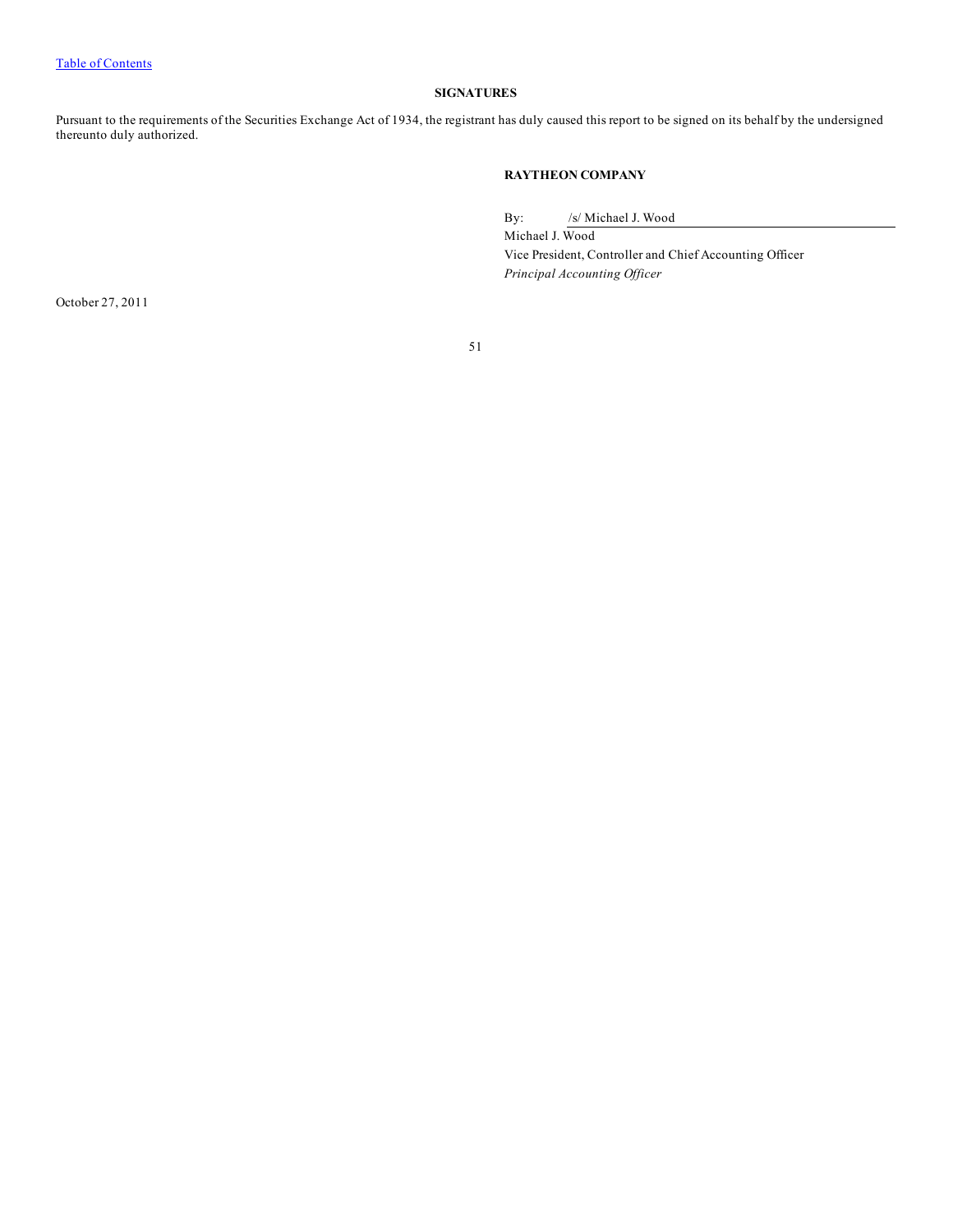Table of Contents

## SIGNATURES

Pursuant to the requirements of the Securities Exchange Act of 1934, the registrant has duly caused this report to be signed on its behalf by the undersigned thereunto duly authorized.

**RAYTHEON COMPANY**

By: /s/ Michael J. Wood

Michael J. Wood

Vice President, Controller and Chief Accounting Officer

*Principal Accounting Officer*

October 27, 2011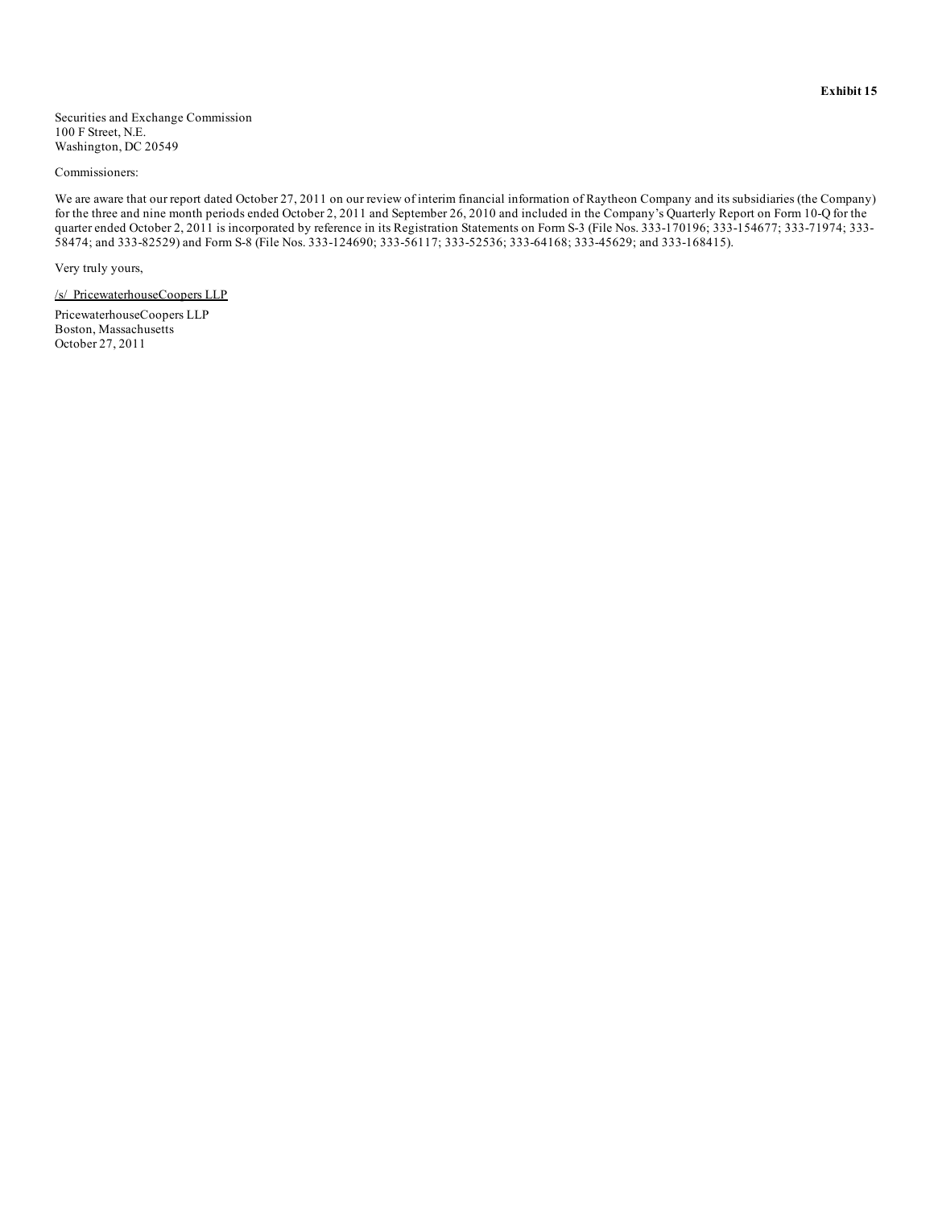**Exhibit 15**

Securities and Exchange Commission
100 F Street, N.E.
Washington, DC 20549

Commissioners:

We are aware that our report dated October 27, 2011 on our review of interim financial information of Raytheon Company and its subsidiaries (the Company) for the three and nine month periods ended October 2, 2011 and September 26, 2010 and included in the Company's Quarterly Report on Form 10-Q for the quarter ended October 2, 2011 is incorporated by reference in its Registration Statements on Form S-3 (File Nos. 333-170196; 333-154677; 333-71974; 333-58474; and 333-82529) and Form S-8 (File Nos. 333-124690; 333-56117; 333-52536; 333-64168; 333-45629; and 333-168415).

Very truly yours,

/s/ PricewaterhouseCoopers LLP

PricewaterhouseCoopers LLP
Boston, Massachusetts
October 27, 2011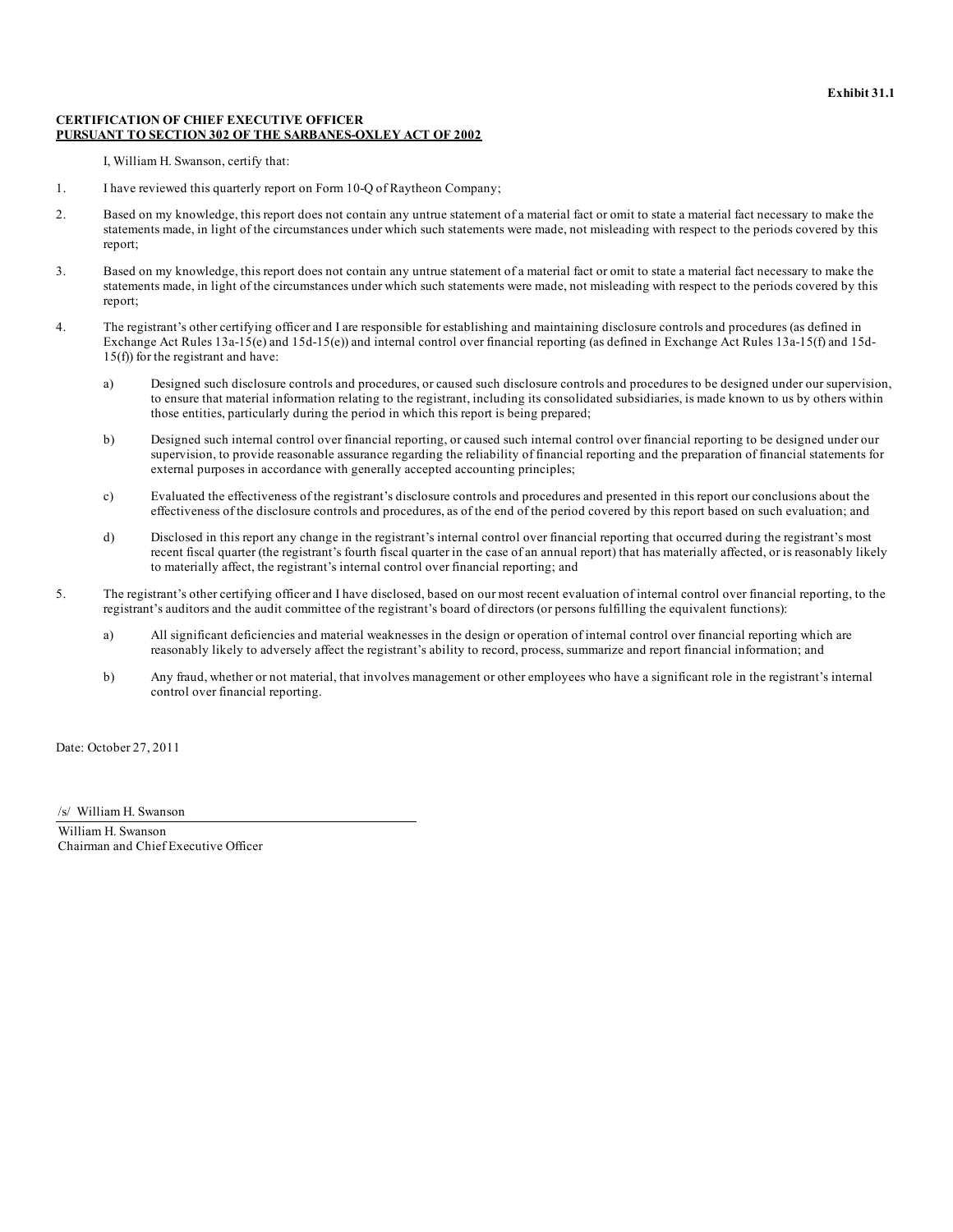**Exhibit 31.1**

**CERTIFICATION OF CHIEF EXECUTIVE OFFICER**
**PURSUANT TO SECTION 302 OF THE SARBANES-OXLEY ACT OF 2002**

I, William H. Swanson, certify that:

1. I have reviewed this quarterly report on Form 10-Q of Raytheon Company;

2. Based on my knowledge, this report does not contain any untrue statement of a material fact or omit to state a material fact necessary to make the statements made, in light of the circumstances under which such statements were made, not misleading with respect to the periods covered by this report;

3. Based on my knowledge, this report does not contain any untrue statement of a material fact or omit to state a material fact necessary to make the statements made, in light of the circumstances under which such statements were made, not misleading with respect to the periods covered by this report;

4. The registrant's other certifying officer and I are responsible for establishing and maintaining disclosure controls and procedures (as defined in Exchange Act Rules 13a-15(e) and 15d-15(e)) and internal control over financial reporting (as defined in Exchange Act Rules 13a-15(f) and 15d-15(f)) for the registrant and have:

   a) Designed such disclosure controls and procedures, or caused such disclosure controls and procedures to be designed under our supervision, to ensure that material information relating to the registrant, including its consolidated subsidiaries, is made known to us by others within those entities, particularly during the period in which this report is being prepared;

   b) Designed such internal control over financial reporting, or caused such internal control over financial reporting to be designed under our supervision, to provide reasonable assurance regarding the reliability of financial reporting and the preparation of financial statements for external purposes in accordance with generally accepted accounting principles;

   c) Evaluated the effectiveness of the registrant's disclosure controls and procedures and presented in this report our conclusions about the effectiveness of the disclosure controls and procedures, as of the end of the period covered by this report based on such evaluation; and

   d) Disclosed in this report any change in the registrant's internal control over financial reporting that occurred during the registrant's most recent fiscal quarter (the registrant's fourth fiscal quarter in the case of an annual report) that has materially affected, or is reasonably likely to materially affect, the registrant's internal control over financial reporting; and

5. The registrant's other certifying officer and I have disclosed, based on our most recent evaluation of internal control over financial reporting, to the registrant's auditors and the audit committee of the registrant's board of directors (or persons fulfilling the equivalent functions):

   a) All significant deficiencies and material weaknesses in the design or operation of internal control over financial reporting which are reasonably likely to adversely affect the registrant's ability to record, process, summarize and report financial information; and

   b) Any fraud, whether or not material, that involves management or other employees who have a significant role in the registrant's internal control over financial reporting.

Date: October 27, 2011

/s/ William H. Swanson

William H. Swanson
Chairman and Chief Executive Officer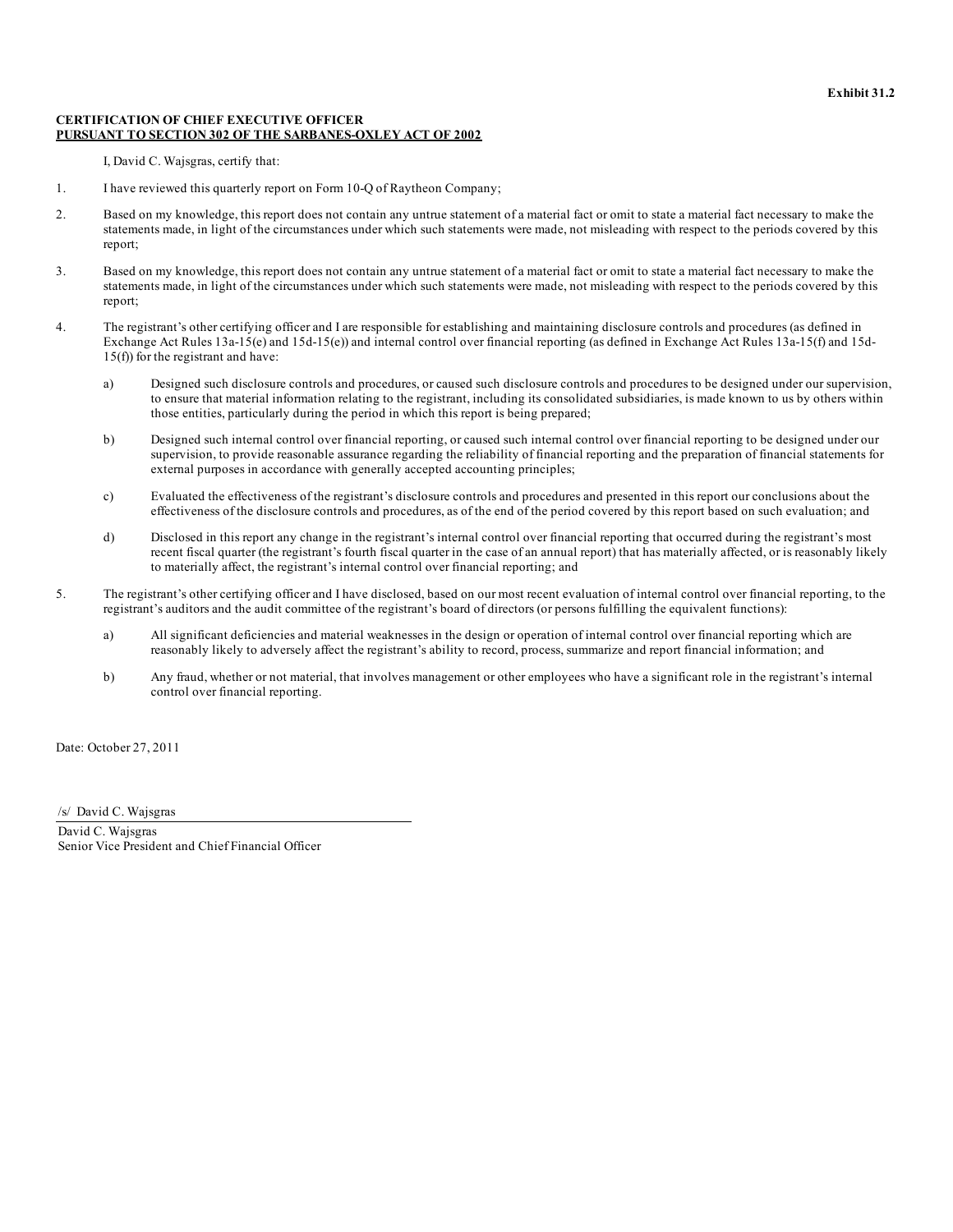**Exhibit 31.2**

**CERTIFICATION OF CHIEF EXECUTIVE OFFICER**
**PURSUANT TO SECTION 302 OF THE SARBANES-OXLEY ACT OF 2002**

I, David C. Wajsgras, certify that:

1. I have reviewed this quarterly report on Form 10-Q of Raytheon Company;

2. Based on my knowledge, this report does not contain any untrue statement of a material fact or omit to state a material fact necessary to make the statements made, in light of the circumstances under which such statements were made, not misleading with respect to the periods covered by this report;

3. Based on my knowledge, this report does not contain any untrue statement of a material fact or omit to state a material fact necessary to make the statements made, in light of the circumstances under which such statements were made, not misleading with respect to the periods covered by this report;

4. The registrant's other certifying officer and I are responsible for establishing and maintaining disclosure controls and procedures (as defined in Exchange Act Rules 13a-15(e) and 15d-15(e)) and internal control over financial reporting (as defined in Exchange Act Rules 13a-15(f) and 15d-15(f)) for the registrant and have:

   a) Designed such disclosure controls and procedures, or caused such disclosure controls and procedures to be designed under our supervision, to ensure that material information relating to the registrant, including its consolidated subsidiaries, is made known to us by others within those entities, particularly during the period in which this report is being prepared;

   b) Designed such internal control over financial reporting, or caused such internal control over financial reporting to be designed under our supervision, to provide reasonable assurance regarding the reliability of financial reporting and the preparation of financial statements for external purposes in accordance with generally accepted accounting principles;

   c) Evaluated the effectiveness of the registrant's disclosure controls and procedures and presented in this report our conclusions about the effectiveness of the disclosure controls and procedures, as of the end of the period covered by this report based on such evaluation; and

   d) Disclosed in this report any change in the registrant's internal control over financial reporting that occurred during the registrant's most recent fiscal quarter (the registrant's fourth fiscal quarter in the case of an annual report) that has materially affected, or is reasonably likely to materially affect, the registrant's internal control over financial reporting; and

5. The registrant's other certifying officer and I have disclosed, based on our most recent evaluation of internal control over financial reporting, to the registrant's auditors and the audit committee of the registrant's board of directors (or persons fulfilling the equivalent functions):

   a) All significant deficiencies and material weaknesses in the design or operation of internal control over financial reporting which are reasonably likely to adversely affect the registrant's ability to record, process, summarize and report financial information; and

   b) Any fraud, whether or not material, that involves management or other employees who have a significant role in the registrant's internal control over financial reporting.

Date: October 27, 2011

/s/ David C. Wajsgras

David C. Wajsgras
Senior Vice President and Chief Financial Officer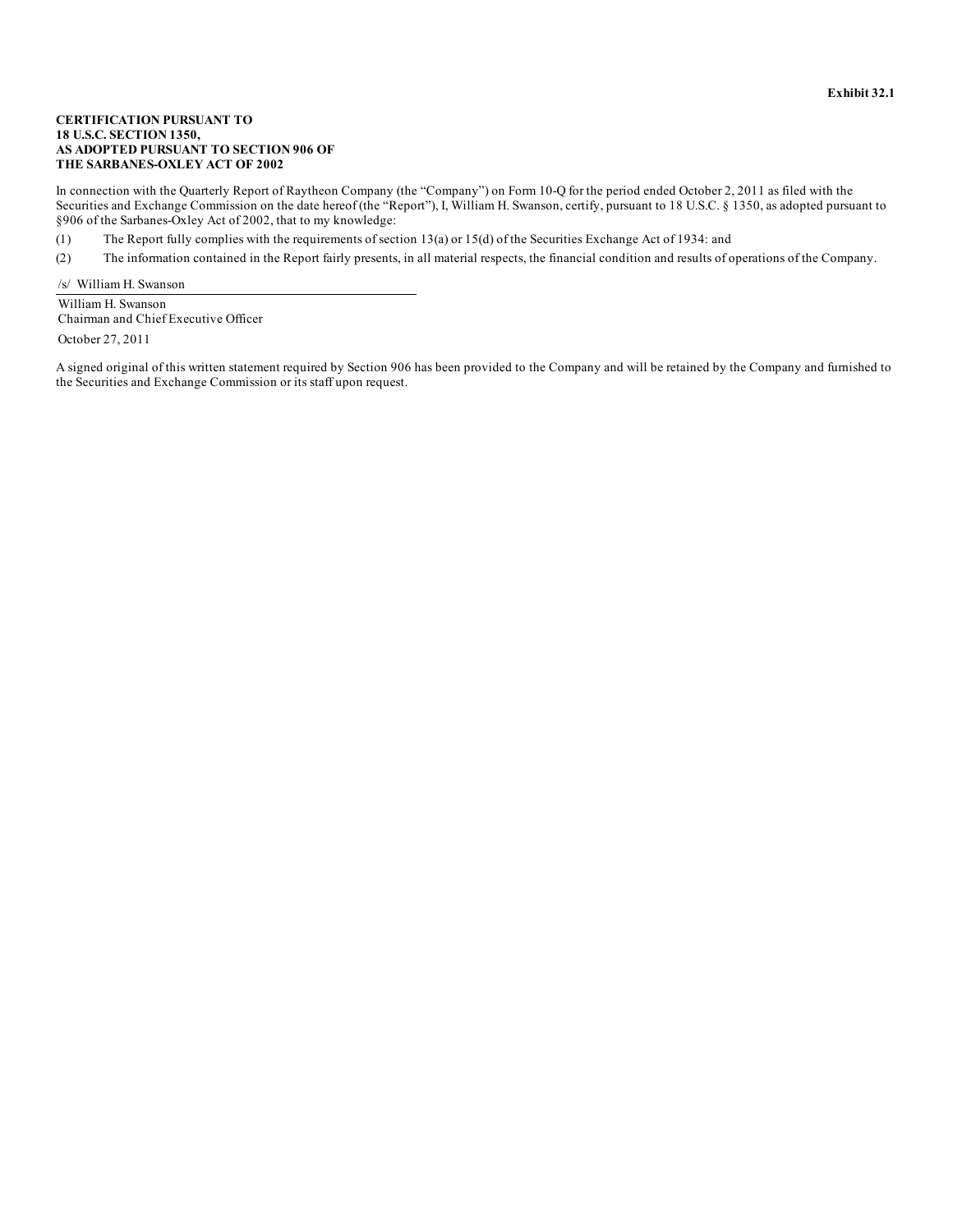**Exhibit 32.1**

**CERTIFICATION PURSUANT TO**
**18 U.S.C. SECTION 1350,**
**AS ADOPTED PURSUANT TO SECTION 906 OF**
**THE SARBANES-OXLEY ACT OF 2002**

In connection with the Quarterly Report of Raytheon Company (the "Company") on Form 10-Q for the period ended October 2, 2011 as filed with the Securities and Exchange Commission on the date hereof (the "Report"), I, William H. Swanson, certify, pursuant to 18 U.S.C. § 1350, as adopted pursuant to §906 of the Sarbanes-Oxley Act of 2002, that to my knowledge:

(1) The Report fully complies with the requirements of section 13(a) or 15(d) of the Securities Exchange Act of 1934: and

(2) The information contained in the Report fairly presents, in all material respects, the financial condition and results of operations of the Company.

/s/ William H. Swanson

William H. Swanson
Chairman and Chief Executive Officer

October 27, 2011

A signed original of this written statement required by Section 906 has been provided to the Company and will be retained by the Company and furnished to the Securities and Exchange Commission or its staff upon request.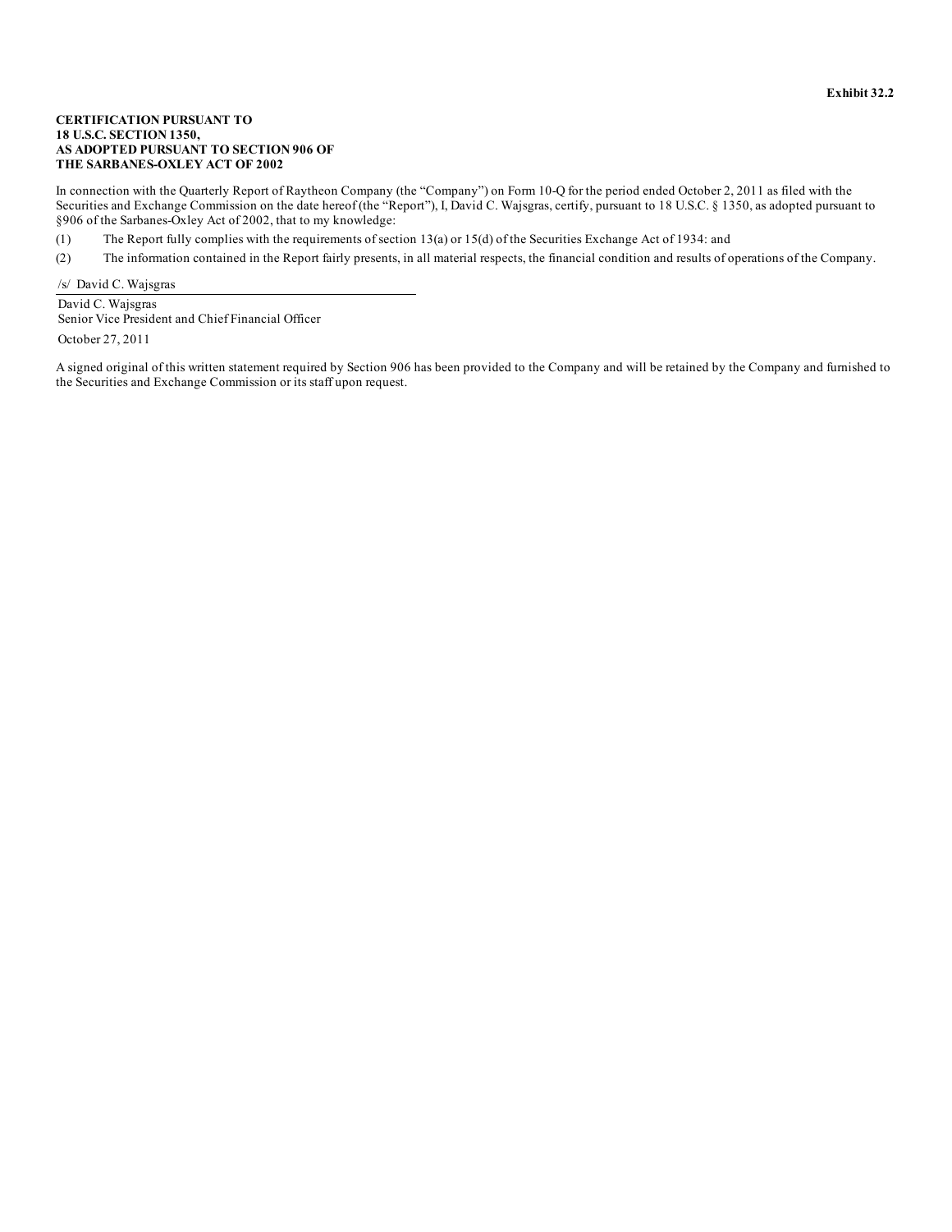**Exhibit 32.2**

**CERTIFICATION PURSUANT TO**
**18 U.S.C. SECTION 1350,**
**AS ADOPTED PURSUANT TO SECTION 906 OF**
**THE SARBANES-OXLEY ACT OF 2002**

In connection with the Quarterly Report of Raytheon Company (the "Company") on Form 10-Q for the period ended October 2, 2011 as filed with the Securities and Exchange Commission on the date hereof (the "Report"), I, David C. Wajsgras, certify, pursuant to 18 U.S.C. § 1350, as adopted pursuant to §906 of the Sarbanes-Oxley Act of 2002, that to my knowledge:

(1) The Report fully complies with the requirements of section 13(a) or 15(d) of the Securities Exchange Act of 1934: and

(2) The information contained in the Report fairly presents, in all material respects, the financial condition and results of operations of the Company.

/s/ David C. Wajsgras

David C. Wajsgras
Senior Vice President and Chief Financial Officer

October 27, 2011

A signed original of this written statement required by Section 906 has been provided to the Company and will be retained by the Company and furnished to the Securities and Exchange Commission or its staff upon request.